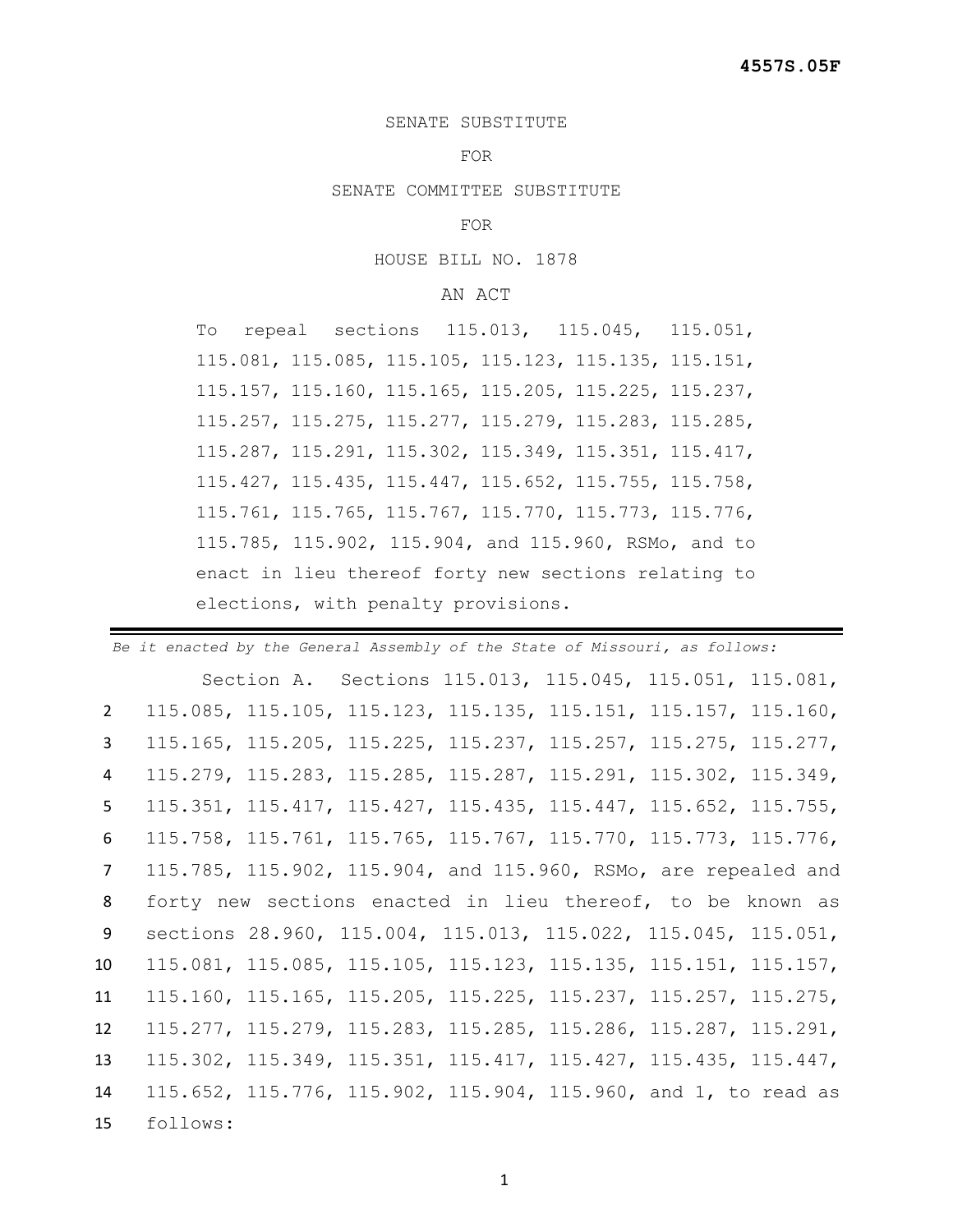**4557S.05F**

SENATE SUBSTITUTE

FOR

SENATE COMMITTEE SUBSTITUTE

FOR

HOUSE BILL NO. 1878

AN ACT

To repeal sections 115.013, 115.045, 115.051, 115.081, 115.085, 115.105, 115.123, 115.135, 115.151, 115.157, 115.160, 115.165, 115.205, 115.225, 115.237, 115.257, 115.275, 115.277, 115.279, 115.283, 115.285, 115.287, 115.291, 115.302, 115.349, 115.351, 115.417, 115.427, 115.435, 115.447, 115.652, 115.755, 115.758, 115.761, 115.765, 115.767, 115.770, 115.773, 115.776, 115.785, 115.902, 115.904, and 115.960, RSMo, and to enact in lieu thereof forty new sections relating to elections, with penalty provisions.

---

*Be it enacted by the General Assembly of the State of Missouri, as follows:*

Section A. Sections 115.013, 115.045, 115.051, 115.081, 115.085, 115.105, 115.123, 115.135, 115.151, 115.157, 115.160, 115.165, 115.205, 115.225, 115.237, 115.257, 115.275, 115.277, 115.279, 115.283, 115.285, 115.287, 115.291, 115.302, 115.349, 115.351, 115.417, 115.427, 115.435, 115.447, 115.652, 115.755, 115.758, 115.761, 115.765, 115.767, 115.770, 115.773, 115.776, 115.785, 115.902, 115.904, and 115.960, RSMo, are repealed and forty new sections enacted in lieu thereof, to be known as sections 28.960, 115.004, 115.013, 115.022, 115.045, 115.051, 115.081, 115.085, 115.105, 115.123, 115.135, 115.151, 115.157, 115.160, 115.165, 115.205, 115.225, 115.237, 115.257, 115.275, 115.277, 115.279, 115.283, 115.285, 115.286, 115.287, 115.291, 115.302, 115.349, 115.351, 115.417, 115.427, 115.435, 115.447, 115.652, 115.776, 115.902, 115.904, 115.960, and 1, to read as follows: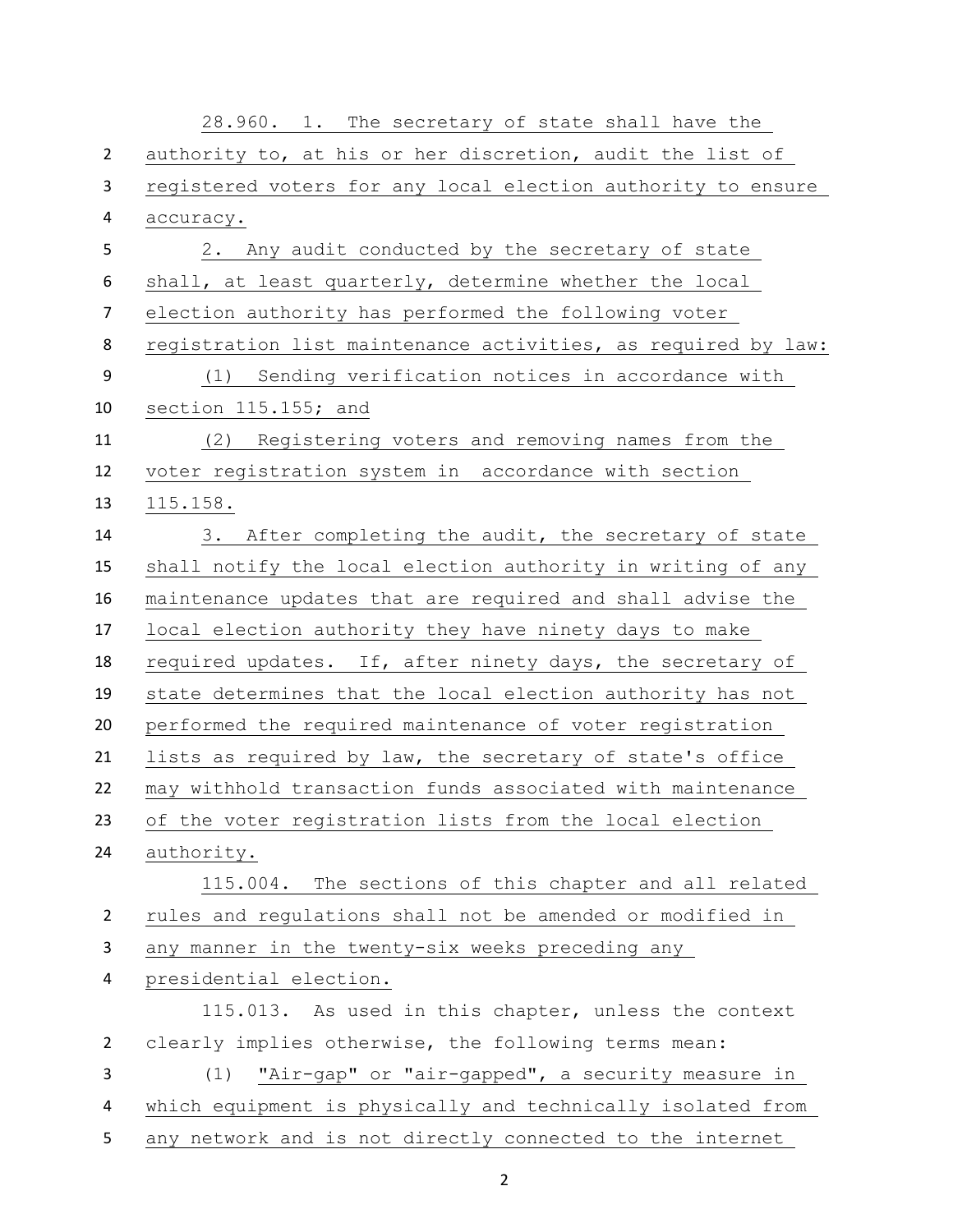28.960. 1. The secretary of state shall have the authority to, at his or her discretion, audit the list of registered voters for any local election authority to ensure accuracy.

2. Any audit conducted by the secretary of state shall, at least quarterly, determine whether the local election authority has performed the following voter registration list maintenance activities, as required by law:

(1) Sending verification notices in accordance with section 115.155; and

(2) Registering voters and removing names from the voter registration system in accordance with section 115.158.

3. After completing the audit, the secretary of state shall notify the local election authority in writing of any maintenance updates that are required and shall advise the local election authority they have ninety days to make required updates. If, after ninety days, the secretary of state determines that the local election authority has not performed the required maintenance of voter registration lists as required by law, the secretary of state's office may withhold transaction funds associated with maintenance of the voter registration lists from the local election authority.

115.004. The sections of this chapter and all related rules and regulations shall not be amended or modified in any manner in the twenty-six weeks preceding any presidential election.

115.013. As used in this chapter, unless the context clearly implies otherwise, the following terms mean:

(1) "Air-gap" or "air-gapped", a security measure in which equipment is physically and technically isolated from any network and is not directly connected to the internet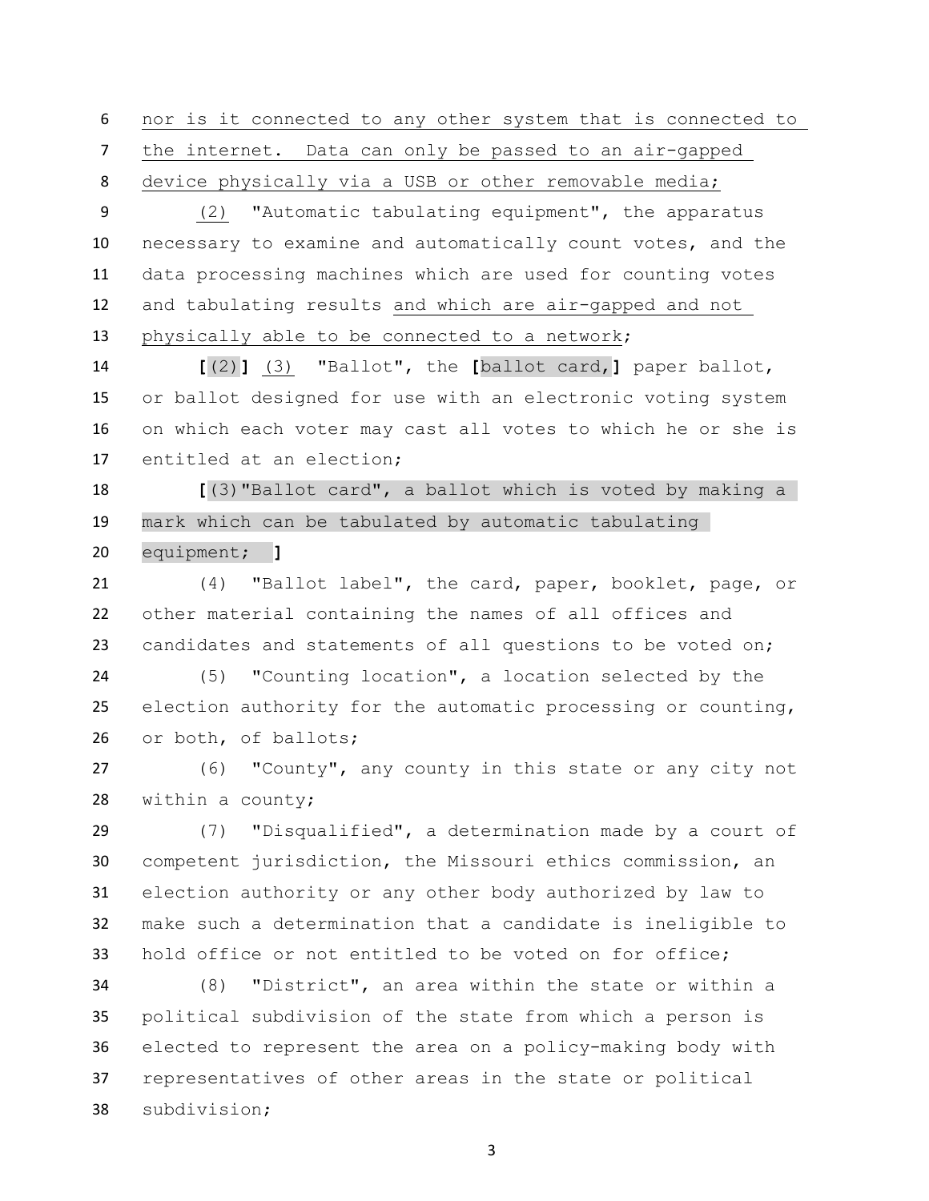nor is it connected to any other system that is connected to the internet. Data can only be passed to an air-gapped device physically via a USB or other removable media;

(2) "Automatic tabulating equipment", the apparatus necessary to examine and automatically count votes, and the data processing machines which are used for counting votes and tabulating results and which are air-gapped and not physically able to be connected to a network;

[(2)] (3) "Ballot", the [ballot card,] paper ballot, or ballot designed for use with an electronic voting system on which each voter may cast all votes to which he or she is entitled at an election;

[(3)"Ballot card", a ballot which is voted by making a mark which can be tabulated by automatic tabulating equipment; ]

(4) "Ballot label", the card, paper, booklet, page, or other material containing the names of all offices and candidates and statements of all questions to be voted on;

(5) "Counting location", a location selected by the election authority for the automatic processing or counting, or both, of ballots;

(6) "County", any county in this state or any city not within a county;

(7) "Disqualified", a determination made by a court of competent jurisdiction, the Missouri ethics commission, an election authority or any other body authorized by law to make such a determination that a candidate is ineligible to hold office or not entitled to be voted on for office;

(8) "District", an area within the state or within a political subdivision of the state from which a person is elected to represent the area on a policy-making body with representatives of other areas in the state or political subdivision;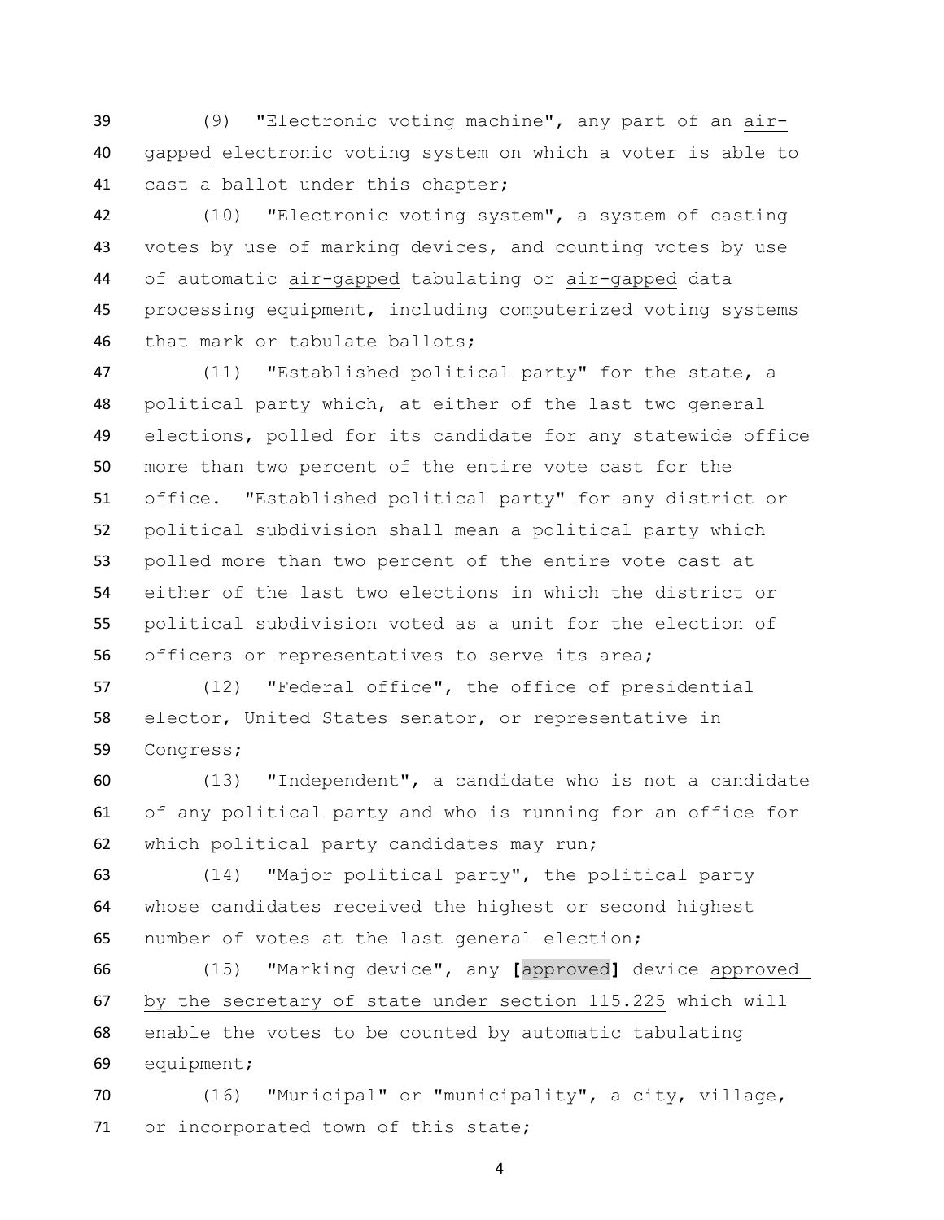(9) "Electronic voting machine", any part of an air-gapped electronic voting system on which a voter is able to cast a ballot under this chapter;

(10) "Electronic voting system", a system of casting votes by use of marking devices, and counting votes by use of automatic air-gapped tabulating or air-gapped data processing equipment, including computerized voting systems that mark or tabulate ballots;

(11) "Established political party" for the state, a political party which, at either of the last two general elections, polled for its candidate for any statewide office more than two percent of the entire vote cast for the office. "Established political party" for any district or political subdivision shall mean a political party which polled more than two percent of the entire vote cast at either of the last two elections in which the district or political subdivision voted as a unit for the election of officers or representatives to serve its area;

(12) "Federal office", the office of presidential elector, United States senator, or representative in Congress;

(13) "Independent", a candidate who is not a candidate of any political party and who is running for an office for which political party candidates may run;

(14) "Major political party", the political party whose candidates received the highest or second highest number of votes at the last general election;

(15) "Marking device", any [approved] device approved by the secretary of state under section 115.225 which will enable the votes to be counted by automatic tabulating equipment;

(16) "Municipal" or "municipality", a city, village, or incorporated town of this state;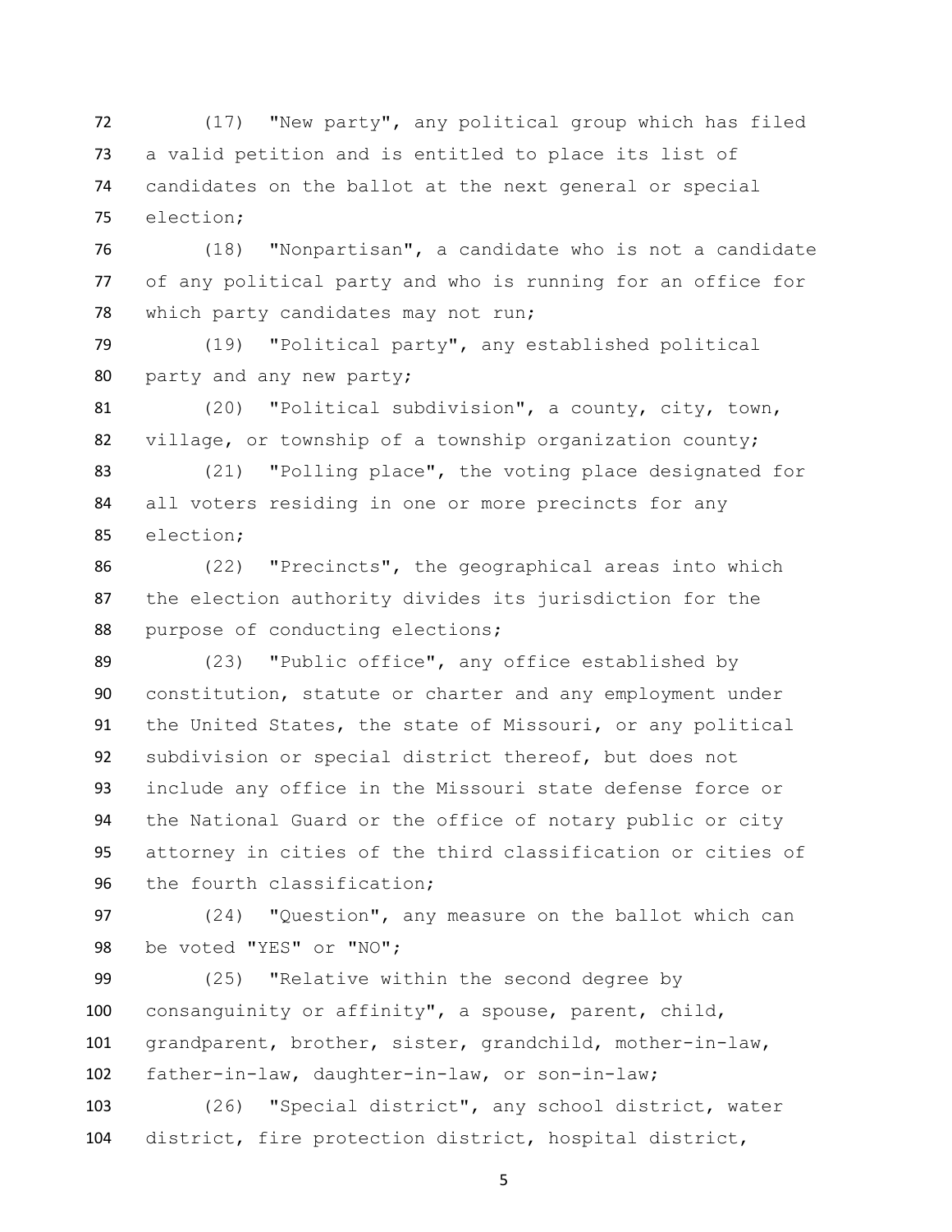(17) "New party", any political group which has filed a valid petition and is entitled to place its list of candidates on the ballot at the next general or special election;

(18) "Nonpartisan", a candidate who is not a candidate of any political party and who is running for an office for which party candidates may not run;

(19) "Political party", any established political party and any new party;

(20) "Political subdivision", a county, city, town, village, or township of a township organization county;

(21) "Polling place", the voting place designated for all voters residing in one or more precincts for any election;

(22) "Precincts", the geographical areas into which the election authority divides its jurisdiction for the purpose of conducting elections;

(23) "Public office", any office established by constitution, statute or charter and any employment under the United States, the state of Missouri, or any political subdivision or special district thereof, but does not include any office in the Missouri state defense force or the National Guard or the office of notary public or city attorney in cities of the third classification or cities of the fourth classification;

(24) "Question", any measure on the ballot which can be voted "YES" or "NO";

(25) "Relative within the second degree by consanguinity or affinity", a spouse, parent, child, grandparent, brother, sister, grandchild, mother-in-law, father-in-law, daughter-in-law, or son-in-law;

(26) "Special district", any school district, water district, fire protection district, hospital district,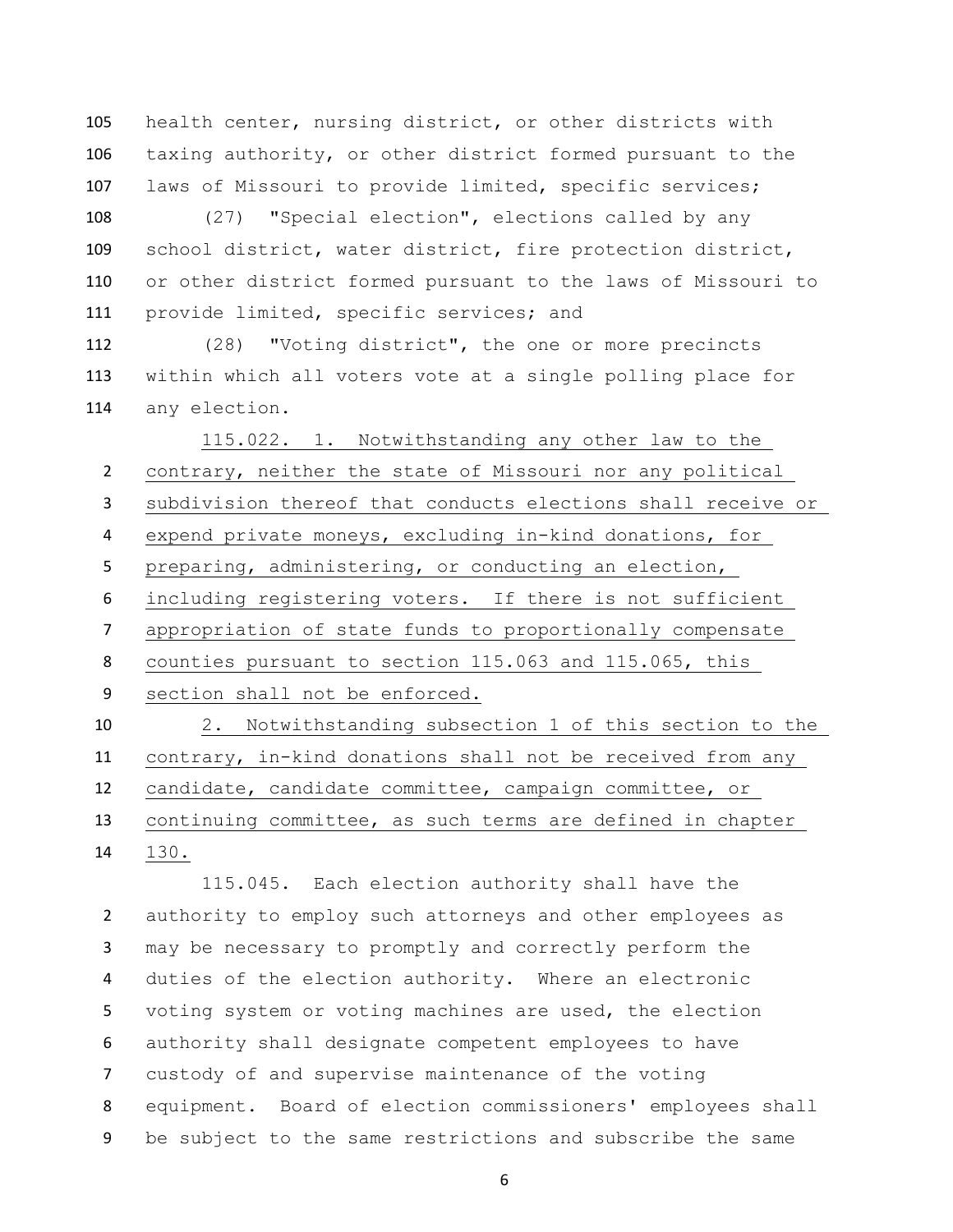health center, nursing district, or other districts with taxing authority, or other district formed pursuant to the laws of Missouri to provide limited, specific services;

(27) "Special election", elections called by any school district, water district, fire protection district, or other district formed pursuant to the laws of Missouri to provide limited, specific services; and

(28) "Voting district", the one or more precincts within which all voters vote at a single polling place for any election.

115.022. 1. Notwithstanding any other law to the contrary, neither the state of Missouri nor any political subdivision thereof that conducts elections shall receive or expend private moneys, excluding in-kind donations, for preparing, administering, or conducting an election, including registering voters. If there is not sufficient appropriation of state funds to proportionally compensate counties pursuant to section 115.063 and 115.065, this section shall not be enforced.

2. Notwithstanding subsection 1 of this section to the contrary, in-kind donations shall not be received from any candidate, candidate committee, campaign committee, or continuing committee, as such terms are defined in chapter 130.

115.045. Each election authority shall have the authority to employ such attorneys and other employees as may be necessary to promptly and correctly perform the duties of the election authority. Where an electronic voting system or voting machines are used, the election authority shall designate competent employees to have custody of and supervise maintenance of the voting equipment. Board of election commissioners' employees shall be subject to the same restrictions and subscribe the same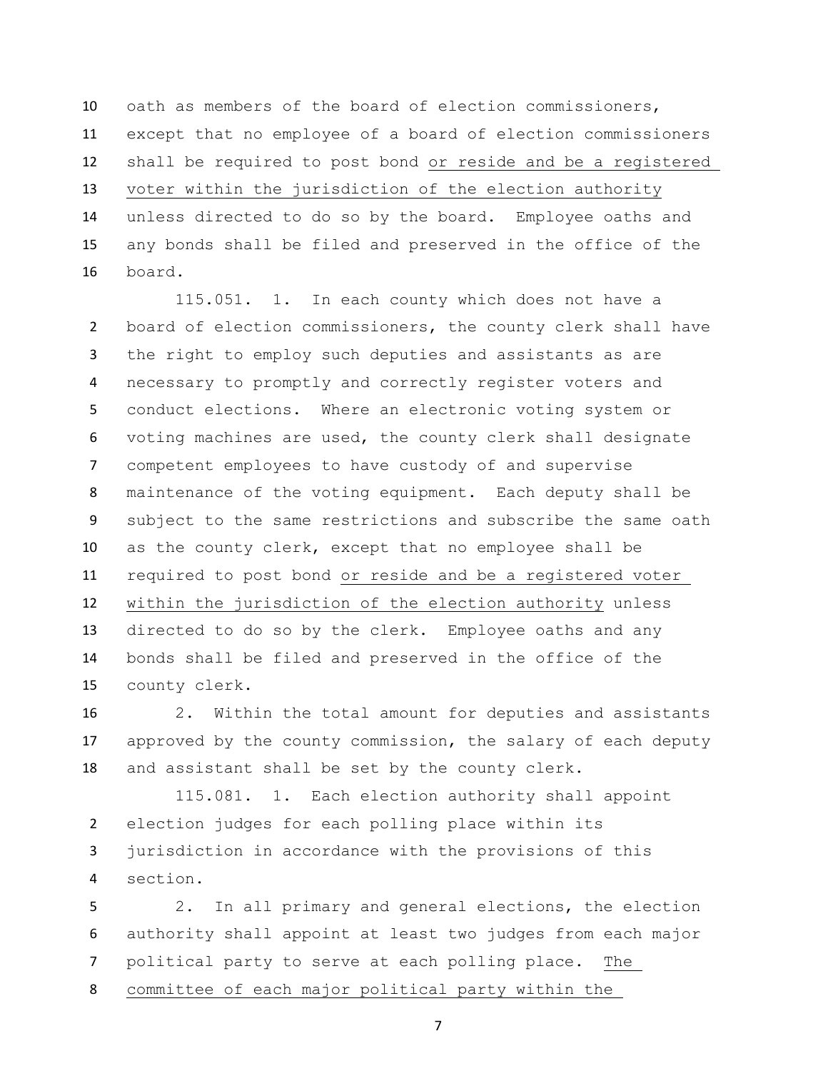oath as members of the board of election commissioners, except that no employee of a board of election commissioners shall be required to post bond <u>or reside and be a registered voter within the jurisdiction of the election authority</u> unless directed to do so by the board. Employee oaths and any bonds shall be filed and preserved in the office of the board.

115.051. 1. In each county which does not have a board of election commissioners, the county clerk shall have the right to employ such deputies and assistants as are necessary to promptly and correctly register voters and conduct elections. Where an electronic voting system or voting machines are used, the county clerk shall designate competent employees to have custody of and supervise maintenance of the voting equipment. Each deputy shall be subject to the same restrictions and subscribe the same oath as the county clerk, except that no employee shall be required to post bond <u>or reside and be a registered voter within the jurisdiction of the election authority</u> unless directed to do so by the clerk. Employee oaths and any bonds shall be filed and preserved in the office of the county clerk.

2. Within the total amount for deputies and assistants approved by the county commission, the salary of each deputy and assistant shall be set by the county clerk.

115.081. 1. Each election authority shall appoint election judges for each polling place within its jurisdiction in accordance with the provisions of this section.

2. In all primary and general elections, the election authority shall appoint at least two judges from each major political party to serve at each polling place. <u>The committee of each major political party within the</u>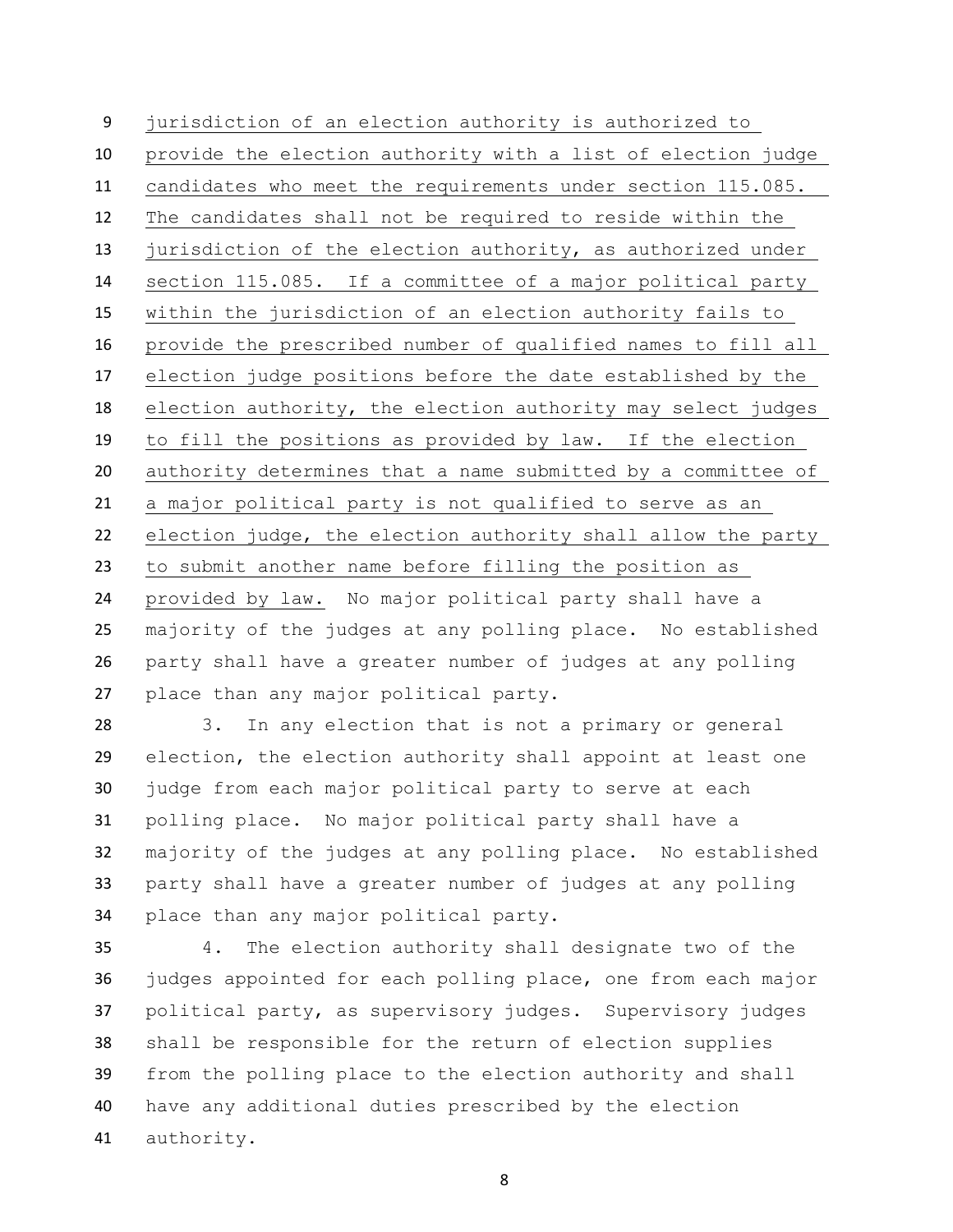jurisdiction of an election authority is authorized to provide the election authority with a list of election judge candidates who meet the requirements under section 115.085. The candidates shall not be required to reside within the jurisdiction of the election authority, as authorized under section 115.085. If a committee of a major political party within the jurisdiction of an election authority fails to provide the prescribed number of qualified names to fill all election judge positions before the date established by the election authority, the election authority may select judges to fill the positions as provided by law. If the election authority determines that a name submitted by a committee of a major political party is not qualified to serve as an election judge, the election authority shall allow the party to submit another name before filling the position as provided by law. No major political party shall have a majority of the judges at any polling place. No established party shall have a greater number of judges at any polling place than any major political party.

3. In any election that is not a primary or general election, the election authority shall appoint at least one judge from each major political party to serve at each polling place. No major political party shall have a majority of the judges at any polling place. No established party shall have a greater number of judges at any polling place than any major political party.

4. The election authority shall designate two of the judges appointed for each polling place, one from each major political party, as supervisory judges. Supervisory judges shall be responsible for the return of election supplies from the polling place to the election authority and shall have any additional duties prescribed by the election authority.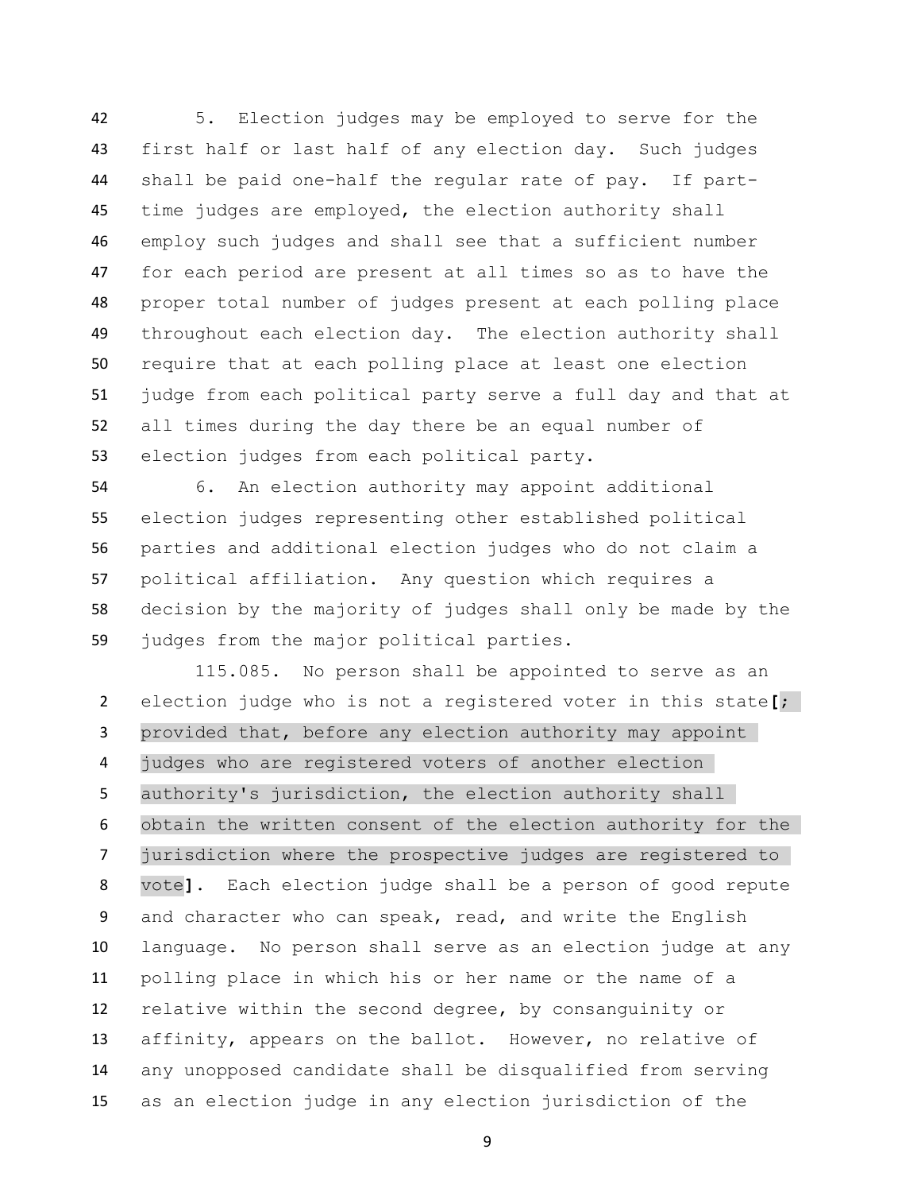5. Election judges may be employed to serve for the first half or last half of any election day. Such judges shall be paid one-half the regular rate of pay. If part-time judges are employed, the election authority shall employ such judges and shall see that a sufficient number for each period are present at all times so as to have the proper total number of judges present at each polling place throughout each election day. The election authority shall require that at each polling place at least one election judge from each political party serve a full day and that at all times during the day there be an equal number of election judges from each political party.

6. An election authority may appoint additional election judges representing other established political parties and additional election judges who do not claim a political affiliation. Any question which requires a decision by the majority of judges shall only be made by the judges from the major political parties.

115.085. No person shall be appointed to serve as an election judge who is not a registered voter in this state**[**; provided that, before any election authority may appoint judges who are registered voters of another election authority's jurisdiction, the election authority shall obtain the written consent of the election authority for the jurisdiction where the prospective judges are registered to vote**]**. Each election judge shall be a person of good repute and character who can speak, read, and write the English language. No person shall serve as an election judge at any polling place in which his or her name or the name of a relative within the second degree, by consanguinity or affinity, appears on the ballot. However, no relative of any unopposed candidate shall be disqualified from serving as an election judge in any election jurisdiction of the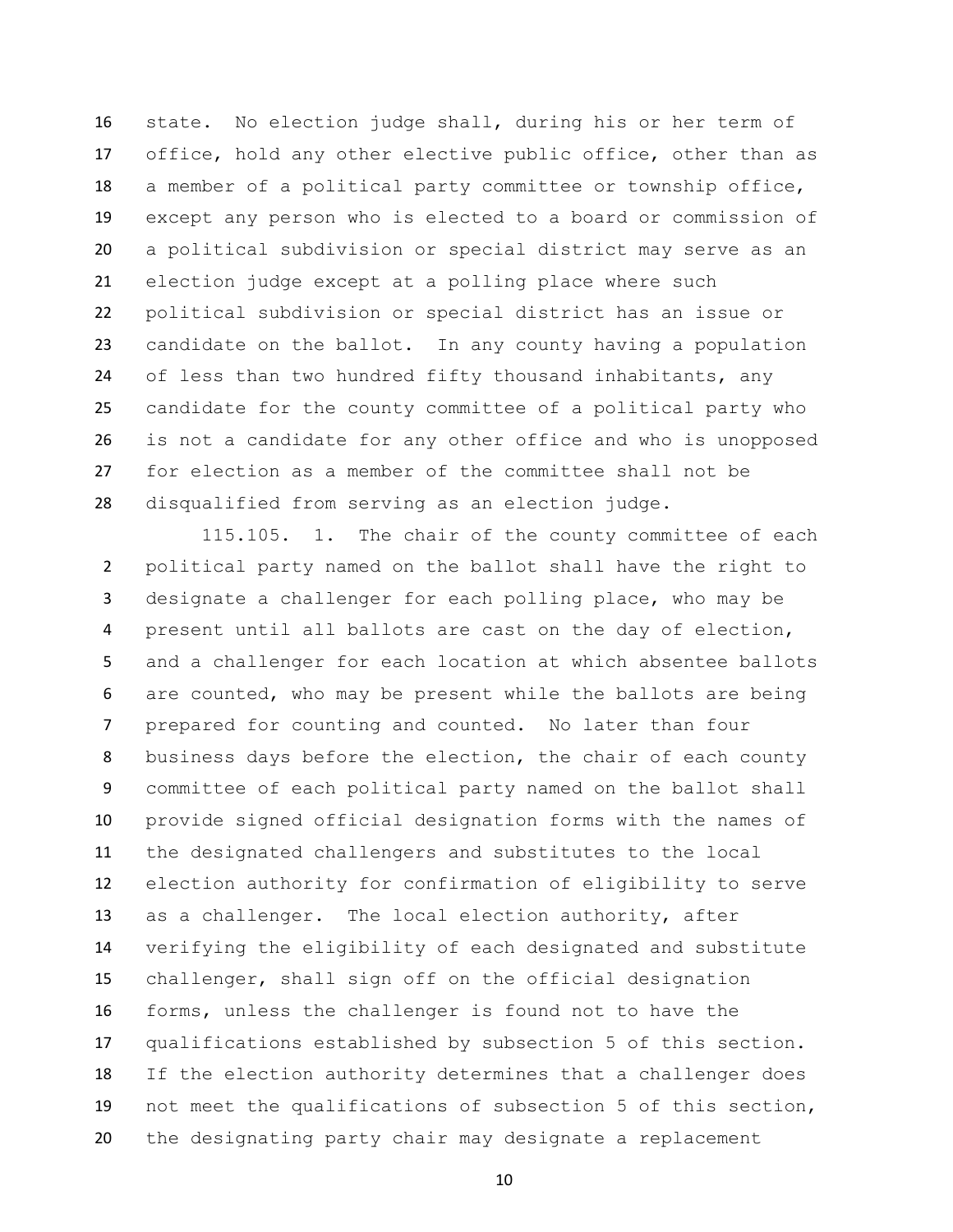state. No election judge shall, during his or her term of office, hold any other elective public office, other than as a member of a political party committee or township office, except any person who is elected to a board or commission of a political subdivision or special district may serve as an election judge except at a polling place where such political subdivision or special district has an issue or candidate on the ballot. In any county having a population of less than two hundred fifty thousand inhabitants, any candidate for the county committee of a political party who is not a candidate for any other office and who is unopposed for election as a member of the committee shall not be disqualified from serving as an election judge.

115.105. 1. The chair of the county committee of each political party named on the ballot shall have the right to designate a challenger for each polling place, who may be present until all ballots are cast on the day of election, and a challenger for each location at which absentee ballots are counted, who may be present while the ballots are being prepared for counting and counted. No later than four business days before the election, the chair of each county committee of each political party named on the ballot shall provide signed official designation forms with the names of the designated challengers and substitutes to the local election authority for confirmation of eligibility to serve as a challenger. The local election authority, after verifying the eligibility of each designated and substitute challenger, shall sign off on the official designation forms, unless the challenger is found not to have the qualifications established by subsection 5 of this section. If the election authority determines that a challenger does not meet the qualifications of subsection 5 of this section, the designating party chair may designate a replacement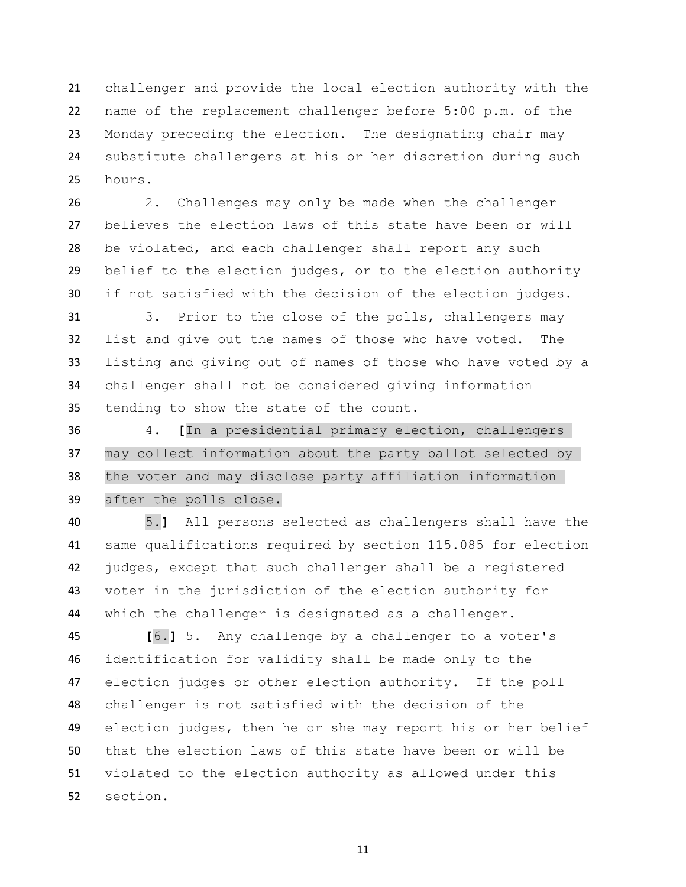challenger and provide the local election authority with the name of the replacement challenger before 5:00 p.m. of the Monday preceding the election. The designating chair may substitute challengers at his or her discretion during such hours.

2. Challenges may only be made when the challenger believes the election laws of this state have been or will be violated, and each challenger shall report any such belief to the election judges, or to the election authority if not satisfied with the decision of the election judges.

3. Prior to the close of the polls, challengers may list and give out the names of those who have voted. The listing and giving out of names of those who have voted by a challenger shall not be considered giving information tending to show the state of the count.

4. **[**In a presidential primary election, challengers may collect information about the party ballot selected by the voter and may disclose party affiliation information after the polls close.

5.**]** All persons selected as challengers shall have the same qualifications required by section 115.085 for election judges, except that such challenger shall be a registered voter in the jurisdiction of the election authority for which the challenger is designated as a challenger.

**[**6.**]** 5. Any challenge by a challenger to a voter's identification for validity shall be made only to the election judges or other election authority. If the poll challenger is not satisfied with the decision of the election judges, then he or she may report his or her belief that the election laws of this state have been or will be violated to the election authority as allowed under this section.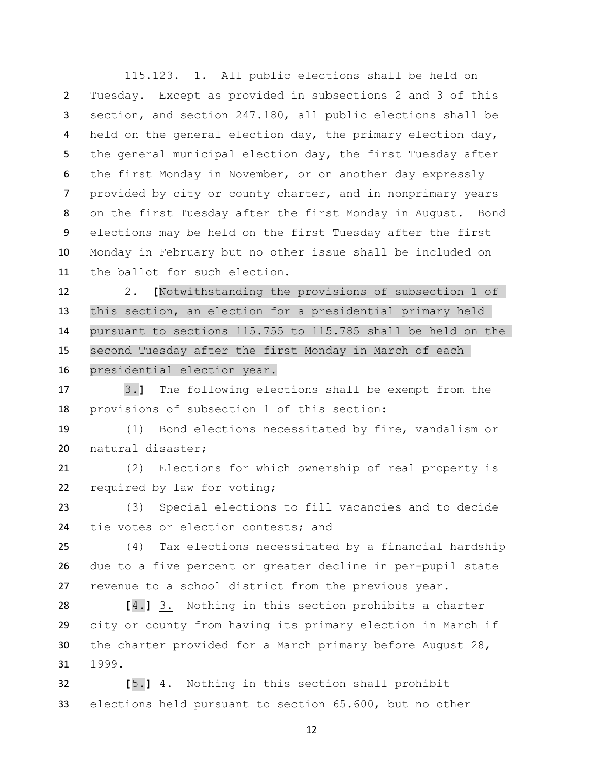115.123. 1. All public elections shall be held on Tuesday. Except as provided in subsections 2 and 3 of this section, and section 247.180, all public elections shall be held on the general election day, the primary election day, the general municipal election day, the first Tuesday after the first Monday in November, or on another day expressly provided by city or county charter, and in nonprimary years on the first Tuesday after the first Monday in August. Bond elections may be held on the first Tuesday after the first Monday in February but no other issue shall be included on the ballot for such election.

2. **[**Notwithstanding the provisions of subsection 1 of this section, an election for a presidential primary held pursuant to sections 115.755 to 115.785 shall be held on the second Tuesday after the first Monday in March of each presidential election year.

3.**]** The following elections shall be exempt from the provisions of subsection 1 of this section:

(1) Bond elections necessitated by fire, vandalism or natural disaster;

(2) Elections for which ownership of real property is required by law for voting;

(3) Special elections to fill vacancies and to decide tie votes or election contests; and

(4) Tax elections necessitated by a financial hardship due to a five percent or greater decline in per-pupil state revenue to a school district from the previous year.

**[**4.**]** 3. Nothing in this section prohibits a charter city or county from having its primary election in March if the charter provided for a March primary before August 28, 1999.

**[**5.**]** 4. Nothing in this section shall prohibit elections held pursuant to section 65.600, but no other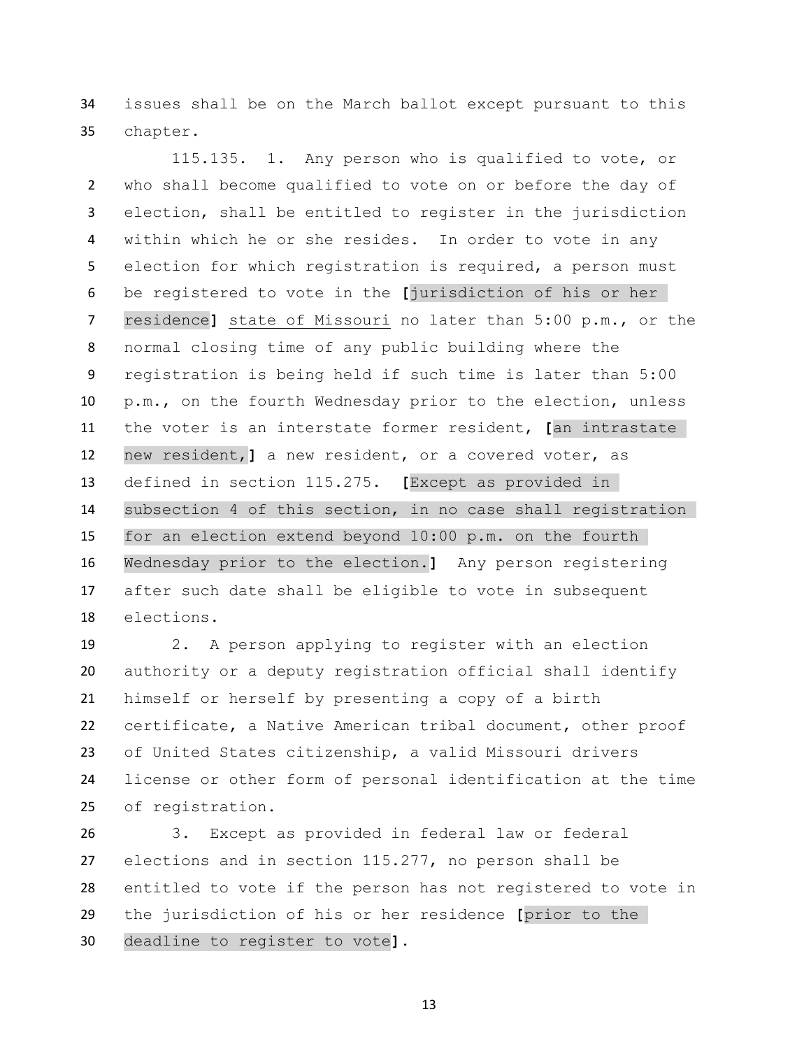issues shall be on the March ballot except pursuant to this chapter.

115.135. 1. Any person who is qualified to vote, or who shall become qualified to vote on or before the day of election, shall be entitled to register in the jurisdiction within which he or she resides. In order to vote in any election for which registration is required, a person must be registered to vote in the [jurisdiction of his or her residence] state of Missouri no later than 5:00 p.m., or the normal closing time of any public building where the registration is being held if such time is later than 5:00 p.m., on the fourth Wednesday prior to the election, unless the voter is an interstate former resident, [an intrastate new resident,] a new resident, or a covered voter, as defined in section 115.275. [Except as provided in subsection 4 of this section, in no case shall registration for an election extend beyond 10:00 p.m. on the fourth Wednesday prior to the election.] Any person registering after such date shall be eligible to vote in subsequent elections.

2. A person applying to register with an election authority or a deputy registration official shall identify himself or herself by presenting a copy of a birth certificate, a Native American tribal document, other proof of United States citizenship, a valid Missouri drivers license or other form of personal identification at the time of registration.

3. Except as provided in federal law or federal elections and in section 115.277, no person shall be entitled to vote if the person has not registered to vote in the jurisdiction of his or her residence [prior to the deadline to register to vote].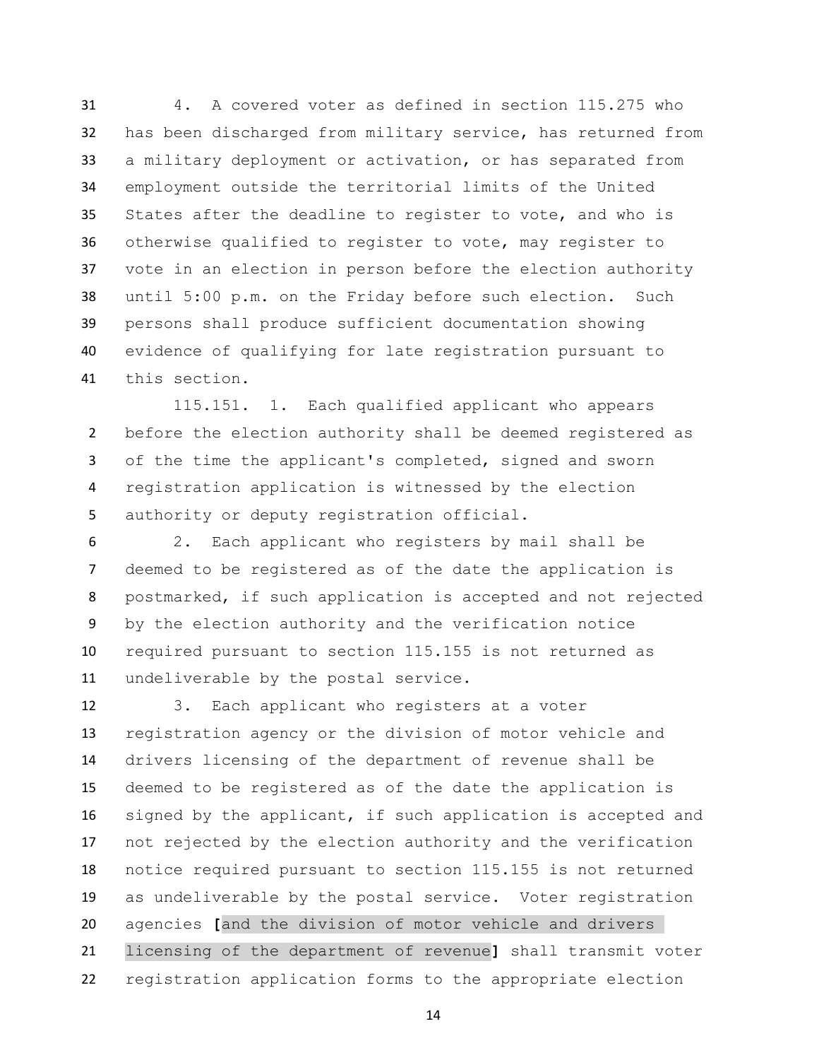4. A covered voter as defined in section 115.275 who has been discharged from military service, has returned from a military deployment or activation, or has separated from employment outside the territorial limits of the United States after the deadline to register to vote, and who is otherwise qualified to register to vote, may register to vote in an election in person before the election authority until 5:00 p.m. on the Friday before such election. Such persons shall produce sufficient documentation showing evidence of qualifying for late registration pursuant to this section.

115.151. 1. Each qualified applicant who appears before the election authority shall be deemed registered as of the time the applicant's completed, signed and sworn registration application is witnessed by the election authority or deputy registration official.

2. Each applicant who registers by mail shall be deemed to be registered as of the date the application is postmarked, if such application is accepted and not rejected by the election authority and the verification notice required pursuant to section 115.155 is not returned as undeliverable by the postal service.

3. Each applicant who registers at a voter registration agency or the division of motor vehicle and drivers licensing of the department of revenue shall be deemed to be registered as of the date the application is signed by the applicant, if such application is accepted and not rejected by the election authority and the verification notice required pursuant to section 115.155 is not returned as undeliverable by the postal service. Voter registration agencies **[**and the division of motor vehicle and drivers licensing of the department of revenue**]** shall transmit voter registration application forms to the appropriate election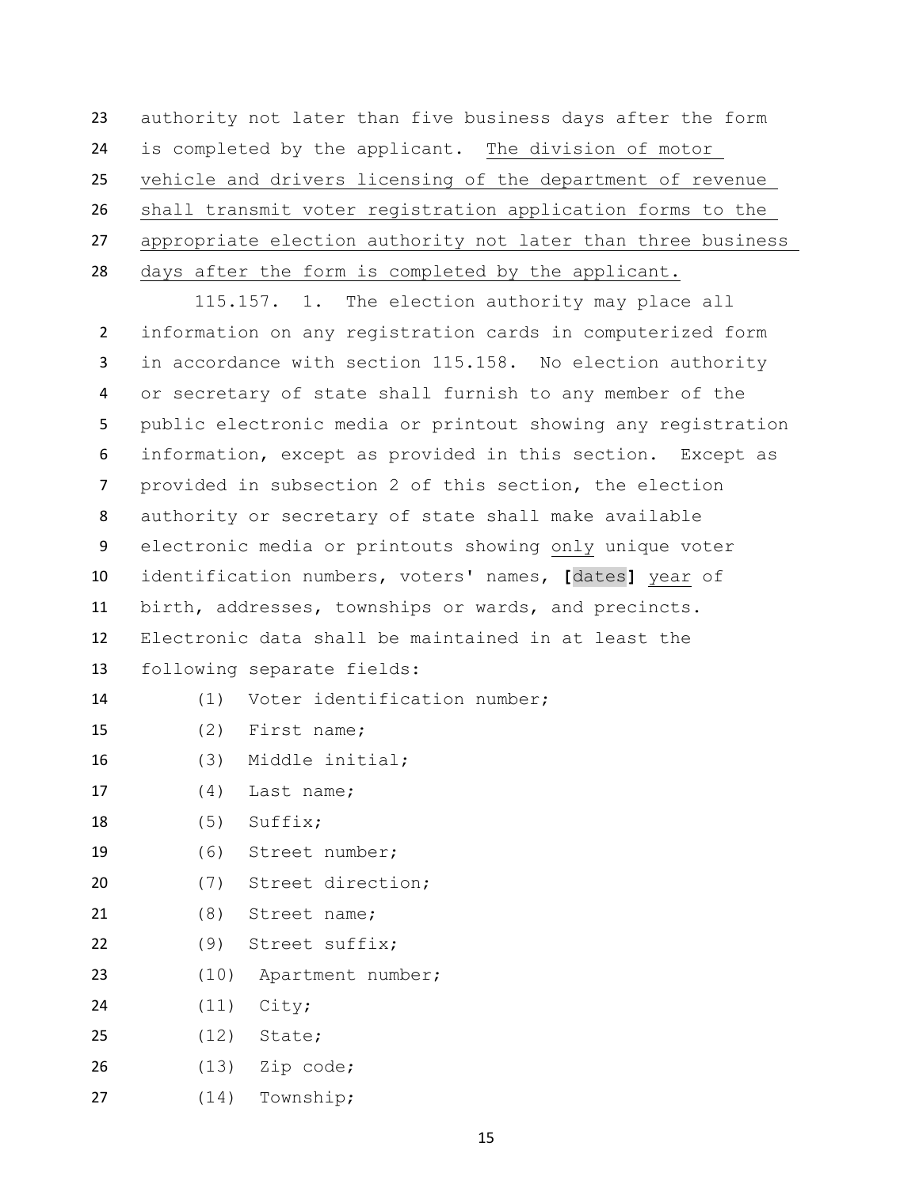authority not later than five business days after the form is completed by the applicant. <u>The division of motor vehicle and drivers licensing of the department of revenue shall transmit voter registration application forms to the appropriate election authority not later than three business days after the form is completed by the applicant.</u>

115.157. 1. The election authority may place all information on any registration cards in computerized form in accordance with section 115.158. No election authority or secretary of state shall furnish to any member of the public electronic media or printout showing any registration information, except as provided in this section. Except as provided in subsection 2 of this section, the election authority or secretary of state shall make available electronic media or printouts showing <u>only</u> unique voter identification numbers, voters' names, **[**dates**]** <u>year</u> of birth, addresses, townships or wards, and precincts. Electronic data shall be maintained in at least the following separate fields:

(1) Voter identification number;

(2) First name;

(3) Middle initial;

(4) Last name;

(5) Suffix;

(6) Street number;

(7) Street direction;

(8) Street name;

(9) Street suffix;

(10) Apartment number;

(11) City;

(12) State;

(13) Zip code;

(14) Township;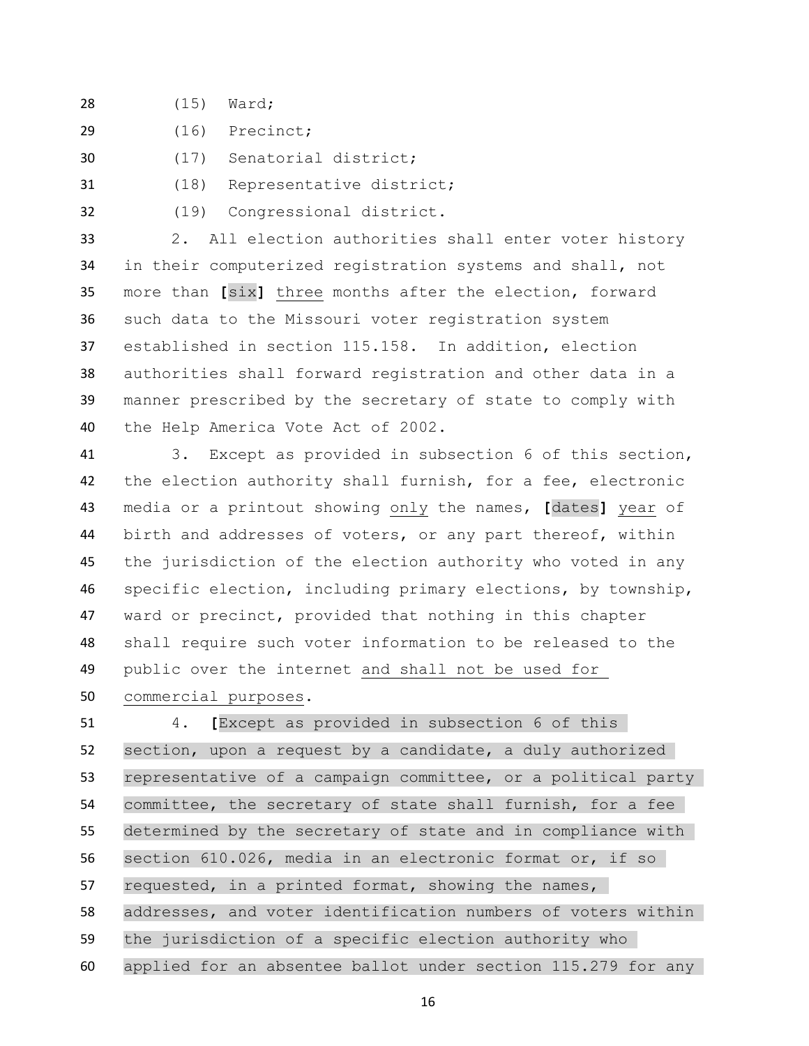(15) Ward;

(16) Precinct;

(17) Senatorial district;

(18) Representative district;

(19) Congressional district.

2. All election authorities shall enter voter history in their computerized registration systems and shall, not more than [six] <u>three</u> months after the election, forward such data to the Missouri voter registration system established in section 115.158. In addition, election authorities shall forward registration and other data in a manner prescribed by the secretary of state to comply with the Help America Vote Act of 2002.

3. Except as provided in subsection 6 of this section, the election authority shall furnish, for a fee, electronic media or a printout showing <u>only</u> the names, [dates] <u>year</u> of birth and addresses of voters, or any part thereof, within the jurisdiction of the election authority who voted in any specific election, including primary elections, by township, ward or precinct, provided that nothing in this chapter shall require such voter information to be released to the public over the internet <u>and shall not be used for commercial purposes</u>.

4. [Except as provided in subsection 6 of this section, upon a request by a candidate, a duly authorized representative of a campaign committee, or a political party committee, the secretary of state shall furnish, for a fee determined by the secretary of state and in compliance with section 610.026, media in an electronic format or, if so requested, in a printed format, showing the names, addresses, and voter identification numbers of voters within the jurisdiction of a specific election authority who applied for an absentee ballot under section 115.279 for any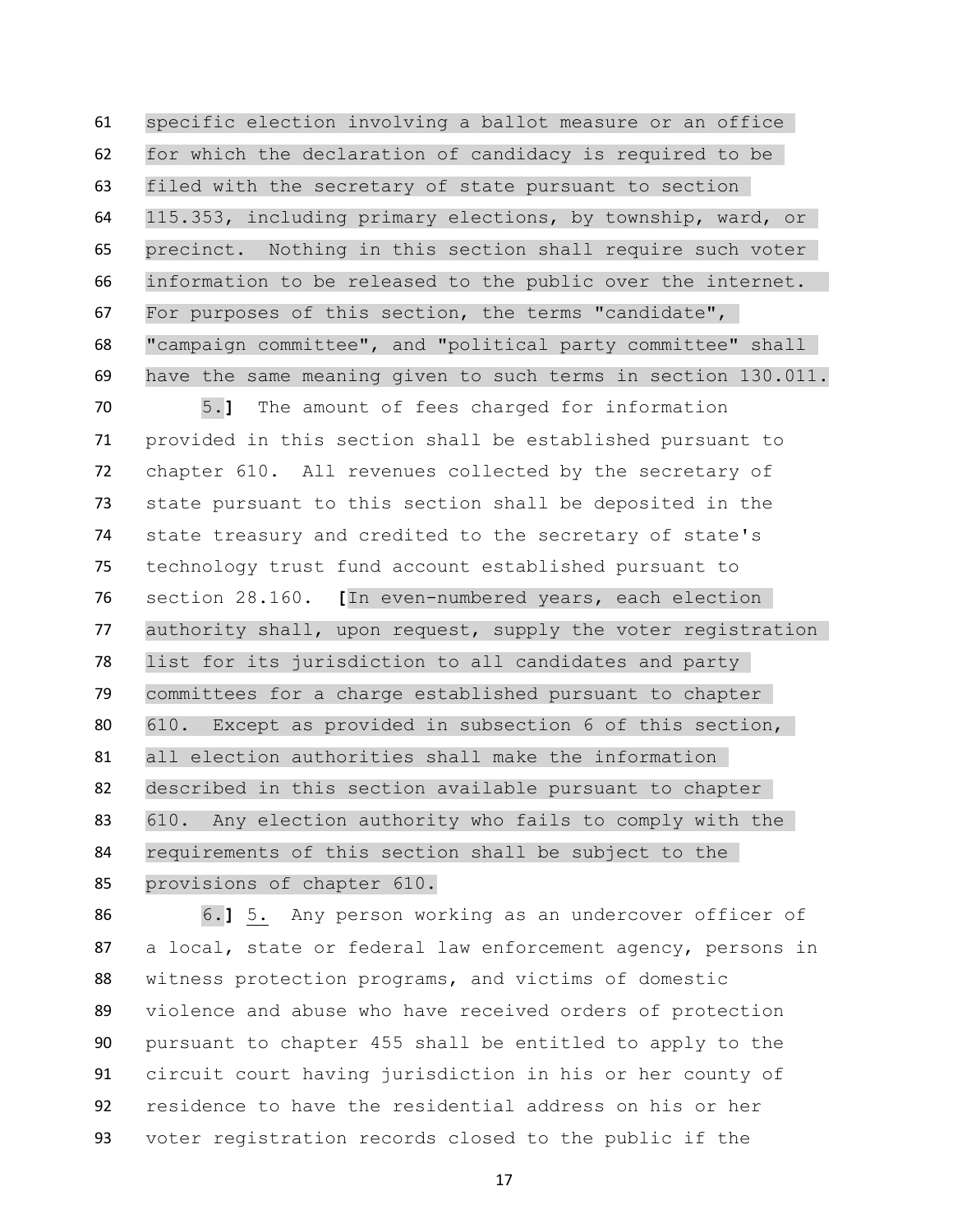specific election involving a ballot measure or an office for which the declaration of candidacy is required to be filed with the secretary of state pursuant to section 115.353, including primary elections, by township, ward, or precinct. Nothing in this section shall require such voter information to be released to the public over the internet. For purposes of this section, the terms "candidate", "campaign committee", and "political party committee" shall have the same meaning given to such terms in section 130.011.

5.**]** The amount of fees charged for information provided in this section shall be established pursuant to chapter 610. All revenues collected by the secretary of state pursuant to this section shall be deposited in the state treasury and credited to the secretary of state's technology trust fund account established pursuant to section 28.160. **[**In even-numbered years, each election authority shall, upon request, supply the voter registration list for its jurisdiction to all candidates and party committees for a charge established pursuant to chapter 610. Except as provided in subsection 6 of this section, all election authorities shall make the information described in this section available pursuant to chapter 610. Any election authority who fails to comply with the requirements of this section shall be subject to the provisions of chapter 610.

6.**]** <u>5.</u> Any person working as an undercover officer of a local, state or federal law enforcement agency, persons in witness protection programs, and victims of domestic violence and abuse who have received orders of protection pursuant to chapter 455 shall be entitled to apply to the circuit court having jurisdiction in his or her county of residence to have the residential address on his or her voter registration records closed to the public if the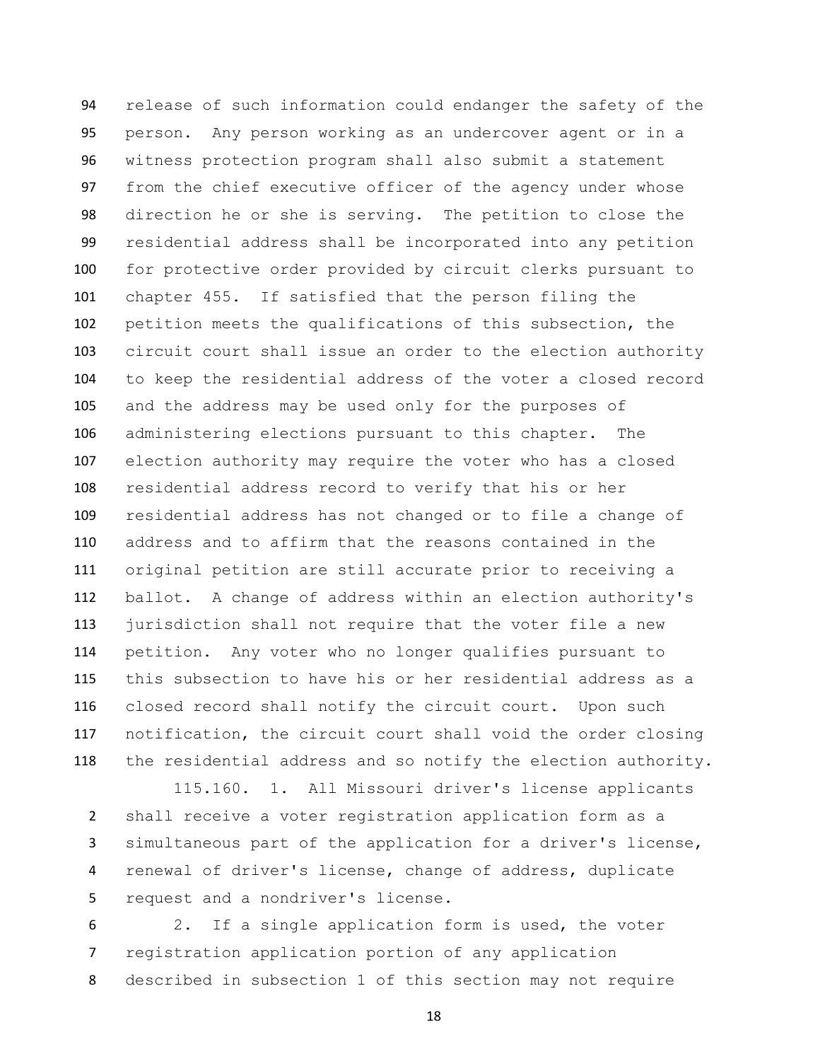release of such information could endanger the safety of the person. Any person working as an undercover agent or in a witness protection program shall also submit a statement from the chief executive officer of the agency under whose direction he or she is serving. The petition to close the residential address shall be incorporated into any petition for protective order provided by circuit clerks pursuant to chapter 455. If satisfied that the person filing the petition meets the qualifications of this subsection, the circuit court shall issue an order to the election authority to keep the residential address of the voter a closed record and the address may be used only for the purposes of administering elections pursuant to this chapter. The election authority may require the voter who has a closed residential address record to verify that his or her residential address has not changed or to file a change of address and to affirm that the reasons contained in the original petition are still accurate prior to receiving a ballot. A change of address within an election authority's jurisdiction shall not require that the voter file a new petition. Any voter who no longer qualifies pursuant to this subsection to have his or her residential address as a closed record shall notify the circuit court. Upon such notification, the circuit court shall void the order closing the residential address and so notify the election authority.

115.160. 1. All Missouri driver's license applicants shall receive a voter registration application form as a simultaneous part of the application for a driver's license, renewal of driver's license, change of address, duplicate request and a nondriver's license.

2. If a single application form is used, the voter registration application portion of any application described in subsection 1 of this section may not require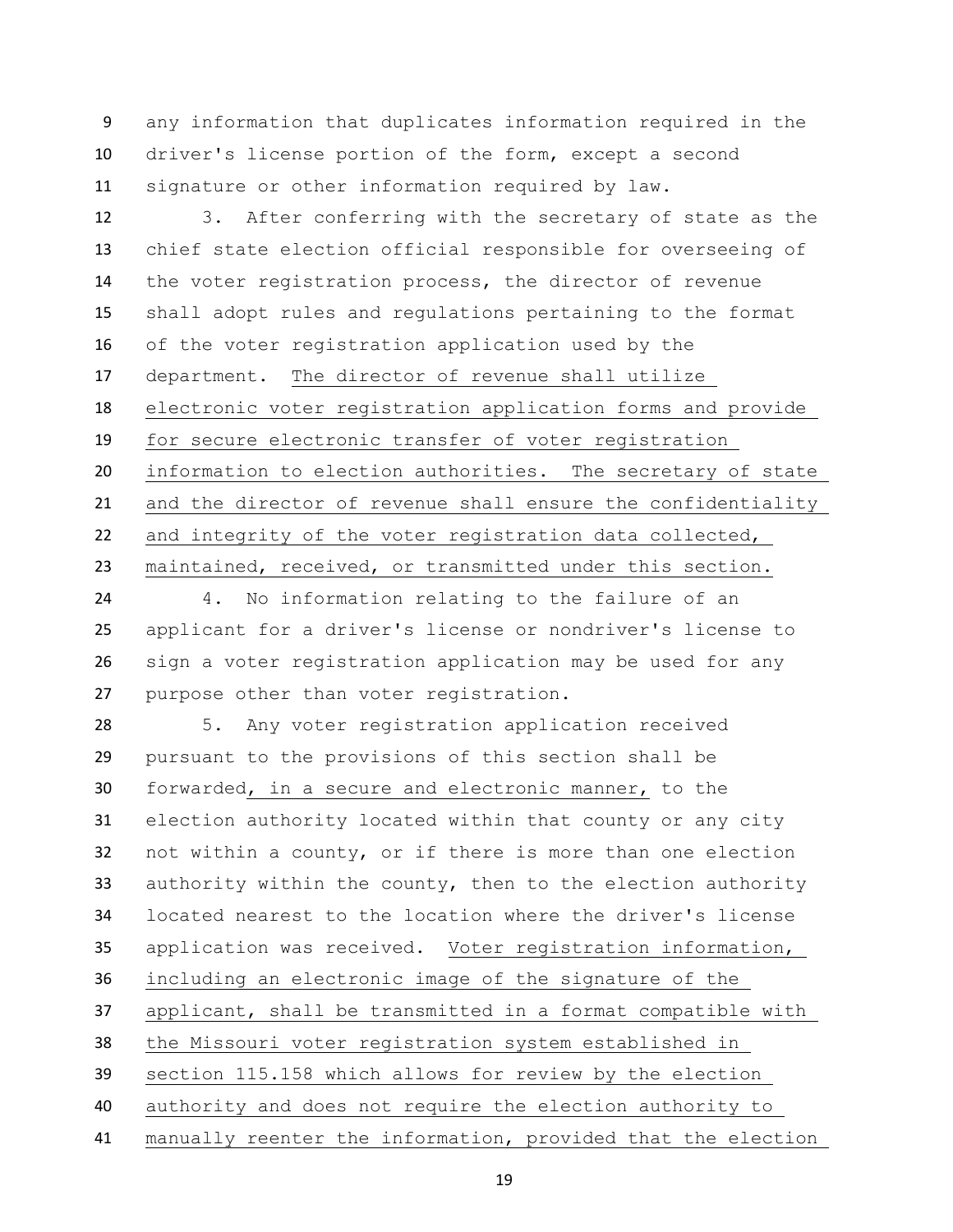any information that duplicates information required in the driver's license portion of the form, except a second signature or other information required by law.

3. After conferring with the secretary of state as the chief state election official responsible for overseeing of the voter registration process, the director of revenue shall adopt rules and regulations pertaining to the format of the voter registration application used by the department. <u>The director of revenue shall utilize electronic voter registration application forms and provide for secure electronic transfer of voter registration information to election authorities. The secretary of state and the director of revenue shall ensure the confidentiality and integrity of the voter registration data collected, maintained, received, or transmitted under this section.</u>

4. No information relating to the failure of an applicant for a driver's license or nondriver's license to sign a voter registration application may be used for any purpose other than voter registration.

5. Any voter registration application received pursuant to the provisions of this section shall be forwarded<u>, in a secure and electronic manner,</u> to the election authority located within that county or any city not within a county, or if there is more than one election authority within the county, then to the election authority located nearest to the location where the driver's license application was received. <u>Voter registration information, including an electronic image of the signature of the applicant, shall be transmitted in a format compatible with the Missouri voter registration system established in section 115.158 which allows for review by the election authority and does not require the election authority to manually reenter the information, provided that the election</u>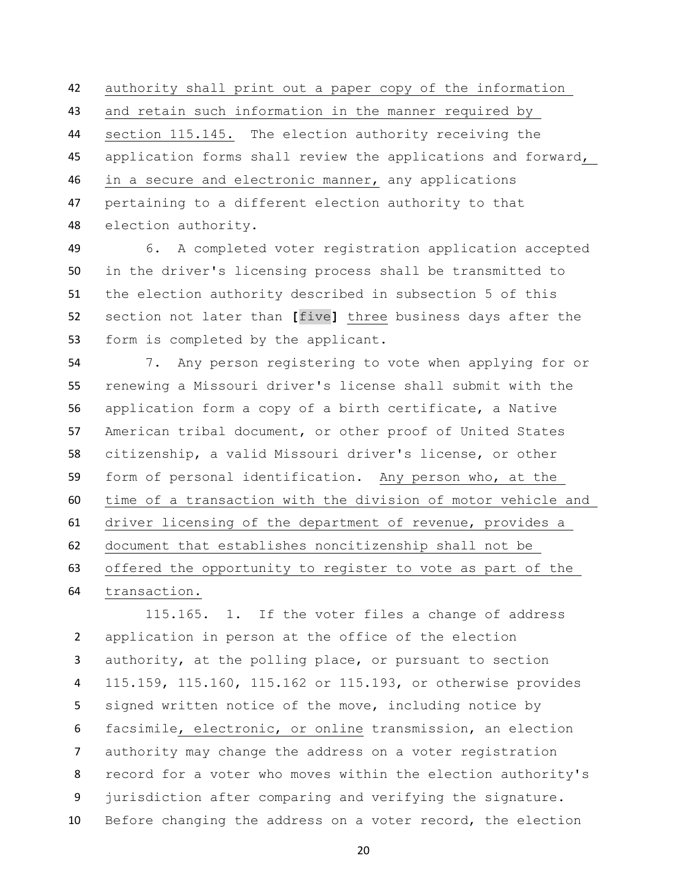authority shall print out a paper copy of the information and retain such information in the manner required by section 115.145. The election authority receiving the application forms shall review the applications and forward, in a secure and electronic manner, any applications pertaining to a different election authority to that election authority.

6. A completed voter registration application accepted in the driver's licensing process shall be transmitted to the election authority described in subsection 5 of this section not later than [five] three business days after the form is completed by the applicant.

7. Any person registering to vote when applying for or renewing a Missouri driver's license shall submit with the application form a copy of a birth certificate, a Native American tribal document, or other proof of United States citizenship, a valid Missouri driver's license, or other form of personal identification. Any person who, at the time of a transaction with the division of motor vehicle and driver licensing of the department of revenue, provides a document that establishes noncitizenship shall not be offered the opportunity to register to vote as part of the transaction.

115.165. 1. If the voter files a change of address application in person at the office of the election authority, at the polling place, or pursuant to section 115.159, 115.160, 115.162 or 115.193, or otherwise provides signed written notice of the move, including notice by facsimile, electronic, or online transmission, an election authority may change the address on a voter registration record for a voter who moves within the election authority's jurisdiction after comparing and verifying the signature. Before changing the address on a voter record, the election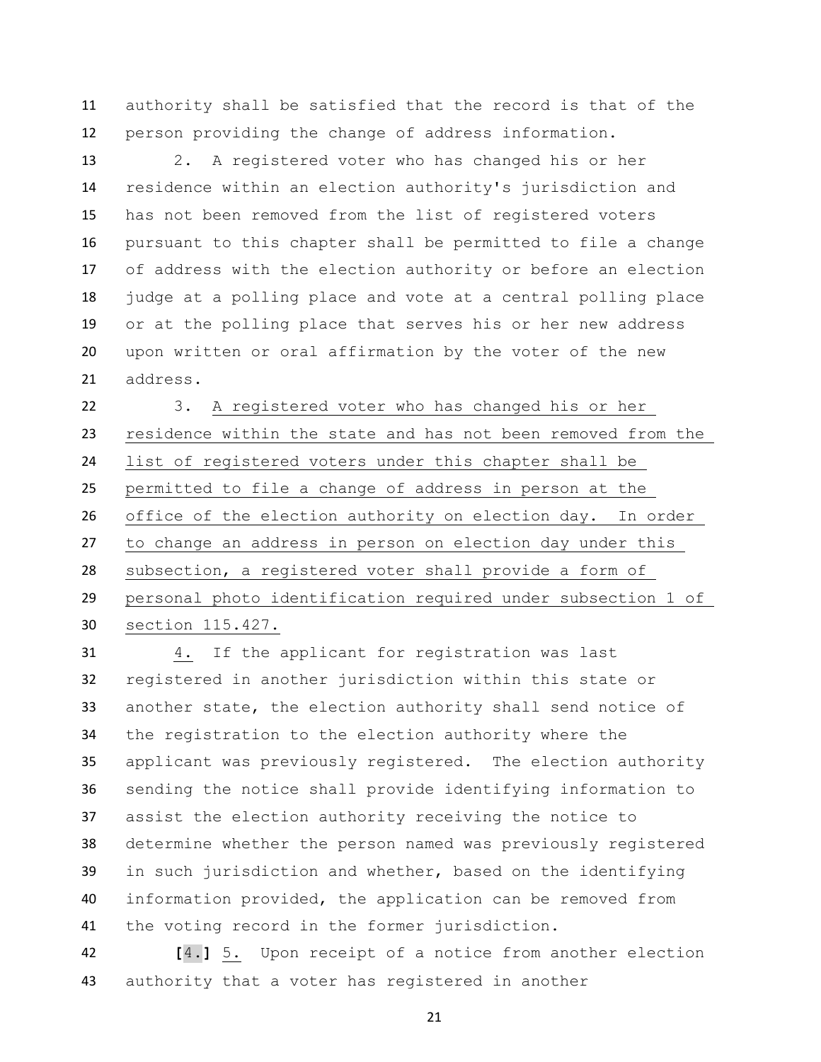authority shall be satisfied that the record is that of the person providing the change of address information.

2. A registered voter who has changed his or her residence within an election authority's jurisdiction and has not been removed from the list of registered voters pursuant to this chapter shall be permitted to file a change of address with the election authority or before an election judge at a polling place and vote at a central polling place or at the polling place that serves his or her new address upon written or oral affirmation by the voter of the new address.

3. <u>A registered voter who has changed his or her residence within the state and has not been removed from the list of registered voters under this chapter shall be permitted to file a change of address in person at the office of the election authority on election day. In order to change an address in person on election day under this subsection, a registered voter shall provide a form of personal photo identification required under subsection 1 of section 115.427.</u>

<u>4.</u> If the applicant for registration was last registered in another jurisdiction within this state or another state, the election authority shall send notice of the registration to the election authority where the applicant was previously registered. The election authority sending the notice shall provide identifying information to assist the election authority receiving the notice to determine whether the person named was previously registered in such jurisdiction and whether, based on the identifying information provided, the application can be removed from the voting record in the former jurisdiction.

**[**4.**]** <u>5.</u> Upon receipt of a notice from another election authority that a voter has registered in another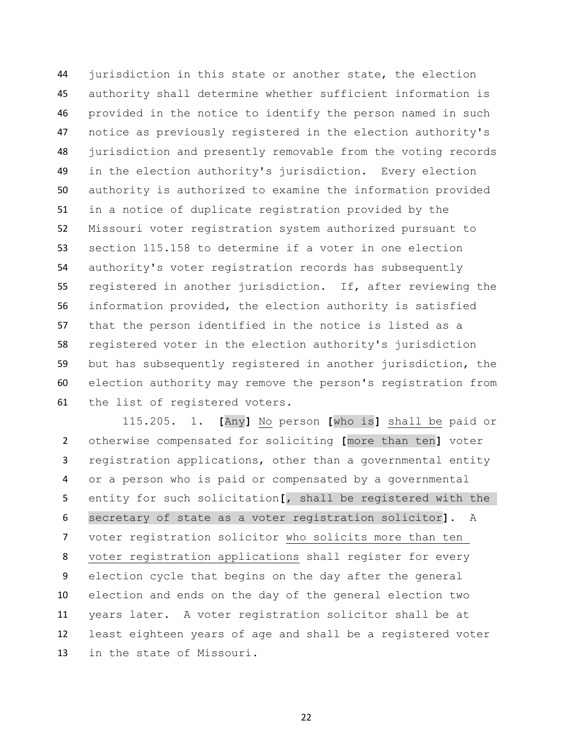jurisdiction in this state or another state, the election authority shall determine whether sufficient information is provided in the notice to identify the person named in such notice as previously registered in the election authority's jurisdiction and presently removable from the voting records in the election authority's jurisdiction. Every election authority is authorized to examine the information provided in a notice of duplicate registration provided by the Missouri voter registration system authorized pursuant to section 115.158 to determine if a voter in one election authority's voter registration records has subsequently registered in another jurisdiction. If, after reviewing the information provided, the election authority is satisfied that the person identified in the notice is listed as a registered voter in the election authority's jurisdiction but has subsequently registered in another jurisdiction, the election authority may remove the person's registration from the list of registered voters.

115.205. 1. **[**Any**]** <u>No</u> person **[**who is**]** <u>shall be</u> paid or otherwise compensated for soliciting **[**more than ten**]** voter registration applications, other than a governmental entity or a person who is paid or compensated by a governmental entity for such solicitation**[**, shall be registered with the secretary of state as a voter registration solicitor**]**. A voter registration solicitor <u>who solicits more than ten voter registration applications</u> shall register for every election cycle that begins on the day after the general election and ends on the day of the general election two years later. A voter registration solicitor shall be at least eighteen years of age and shall be a registered voter in the state of Missouri.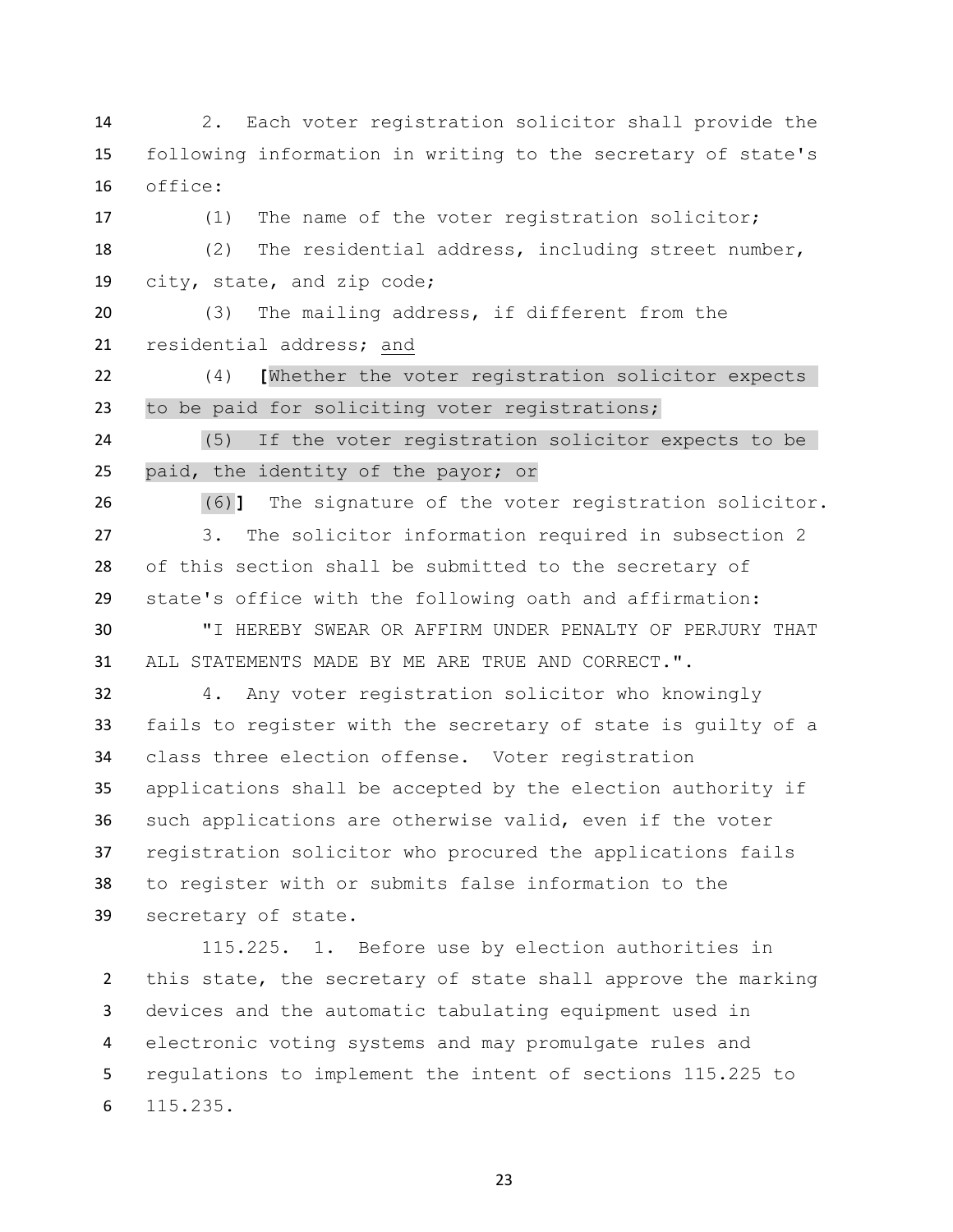2. Each voter registration solicitor shall provide the following information in writing to the secretary of state's office:

(1) The name of the voter registration solicitor;

(2) The residential address, including street number, city, state, and zip code;

(3) The mailing address, if different from the residential address; <u>and</u>

(4) **[**Whether the voter registration solicitor expects to be paid for soliciting voter registrations;

(5) If the voter registration solicitor expects to be paid, the identity of the payor; or

(6)**]** The signature of the voter registration solicitor.

3. The solicitor information required in subsection 2 of this section shall be submitted to the secretary of state's office with the following oath and affirmation:

"I HEREBY SWEAR OR AFFIRM UNDER PENALTY OF PERJURY THAT ALL STATEMENTS MADE BY ME ARE TRUE AND CORRECT.".

4. Any voter registration solicitor who knowingly fails to register with the secretary of state is guilty of a class three election offense. Voter registration applications shall be accepted by the election authority if such applications are otherwise valid, even if the voter registration solicitor who procured the applications fails to register with or submits false information to the secretary of state.

115.225. 1. Before use by election authorities in this state, the secretary of state shall approve the marking devices and the automatic tabulating equipment used in electronic voting systems and may promulgate rules and regulations to implement the intent of sections 115.225 to 115.235.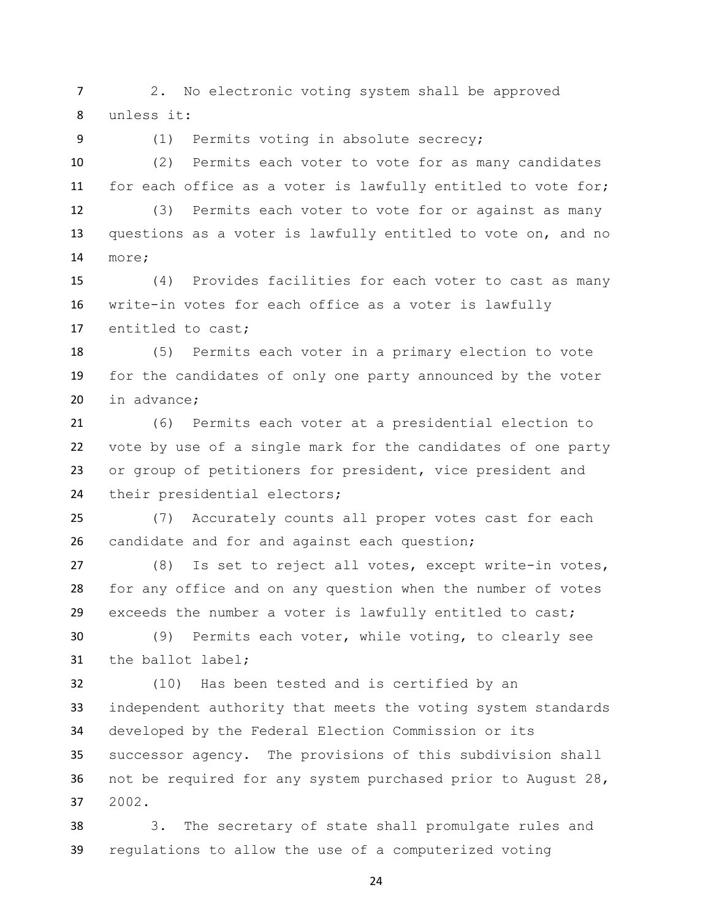2. No electronic voting system shall be approved unless it:

(1) Permits voting in absolute secrecy;

(2) Permits each voter to vote for as many candidates for each office as a voter is lawfully entitled to vote for;

(3) Permits each voter to vote for or against as many questions as a voter is lawfully entitled to vote on, and no more;

(4) Provides facilities for each voter to cast as many write-in votes for each office as a voter is lawfully entitled to cast;

(5) Permits each voter in a primary election to vote for the candidates of only one party announced by the voter in advance;

(6) Permits each voter at a presidential election to vote by use of a single mark for the candidates of one party or group of petitioners for president, vice president and their presidential electors;

(7) Accurately counts all proper votes cast for each candidate and for and against each question;

(8) Is set to reject all votes, except write-in votes, for any office and on any question when the number of votes exceeds the number a voter is lawfully entitled to cast;

(9) Permits each voter, while voting, to clearly see the ballot label;

(10) Has been tested and is certified by an independent authority that meets the voting system standards developed by the Federal Election Commission or its successor agency. The provisions of this subdivision shall not be required for any system purchased prior to August 28, 2002.

3. The secretary of state shall promulgate rules and regulations to allow the use of a computerized voting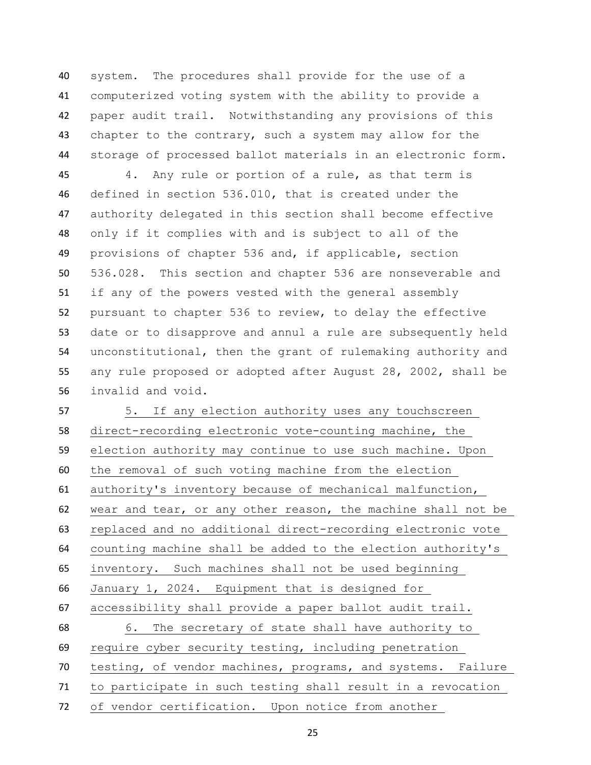system. The procedures shall provide for the use of a computerized voting system with the ability to provide a paper audit trail. Notwithstanding any provisions of this chapter to the contrary, such a system may allow for the storage of processed ballot materials in an electronic form.

4. Any rule or portion of a rule, as that term is defined in section 536.010, that is created under the authority delegated in this section shall become effective only if it complies with and is subject to all of the provisions of chapter 536 and, if applicable, section 536.028. This section and chapter 536 are nonseverable and if any of the powers vested with the general assembly pursuant to chapter 536 to review, to delay the effective date or to disapprove and annul a rule are subsequently held unconstitutional, then the grant of rulemaking authority and any rule proposed or adopted after August 28, 2002, shall be invalid and void.

5. If any election authority uses any touchscreen direct-recording electronic vote-counting machine, the election authority may continue to use such machine. Upon the removal of such voting machine from the election authority's inventory because of mechanical malfunction, wear and tear, or any other reason, the machine shall not be replaced and no additional direct-recording electronic vote counting machine shall be added to the election authority's inventory. Such machines shall not be used beginning January 1, 2024. Equipment that is designed for accessibility shall provide a paper ballot audit trail.

6. The secretary of state shall have authority to require cyber security testing, including penetration testing, of vendor machines, programs, and systems. Failure to participate in such testing shall result in a revocation of vendor certification. Upon notice from another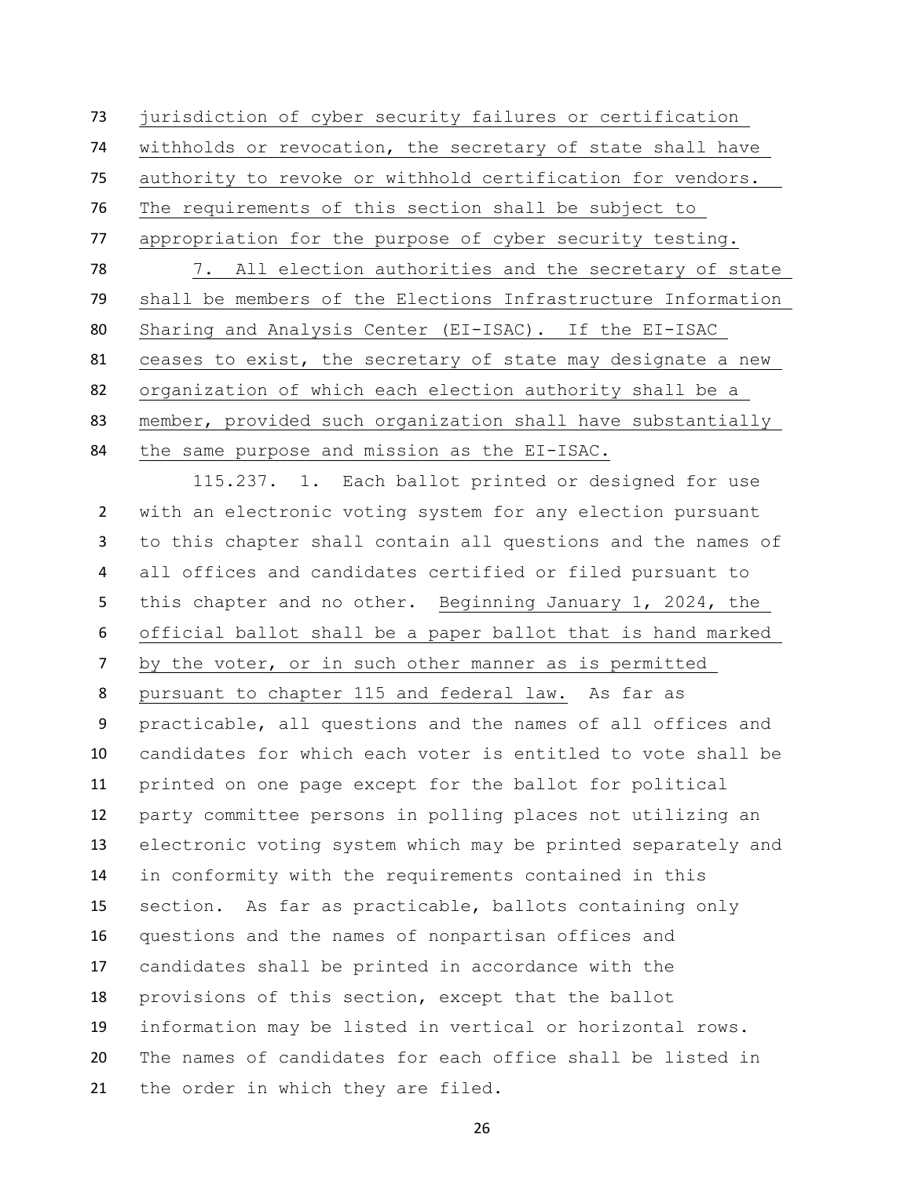jurisdiction of cyber security failures or certification withholds or revocation, the secretary of state shall have authority to revoke or withhold certification for vendors. The requirements of this section shall be subject to appropriation for the purpose of cyber security testing.

7. All election authorities and the secretary of state shall be members of the Elections Infrastructure Information Sharing and Analysis Center (EI-ISAC). If the EI-ISAC ceases to exist, the secretary of state may designate a new organization of which each election authority shall be a member, provided such organization shall have substantially the same purpose and mission as the EI-ISAC.

115.237. 1. Each ballot printed or designed for use with an electronic voting system for any election pursuant to this chapter shall contain all questions and the names of all offices and candidates certified or filed pursuant to this chapter and no other. Beginning January 1, 2024, the official ballot shall be a paper ballot that is hand marked by the voter, or in such other manner as is permitted pursuant to chapter 115 and federal law. As far as practicable, all questions and the names of all offices and candidates for which each voter is entitled to vote shall be printed on one page except for the ballot for political party committee persons in polling places not utilizing an electronic voting system which may be printed separately and in conformity with the requirements contained in this section. As far as practicable, ballots containing only questions and the names of nonpartisan offices and candidates shall be printed in accordance with the provisions of this section, except that the ballot information may be listed in vertical or horizontal rows. The names of candidates for each office shall be listed in the order in which they are filed.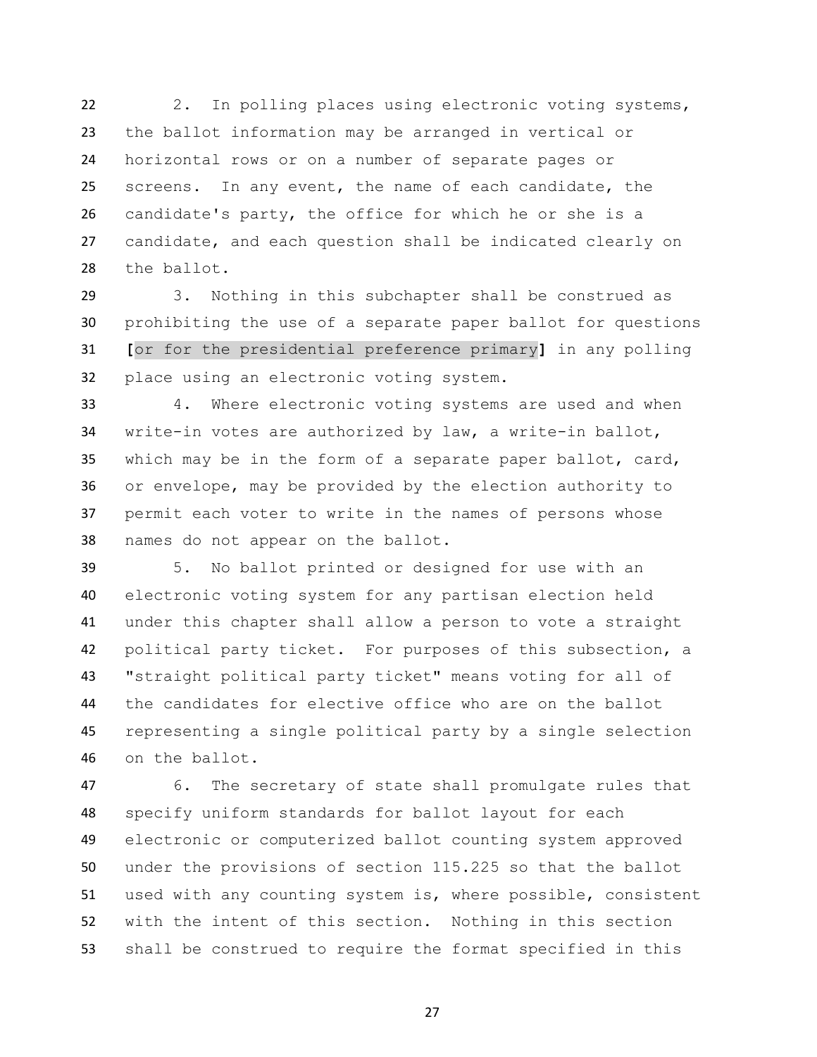2. In polling places using electronic voting systems, the ballot information may be arranged in vertical or horizontal rows or on a number of separate pages or screens. In any event, the name of each candidate, the candidate's party, the office for which he or she is a candidate, and each question shall be indicated clearly on the ballot.

3. Nothing in this subchapter shall be construed as prohibiting the use of a separate paper ballot for questions [or for the presidential preference primary] in any polling place using an electronic voting system.

4. Where electronic voting systems are used and when write-in votes are authorized by law, a write-in ballot, which may be in the form of a separate paper ballot, card, or envelope, may be provided by the election authority to permit each voter to write in the names of persons whose names do not appear on the ballot.

5. No ballot printed or designed for use with an electronic voting system for any partisan election held under this chapter shall allow a person to vote a straight political party ticket. For purposes of this subsection, a "straight political party ticket" means voting for all of the candidates for elective office who are on the ballot representing a single political party by a single selection on the ballot.

6. The secretary of state shall promulgate rules that specify uniform standards for ballot layout for each electronic or computerized ballot counting system approved under the provisions of section 115.225 so that the ballot used with any counting system is, where possible, consistent with the intent of this section. Nothing in this section shall be construed to require the format specified in this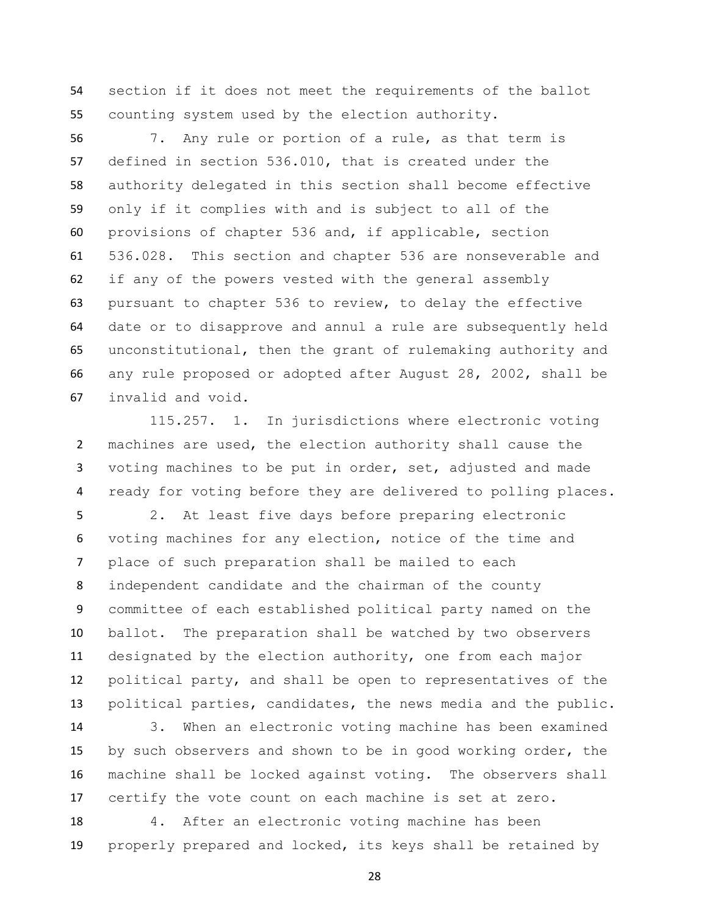section if it does not meet the requirements of the ballot counting system used by the election authority.

7. Any rule or portion of a rule, as that term is defined in section 536.010, that is created under the authority delegated in this section shall become effective only if it complies with and is subject to all of the provisions of chapter 536 and, if applicable, section 536.028. This section and chapter 536 are nonseverable and if any of the powers vested with the general assembly pursuant to chapter 536 to review, to delay the effective date or to disapprove and annul a rule are subsequently held unconstitutional, then the grant of rulemaking authority and any rule proposed or adopted after August 28, 2002, shall be invalid and void.

115.257. 1. In jurisdictions where electronic voting machines are used, the election authority shall cause the voting machines to be put in order, set, adjusted and made ready for voting before they are delivered to polling places.

2. At least five days before preparing electronic voting machines for any election, notice of the time and place of such preparation shall be mailed to each independent candidate and the chairman of the county committee of each established political party named on the ballot. The preparation shall be watched by two observers designated by the election authority, one from each major political party, and shall be open to representatives of the political parties, candidates, the news media and the public.

3. When an electronic voting machine has been examined by such observers and shown to be in good working order, the machine shall be locked against voting. The observers shall certify the vote count on each machine is set at zero.

4. After an electronic voting machine has been properly prepared and locked, its keys shall be retained by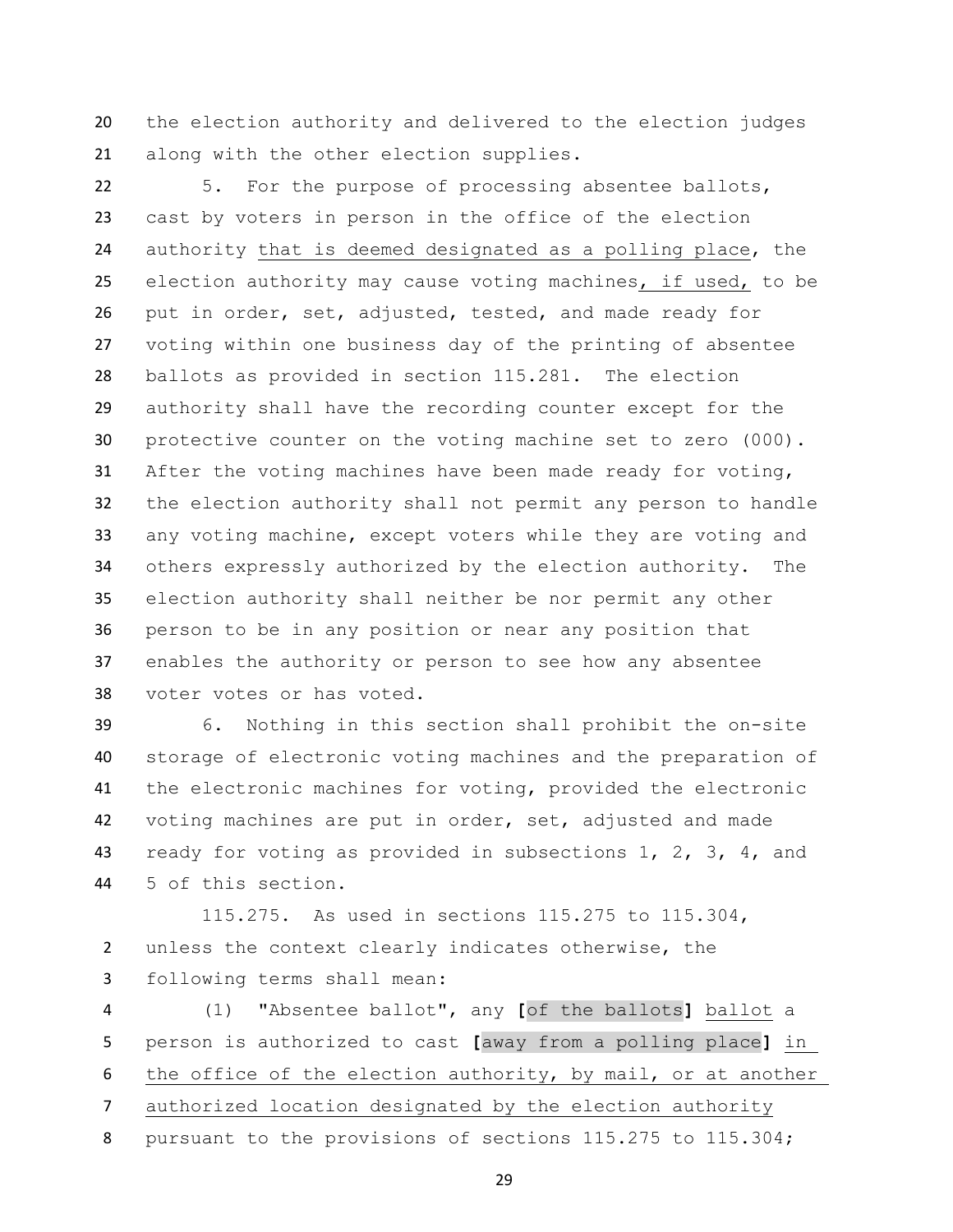the election authority and delivered to the election judges along with the other election supplies.

5. For the purpose of processing absentee ballots, cast by voters in person in the office of the election authority that is deemed designated as a polling place, the election authority may cause voting machines, if used, to be put in order, set, adjusted, tested, and made ready for voting within one business day of the printing of absentee ballots as provided in section 115.281. The election authority shall have the recording counter except for the protective counter on the voting machine set to zero (000). After the voting machines have been made ready for voting, the election authority shall not permit any person to handle any voting machine, except voters while they are voting and others expressly authorized by the election authority. The election authority shall neither be nor permit any other person to be in any position or near any position that enables the authority or person to see how any absentee voter votes or has voted.

6. Nothing in this section shall prohibit the on-site storage of electronic voting machines and the preparation of the electronic machines for voting, provided the electronic voting machines are put in order, set, adjusted and made ready for voting as provided in subsections 1, 2, 3, 4, and 5 of this section.

115.275. As used in sections 115.275 to 115.304, unless the context clearly indicates otherwise, the following terms shall mean:

(1) "Absentee ballot", any [of the ballots] ballot a person is authorized to cast [away from a polling place] in the office of the election authority, by mail, or at another authorized location designated by the election authority pursuant to the provisions of sections 115.275 to 115.304;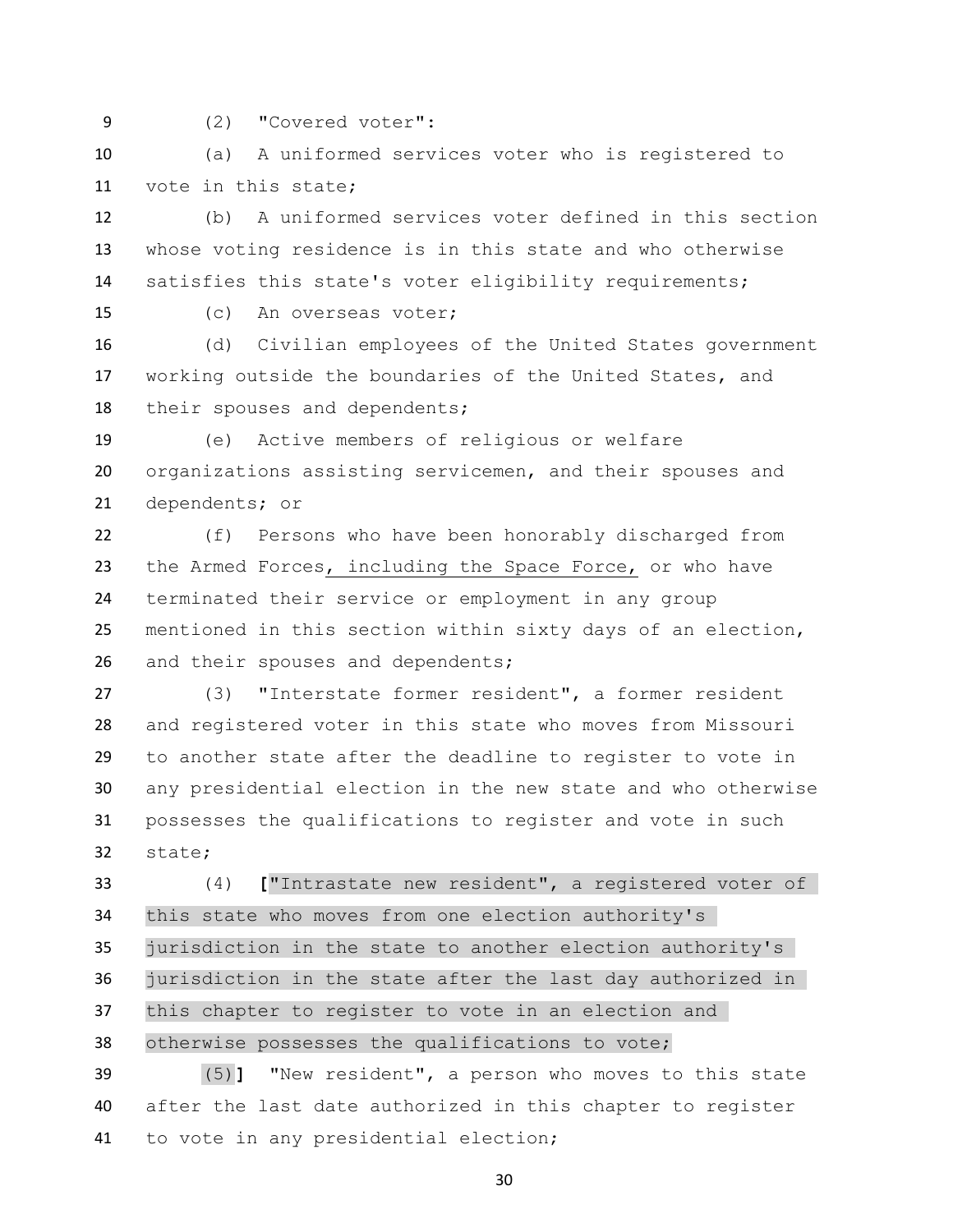(2) "Covered voter":

(a) A uniformed services voter who is registered to vote in this state;

(b) A uniformed services voter defined in this section whose voting residence is in this state and who otherwise satisfies this state's voter eligibility requirements;

(c) An overseas voter;

(d) Civilian employees of the United States government working outside the boundaries of the United States, and their spouses and dependents;

(e) Active members of religious or welfare organizations assisting servicemen, and their spouses and dependents; or

(f) Persons who have been honorably discharged from the Armed Forces, including the Space Force, or who have terminated their service or employment in any group mentioned in this section within sixty days of an election, and their spouses and dependents;

(3) "Interstate former resident", a former resident and registered voter in this state who moves from Missouri to another state after the deadline to register to vote in any presidential election in the new state and who otherwise possesses the qualifications to register and vote in such state;

(4) **[**"Intrastate new resident", a registered voter of this state who moves from one election authority's jurisdiction in the state to another election authority's jurisdiction in the state after the last day authorized in this chapter to register to vote in an election and otherwise possesses the qualifications to vote;

(5)**]** "New resident", a person who moves to this state after the last date authorized in this chapter to register to vote in any presidential election;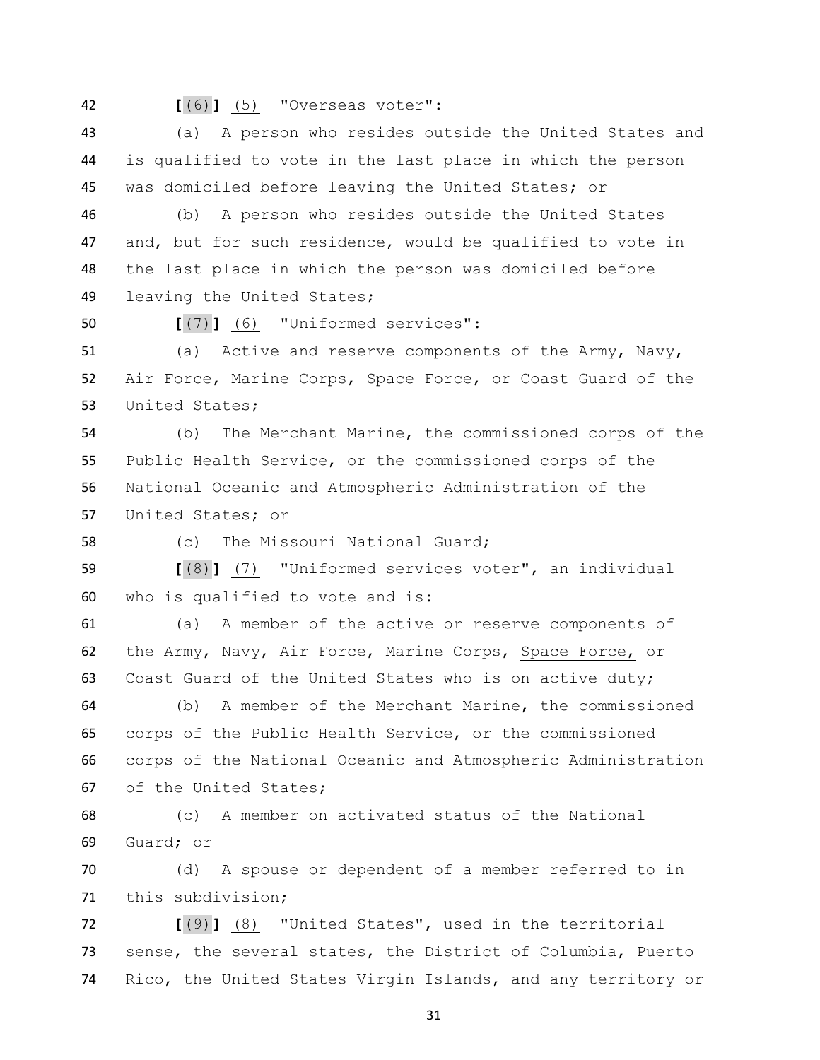42 **[**(6)**]** (5) "Overseas voter":

43 (a) A person who resides outside the United States and
44 is qualified to vote in the last place in which the person
45 was domiciled before leaving the United States; or

46 (b) A person who resides outside the United States
47 and, but for such residence, would be qualified to vote in
48 the last place in which the person was domiciled before
49 leaving the United States;

50 **[**(7)**]** (6) "Uniformed services":

51 (a) Active and reserve components of the Army, Navy,
52 Air Force, Marine Corps, Space Force, or Coast Guard of the
53 United States;

54 (b) The Merchant Marine, the commissioned corps of the
55 Public Health Service, or the commissioned corps of the
56 National Oceanic and Atmospheric Administration of the
57 United States; or

58 (c) The Missouri National Guard;

59 **[**(8)**]** (7) "Uniformed services voter", an individual
60 who is qualified to vote and is:

61 (a) A member of the active or reserve components of
62 the Army, Navy, Air Force, Marine Corps, Space Force, or
63 Coast Guard of the United States who is on active duty;

64 (b) A member of the Merchant Marine, the commissioned
65 corps of the Public Health Service, or the commissioned
66 corps of the National Oceanic and Atmospheric Administration
67 of the United States;

68 (c) A member on activated status of the National
69 Guard; or

70 (d) A spouse or dependent of a member referred to in
71 this subdivision;

72 **[**(9)**]** (8) "United States", used in the territorial
73 sense, the several states, the District of Columbia, Puerto
74 Rico, the United States Virgin Islands, and any territory or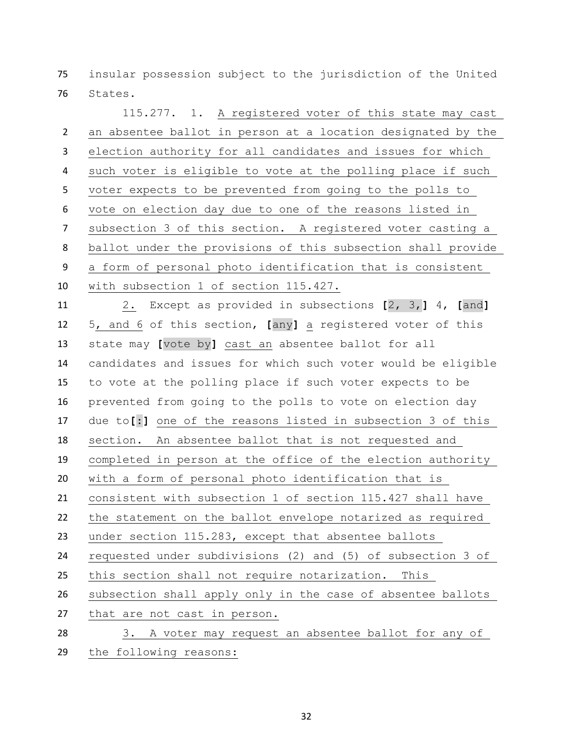insular possession subject to the jurisdiction of the United States.

115.277. 1. A registered voter of this state may cast an absentee ballot in person at a location designated by the election authority for all candidates and issues for which such voter is eligible to vote at the polling place if such voter expects to be prevented from going to the polls to vote on election day due to one of the reasons listed in subsection 3 of this section. A registered voter casting a ballot under the provisions of this subsection shall provide a form of personal photo identification that is consistent with subsection 1 of section 115.427.

2. Except as provided in subsections **[**2, 3,**]** 4, **[**and**]** 5, and 6 of this section, **[**any**]** a registered voter of this state may **[**vote by**]** cast an absentee ballot for all candidates and issues for which such voter would be eligible to vote at the polling place if such voter expects to be prevented from going to the polls to vote on election day due to**[**:**]** one of the reasons listed in subsection 3 of this section. An absentee ballot that is not requested and completed in person at the office of the election authority with a form of personal photo identification that is consistent with subsection 1 of section 115.427 shall have the statement on the ballot envelope notarized as required under section 115.283, except that absentee ballots requested under subdivisions (2) and (5) of subsection 3 of this section shall not require notarization. This subsection shall apply only in the case of absentee ballots that are not cast in person.

3. A voter may request an absentee ballot for any of the following reasons: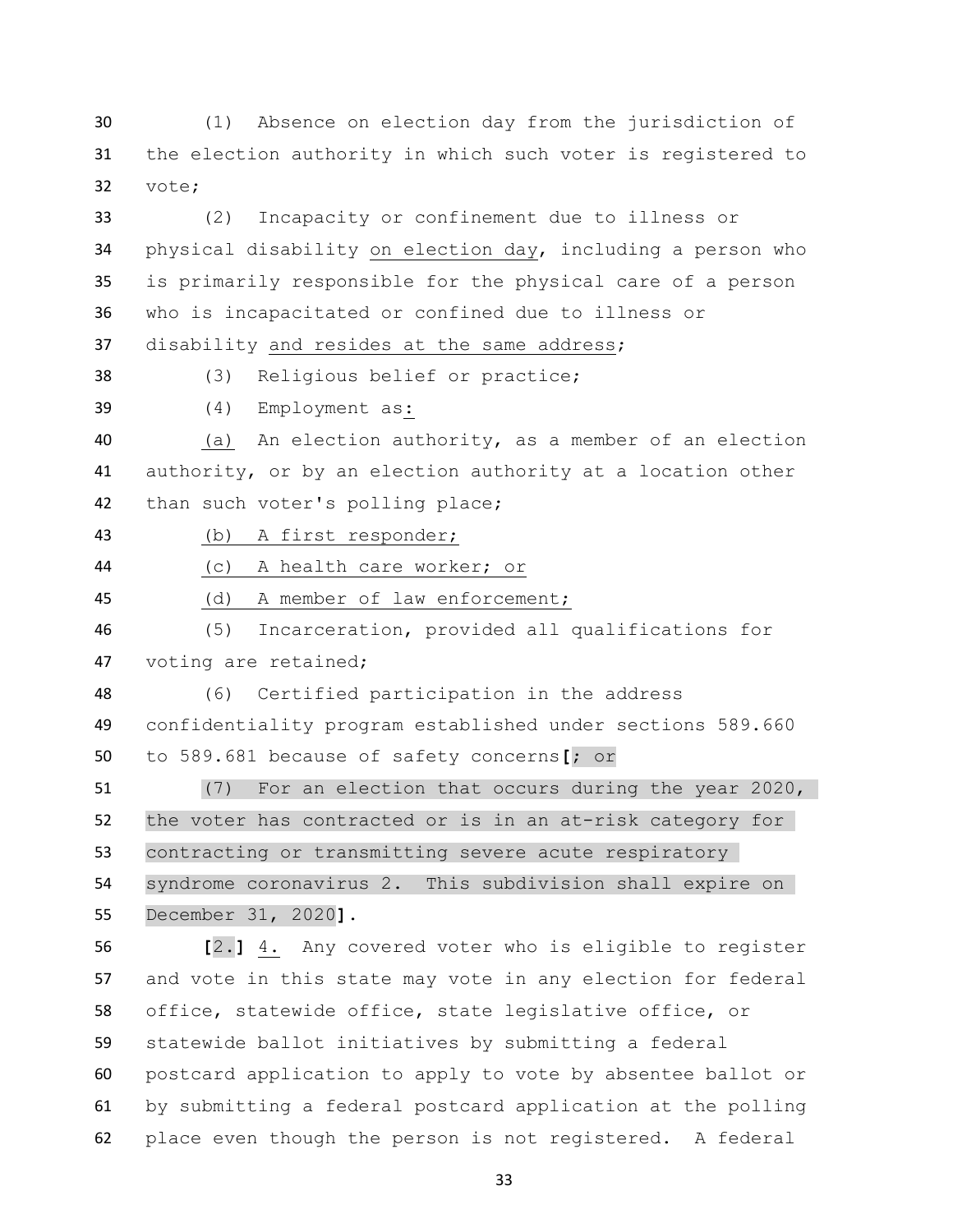(1) Absence on election day from the jurisdiction of the election authority in which such voter is registered to vote;

(2) Incapacity or confinement due to illness or physical disability on election day, including a person who is primarily responsible for the physical care of a person who is incapacitated or confined due to illness or disability and resides at the same address;

(3) Religious belief or practice;

(4) Employment as:

(a) An election authority, as a member of an election authority, or by an election authority at a location other than such voter's polling place;

(b) A first responder;

(c) A health care worker; or

(d) A member of law enforcement;

(5) Incarceration, provided all qualifications for voting are retained;

(6) Certified participation in the address confidentiality program established under sections 589.660 to 589.681 because of safety concerns[; or

(7) For an election that occurs during the year 2020, the voter has contracted or is in an at-risk category for contracting or transmitting severe acute respiratory syndrome coronavirus 2. This subdivision shall expire on December 31, 2020].

[2.] 4. Any covered voter who is eligible to register and vote in this state may vote in any election for federal office, statewide office, state legislative office, or statewide ballot initiatives by submitting a federal postcard application to apply to vote by absentee ballot or by submitting a federal postcard application at the polling place even though the person is not registered. A federal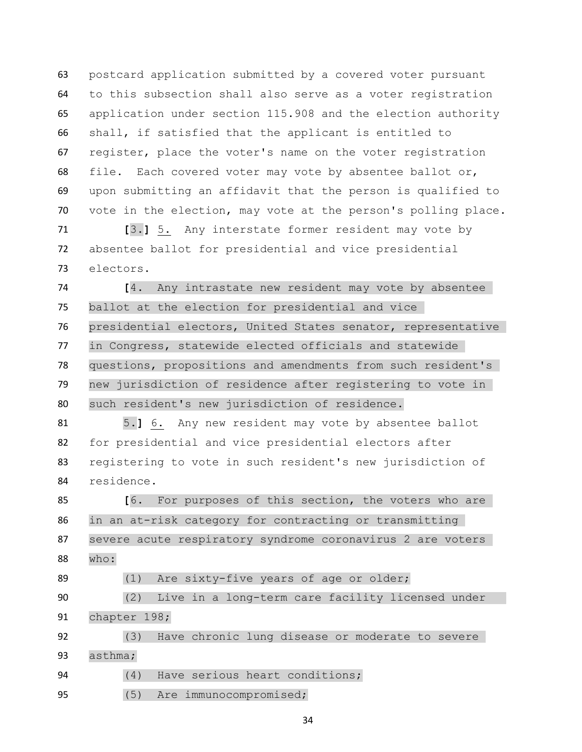63 postcard application submitted by a covered voter pursuant
64 to this subsection shall also serve as a voter registration
65 application under section 115.908 and the election authority
66 shall, if satisfied that the applicant is entitled to
67 register, place the voter's name on the voter registration
68 file. Each covered voter may vote by absentee ballot or,
69 upon submitting an affidavit that the person is qualified to
70 vote in the election, may vote at the person's polling place.

71 [3.] 5. Any interstate former resident may vote by
72 absentee ballot for presidential and vice presidential
73 electors.

74 [4. Any intrastate new resident may vote by absentee
75 ballot at the election for presidential and vice
76 presidential electors, United States senator, representative
77 in Congress, statewide elected officials and statewide
78 questions, propositions and amendments from such resident's
79 new jurisdiction of residence after registering to vote in
80 such resident's new jurisdiction of residence.

81 5.] 6. Any new resident may vote by absentee ballot
82 for presidential and vice presidential electors after
83 registering to vote in such resident's new jurisdiction of
84 residence.

85 [6. For purposes of this section, the voters who are
86 in an at-risk category for contracting or transmitting
87 severe acute respiratory syndrome coronavirus 2 are voters
88 who:

89 (1) Are sixty-five years of age or older;

90 (2) Live in a long-term care facility licensed under
91 chapter 198;

92 (3) Have chronic lung disease or moderate to severe
93 asthma;

94 (4) Have serious heart conditions;

95 (5) Are immunocompromised;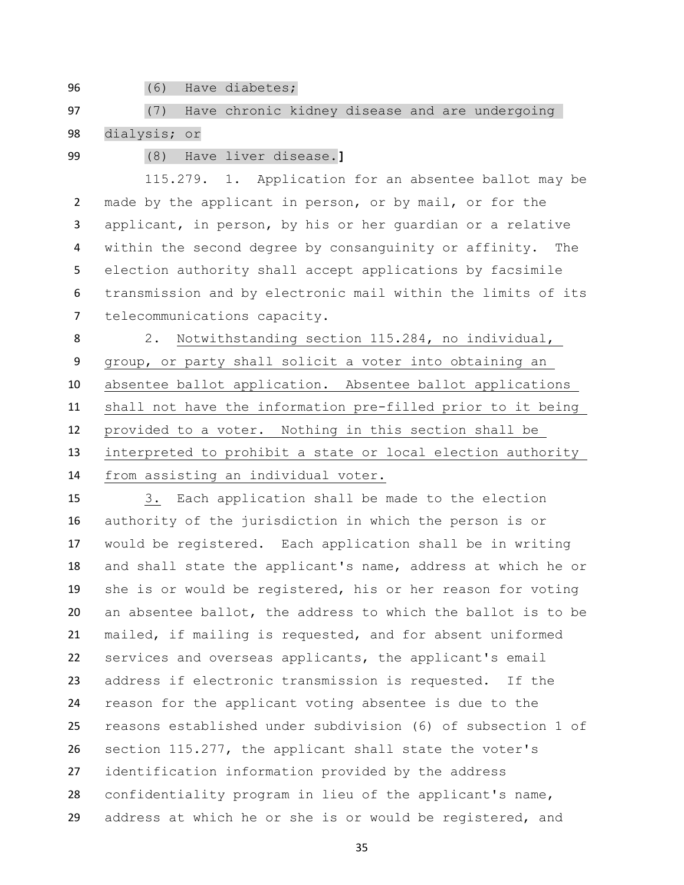(6) Have diabetes;

(7) Have chronic kidney disease and are undergoing dialysis; or

(8) Have liver disease.]

115.279. 1. Application for an absentee ballot may be made by the applicant in person, or by mail, or for the applicant, in person, by his or her guardian or a relative within the second degree by consanguinity or affinity. The election authority shall accept applications by facsimile transmission and by electronic mail within the limits of its telecommunications capacity.

2. Notwithstanding section 115.284, no individual, group, or party shall solicit a voter into obtaining an absentee ballot application. Absentee ballot applications shall not have the information pre-filled prior to it being provided to a voter. Nothing in this section shall be interpreted to prohibit a state or local election authority from assisting an individual voter.

3. Each application shall be made to the election authority of the jurisdiction in which the person is or would be registered. Each application shall be in writing and shall state the applicant's name, address at which he or she is or would be registered, his or her reason for voting an absentee ballot, the address to which the ballot is to be mailed, if mailing is requested, and for absent uniformed services and overseas applicants, the applicant's email address if electronic transmission is requested. If the reason for the applicant voting absentee is due to the reasons established under subdivision (6) of subsection 1 of section 115.277, the applicant shall state the voter's identification information provided by the address confidentiality program in lieu of the applicant's name, address at which he or she is or would be registered, and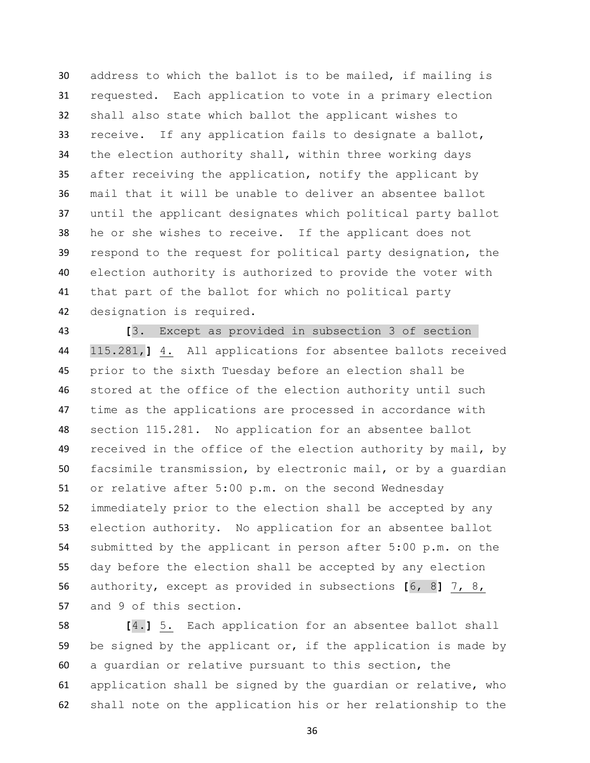address to which the ballot is to be mailed, if mailing is requested. Each application to vote in a primary election shall also state which ballot the applicant wishes to receive. If any application fails to designate a ballot, the election authority shall, within three working days after receiving the application, notify the applicant by mail that it will be unable to deliver an absentee ballot until the applicant designates which political party ballot he or she wishes to receive. If the applicant does not respond to the request for political party designation, the election authority is authorized to provide the voter with that part of the ballot for which no political party designation is required.

**[**3. Except as provided in subsection 3 of section 115.281,**]** 4. All applications for absentee ballots received prior to the sixth Tuesday before an election shall be stored at the office of the election authority until such time as the applications are processed in accordance with section 115.281. No application for an absentee ballot received in the office of the election authority by mail, by facsimile transmission, by electronic mail, or by a guardian or relative after 5:00 p.m. on the second Wednesday immediately prior to the election shall be accepted by any election authority. No application for an absentee ballot submitted by the applicant in person after 5:00 p.m. on the day before the election shall be accepted by any election authority, except as provided in subsections **[**6, 8**]** 7, 8, and 9 of this section.

**[**4.**]** 5. Each application for an absentee ballot shall be signed by the applicant or, if the application is made by a guardian or relative pursuant to this section, the application shall be signed by the guardian or relative, who shall note on the application his or her relationship to the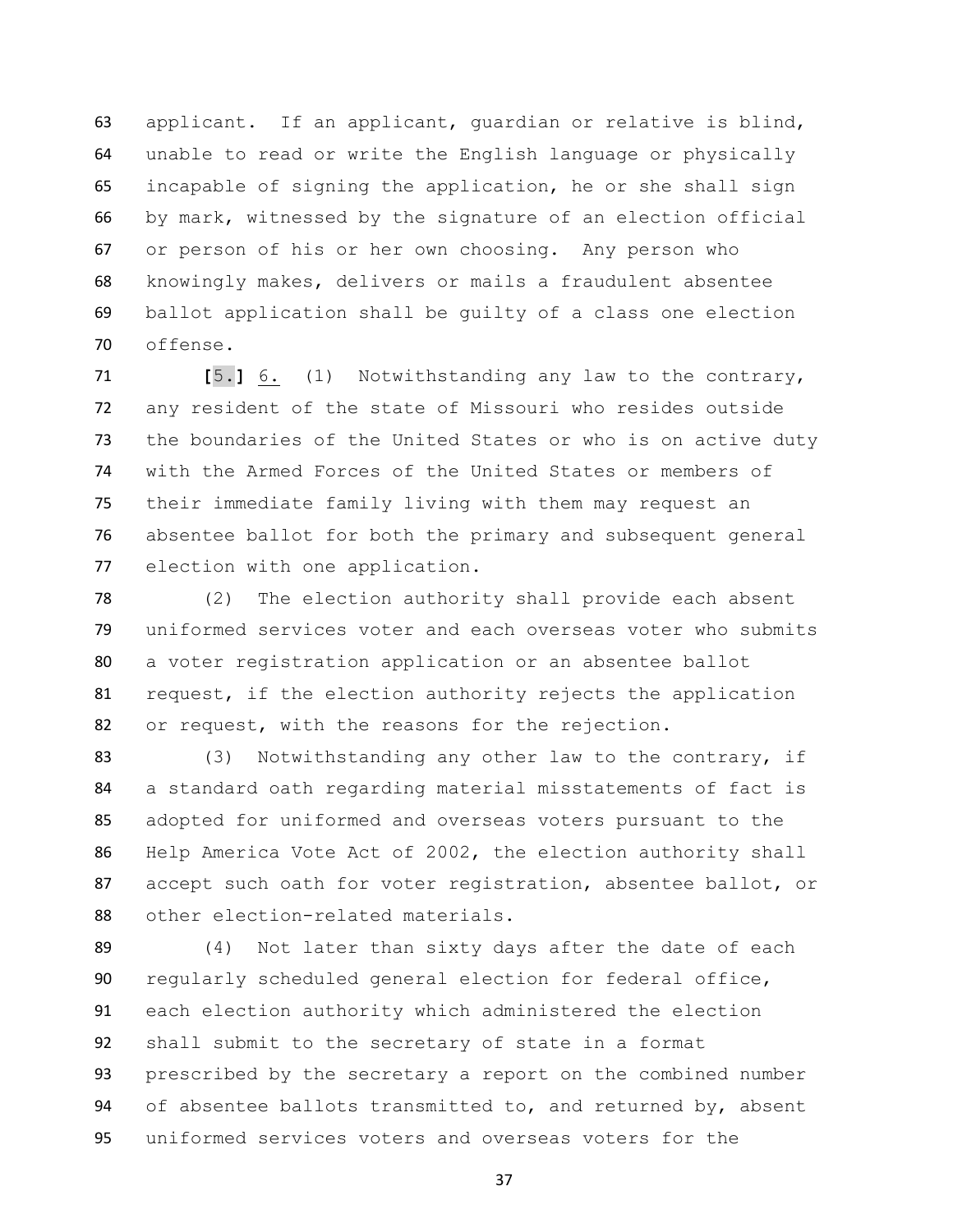63 applicant. If an applicant, guardian or relative is blind,
64 unable to read or write the English language or physically
65 incapable of signing the application, he or she shall sign
66 by mark, witnessed by the signature of an election official
67 or person of his or her own choosing. Any person who
68 knowingly makes, delivers or mails a fraudulent absentee
69 ballot application shall be guilty of a class one election
70 offense.

71 **[**5.**]** <u>6.</u> (1) Notwithstanding any law to the contrary,
72 any resident of the state of Missouri who resides outside
73 the boundaries of the United States or who is on active duty
74 with the Armed Forces of the United States or members of
75 their immediate family living with them may request an
76 absentee ballot for both the primary and subsequent general
77 election with one application.

78 (2) The election authority shall provide each absent
79 uniformed services voter and each overseas voter who submits
80 a voter registration application or an absentee ballot
81 request, if the election authority rejects the application
82 or request, with the reasons for the rejection.

83 (3) Notwithstanding any other law to the contrary, if
84 a standard oath regarding material misstatements of fact is
85 adopted for uniformed and overseas voters pursuant to the
86 Help America Vote Act of 2002, the election authority shall
87 accept such oath for voter registration, absentee ballot, or
88 other election-related materials.

89 (4) Not later than sixty days after the date of each
90 regularly scheduled general election for federal office,
91 each election authority which administered the election
92 shall submit to the secretary of state in a format
93 prescribed by the secretary a report on the combined number
94 of absentee ballots transmitted to, and returned by, absent
95 uniformed services voters and overseas voters for the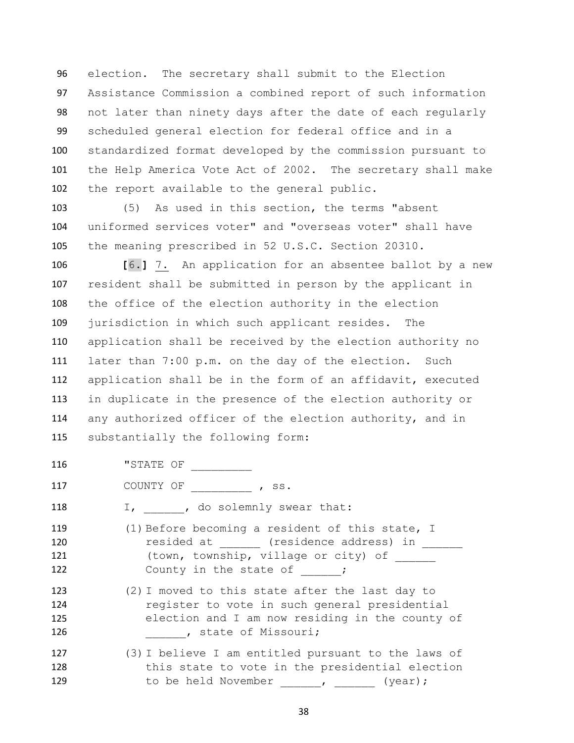election. The secretary shall submit to the Election Assistance Commission a combined report of such information not later than ninety days after the date of each regularly scheduled general election for federal office and in a standardized format developed by the commission pursuant to the Help America Vote Act of 2002. The secretary shall make the report available to the general public.

(5) As used in this section, the terms "absent uniformed services voter" and "overseas voter" shall have the meaning prescribed in 52 U.S.C. Section 20310.

[6.] 7. An application for an absentee ballot by a new resident shall be submitted in person by the applicant in the office of the election authority in the election jurisdiction in which such applicant resides. The application shall be received by the election authority no later than 7:00 p.m. on the day of the election. Such application shall be in the form of an affidavit, executed in duplicate in the presence of the election authority or any authorized officer of the election authority, and in substantially the following form:

"STATE OF _________

COUNTY OF _________ , ss.

I, ______, do solemnly swear that:

(1) Before becoming a resident of this state, I resided at ______ (residence address) in ______ (town, township, village or city) of ______ County in the state of ______;

(2) I moved to this state after the last day to register to vote in such general presidential election and I am now residing in the county of ______, state of Missouri;

(3) I believe I am entitled pursuant to the laws of this state to vote in the presidential election to be held November ______, ______ (year);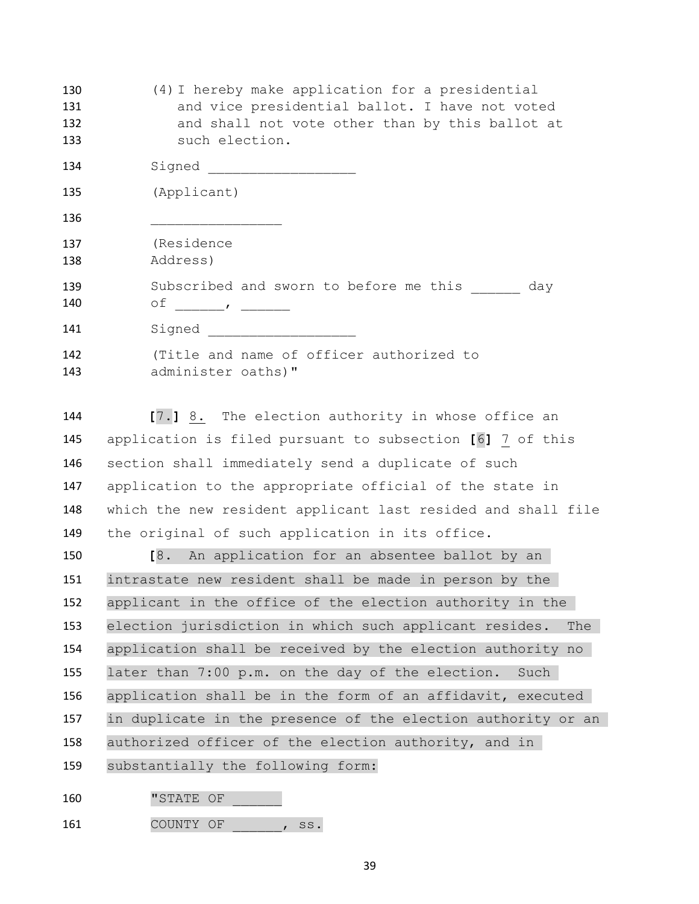(4) I hereby make application for a presidential and vice presidential ballot. I have not voted and shall not vote other than by this ballot at such election.

Signed __________________

(Applicant)

________________

(Residence Address)

Subscribed and sworn to before me this ______ day of ______, ______

Signed __________________

(Title and name of officer authorized to administer oaths)"

**[**7.**]** 8. The election authority in whose office an application is filed pursuant to subsection **[**6**]** 7 of this section shall immediately send a duplicate of such application to the appropriate official of the state in which the new resident applicant last resided and shall file the original of such application in its office.

**[**8. An application for an absentee ballot by an intrastate new resident shall be made in person by the applicant in the office of the election authority in the election jurisdiction in which such applicant resides. The application shall be received by the election authority no later than 7:00 p.m. on the day of the election. Such application shall be in the form of an affidavit, executed in duplicate in the presence of the election authority or an authorized officer of the election authority, and in substantially the following form:

"STATE OF ______

COUNTY OF ______, ss.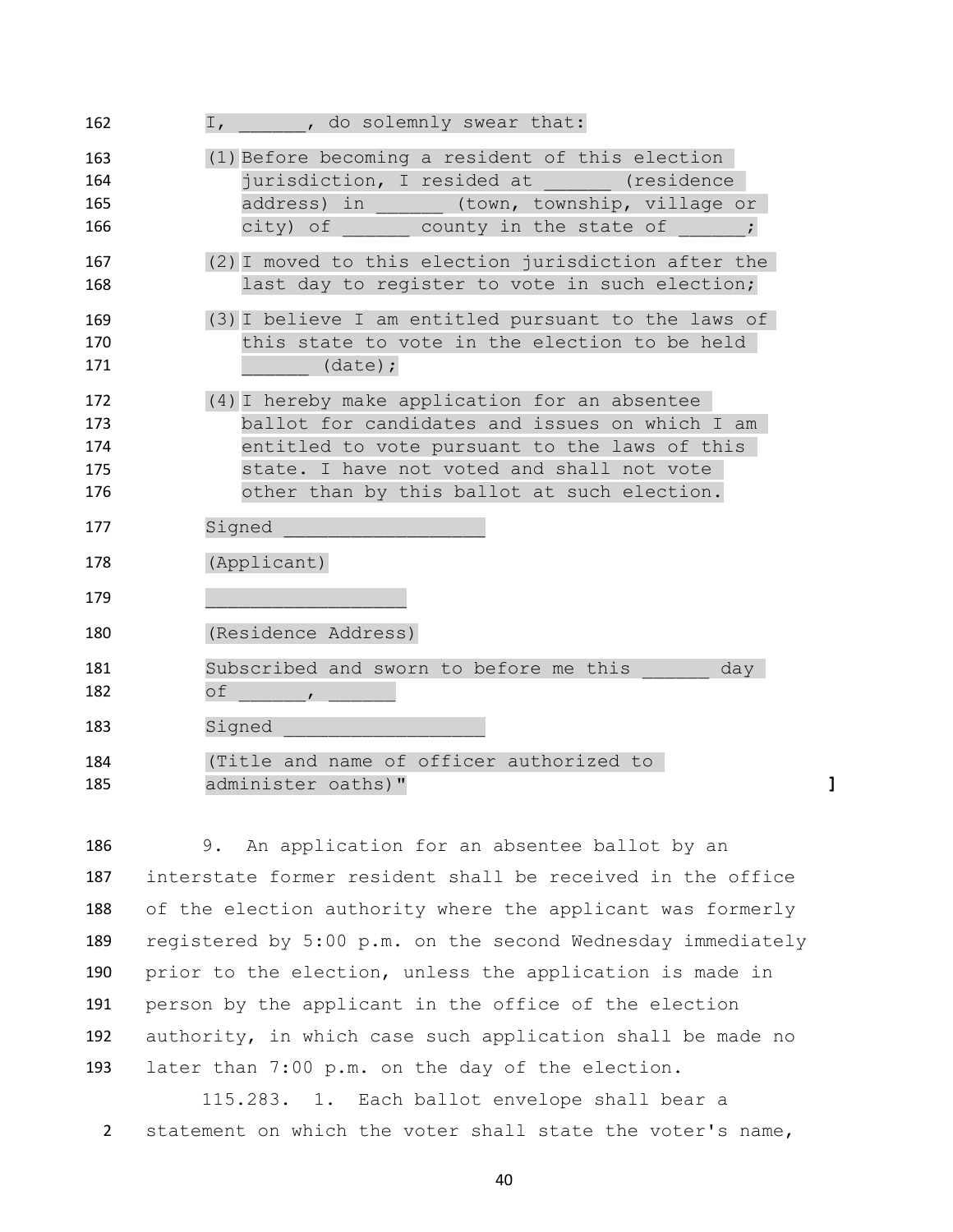I, ______, do solemnly swear that:

(1) Before becoming a resident of this election jurisdiction, I resided at ______ (residence address) in ______ (town, township, village or city) of ______ county in the state of ______;

(2) I moved to this election jurisdiction after the last day to register to vote in such election;

(3) I believe I am entitled pursuant to the laws of this state to vote in the election to be held ______ (date);

(4) I hereby make application for an absentee ballot for candidates and issues on which I am entitled to vote pursuant to the laws of this state. I have not voted and shall not vote other than by this ballot at such election.

Signed __________________

(Applicant)

__________________

(Residence Address)

Subscribed and sworn to before me this ______ day of ______, ______

Signed __________________

(Title and name of officer authorized to administer oaths)" ]

9. An application for an absentee ballot by an interstate former resident shall be received in the office of the election authority where the applicant was formerly registered by 5:00 p.m. on the second Wednesday immediately prior to the election, unless the application is made in person by the applicant in the office of the election authority, in which case such application shall be made no later than 7:00 p.m. on the day of the election.

115.283. 1. Each ballot envelope shall bear a statement on which the voter shall state the voter's name,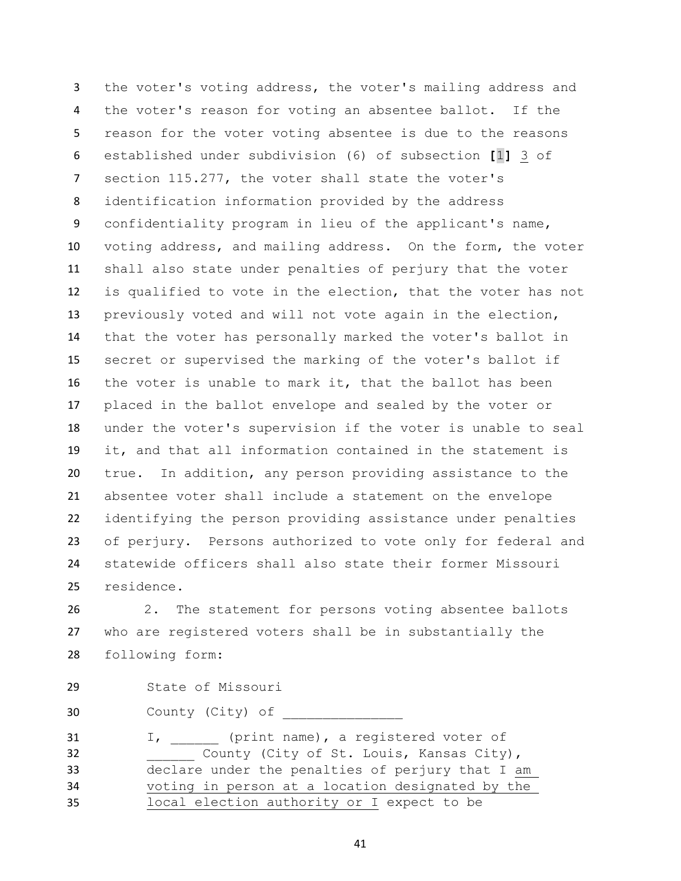the voter's voting address, the voter's mailing address and the voter's reason for voting an absentee ballot. If the reason for the voter voting absentee is due to the reasons established under subdivision (6) of subsection **[**1**]** 3 of section 115.277, the voter shall state the voter's identification information provided by the address confidentiality program in lieu of the applicant's name, voting address, and mailing address. On the form, the voter shall also state under penalties of perjury that the voter is qualified to vote in the election, that the voter has not previously voted and will not vote again in the election, that the voter has personally marked the voter's ballot in secret or supervised the marking of the voter's ballot if the voter is unable to mark it, that the ballot has been placed in the ballot envelope and sealed by the voter or under the voter's supervision if the voter is unable to seal it, and that all information contained in the statement is true. In addition, any person providing assistance to the absentee voter shall include a statement on the envelope identifying the person providing assistance under penalties of perjury. Persons authorized to vote only for federal and statewide officers shall also state their former Missouri residence.

2. The statement for persons voting absentee ballots who are registered voters shall be in substantially the following form:

State of Missouri

County (City) of _______________

I, ______ (print name), a registered voter of ______ County (City of St. Louis, Kansas City), declare under the penalties of perjury that I am voting in person at a location designated by the local election authority or I expect to be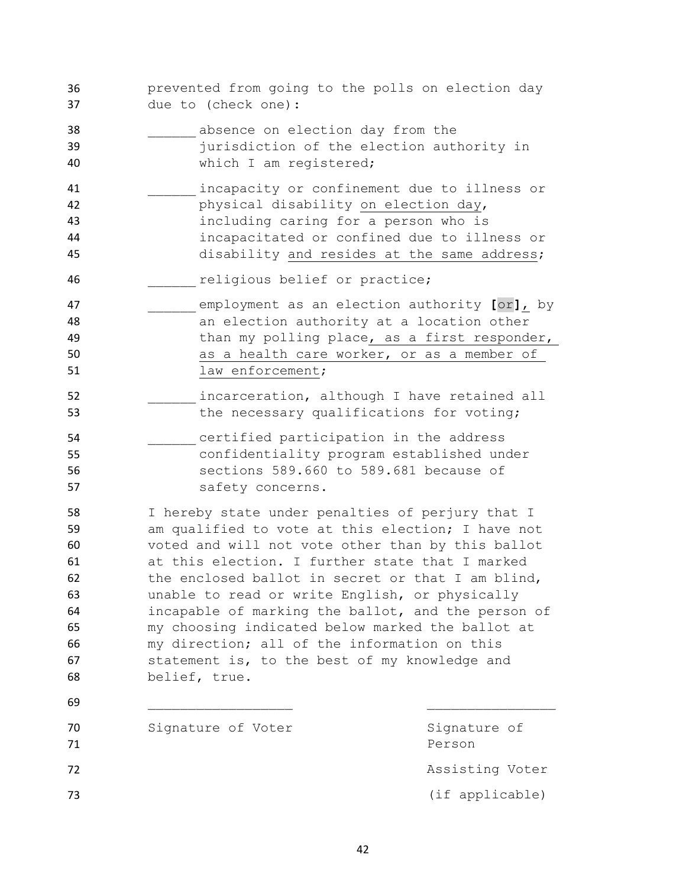prevented from going to the polls on election day due to (check one):

______ absence on election day from the jurisdiction of the election authority in which I am registered;

______ incapacity or confinement due to illness or physical disability <u>on election day</u>, including caring for a person who is incapacitated or confined due to illness or disability <u>and resides at the same address</u>;

______ religious belief or practice;

______ employment as an election authority **[**or**]**<u>,</u> by an election authority at a location other than my polling place<u>, as a first responder, as a health care worker, or as a member of law enforcement</u>;

______ incarceration, although I have retained all the necessary qualifications for voting;

______ certified participation in the address confidentiality program established under sections 589.660 to 589.681 because of safety concerns.

I hereby state under penalties of perjury that I am qualified to vote at this election; I have not voted and will not vote other than by this ballot at this election. I further state that I marked the enclosed ballot in secret or that I am blind, unable to read or write English, or physically incapable of marking the ballot, and the person of my choosing indicated below marked the ballot at my direction; all of the information on this statement is, to the best of my knowledge and belief, true.

| | |
|---|---|
| __________________ | ________________ |
| Signature of Voter | Signature of Person Assisting Voter (if applicable) |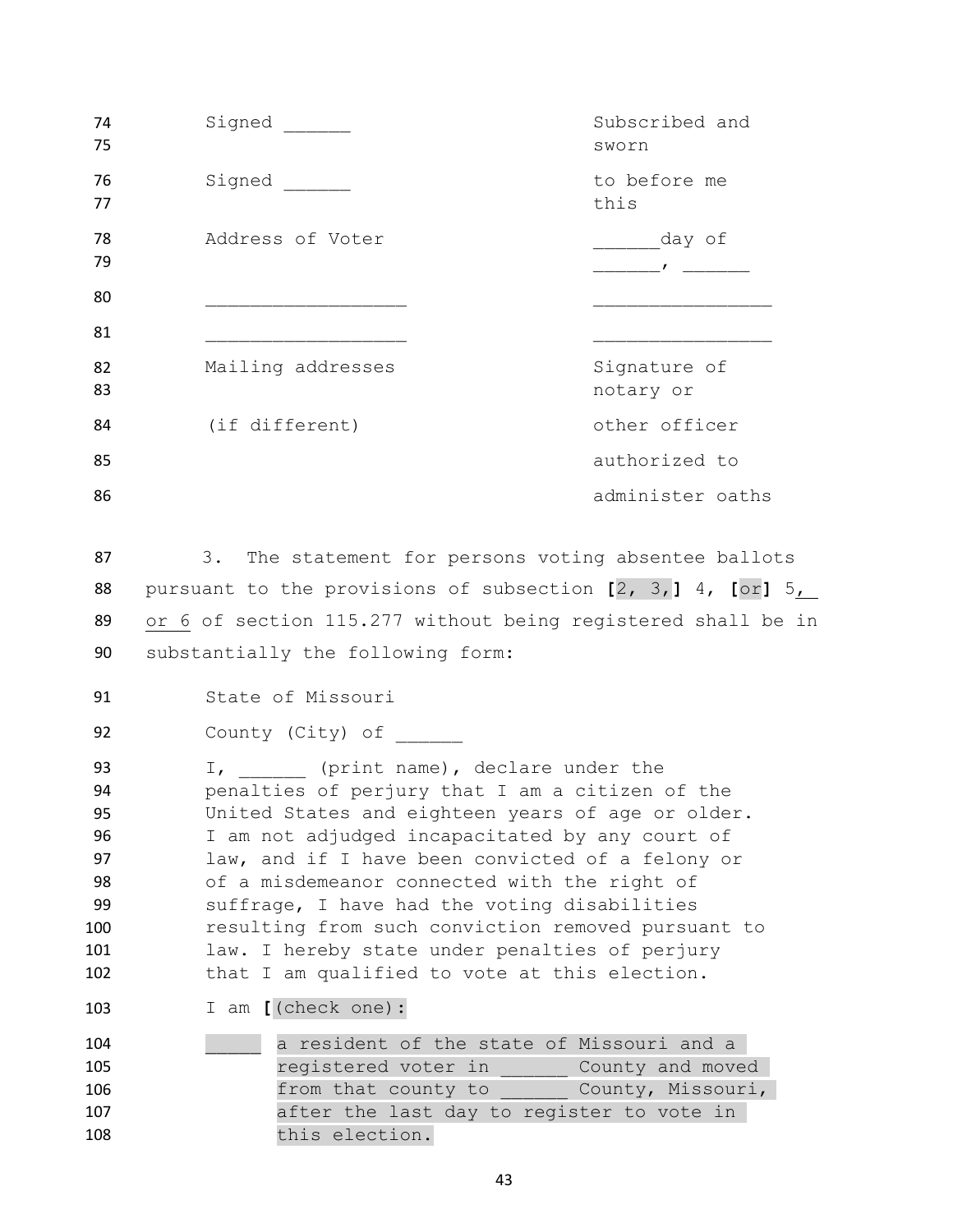| | |
|---|---|
| Signed ______ | Subscribed and sworn |
| Signed ______ | to before me this |
| Address of Voter | ______day of ______, ______ |
| __________________ | ________________ |
| __________________ | ________________ |
| Mailing addresses | Signature of notary or |
| (if different) | other officer |
| | authorized to |
| | administer oaths |

3. The statement for persons voting absentee ballots pursuant to the provisions of subsection [2, 3,] 4, [or] 5, or 6 of section 115.277 without being registered shall be in substantially the following form:

State of Missouri

County (City) of ______

I, ______ (print name), declare under the penalties of perjury that I am a citizen of the United States and eighteen years of age or older. I am not adjudged incapacitated by any court of law, and if I have been convicted of a felony or of a misdemeanor connected with the right of suffrage, I have had the voting disabilities resulting from such conviction removed pursuant to law. I hereby state under penalties of perjury that I am qualified to vote at this election.

I am [(check one):

_____ a resident of the state of Missouri and a registered voter in ______ County and moved from that county to ______ County, Missouri, after the last day to register to vote in this election.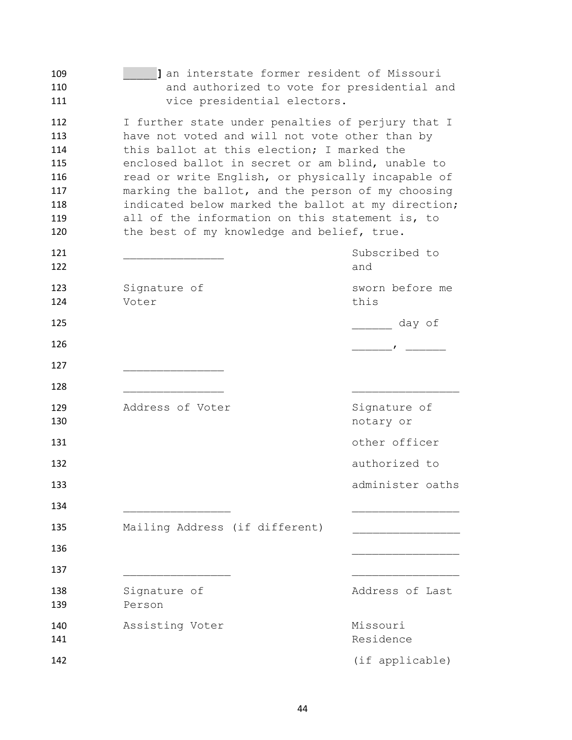_____] an interstate former resident of Missouri and authorized to vote for presidential and vice presidential electors.

I further state under penalties of perjury that I have not voted and will not vote other than by this ballot at this election; I marked the enclosed ballot in secret or am blind, unable to read or write English, or physically incapable of marking the ballot, and the person of my choosing indicated below marked the ballot at my direction; all of the information on this statement is, to the best of my knowledge and belief, true.

| | |
|---|---|
| _______________ | Subscribed to and |
| Signature of Voter | sworn before me this |
| | ______ day of |
| | ______, ______ |
| _______________ | |
| _______________ | _______________ |
| Address of Voter | Signature of notary or |
| | other officer |
| | authorized to |
| | administer oaths |
| _______________ | _______________ |
| Mailing Address (if different) | _______________ |
| | _______________ |
| _______________ | _______________ |
| Signature of Person | Address of Last |
| Assisting Voter | Missouri Residence |
| | (if applicable) |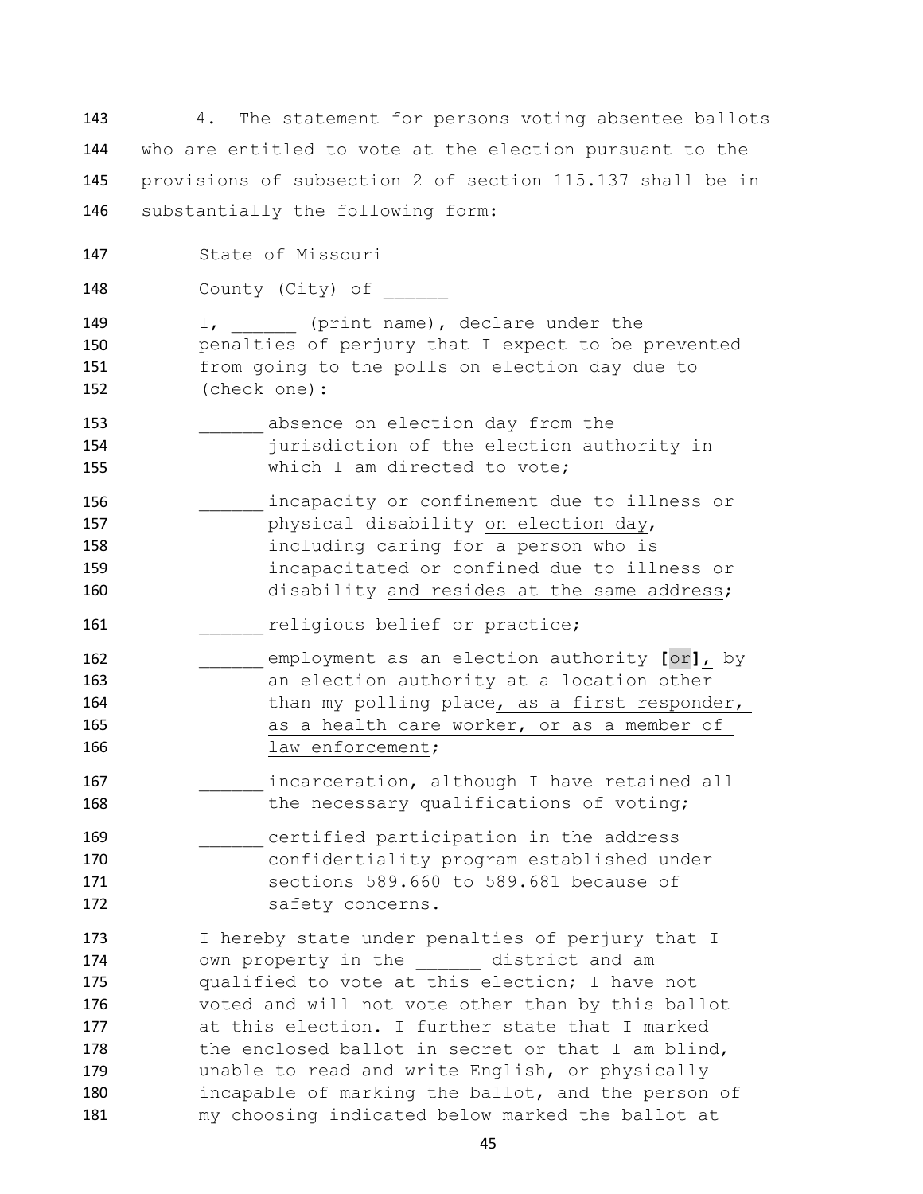4. The statement for persons voting absentee ballots who are entitled to vote at the election pursuant to the provisions of subsection 2 of section 115.137 shall be in substantially the following form:

State of Missouri

County (City) of ______

I, ______ (print name), declare under the penalties of perjury that I expect to be prevented from going to the polls on election day due to (check one):

______ absence on election day from the jurisdiction of the election authority in which I am directed to vote;

______ incapacity or confinement due to illness or physical disability on election day, including caring for a person who is incapacitated or confined due to illness or disability and resides at the same address;

______ religious belief or practice;

______ employment as an election authority [or], by an election authority at a location other than my polling place, as a first responder, as a health care worker, or as a member of law enforcement;

______ incarceration, although I have retained all the necessary qualifications of voting;

______ certified participation in the address confidentiality program established under sections 589.660 to 589.681 because of safety concerns.

I hereby state under penalties of perjury that I own property in the ______ district and am qualified to vote at this election; I have not voted and will not vote other than by this ballot at this election. I further state that I marked the enclosed ballot in secret or that I am blind, unable to read and write English, or physically incapable of marking the ballot, and the person of my choosing indicated below marked the ballot at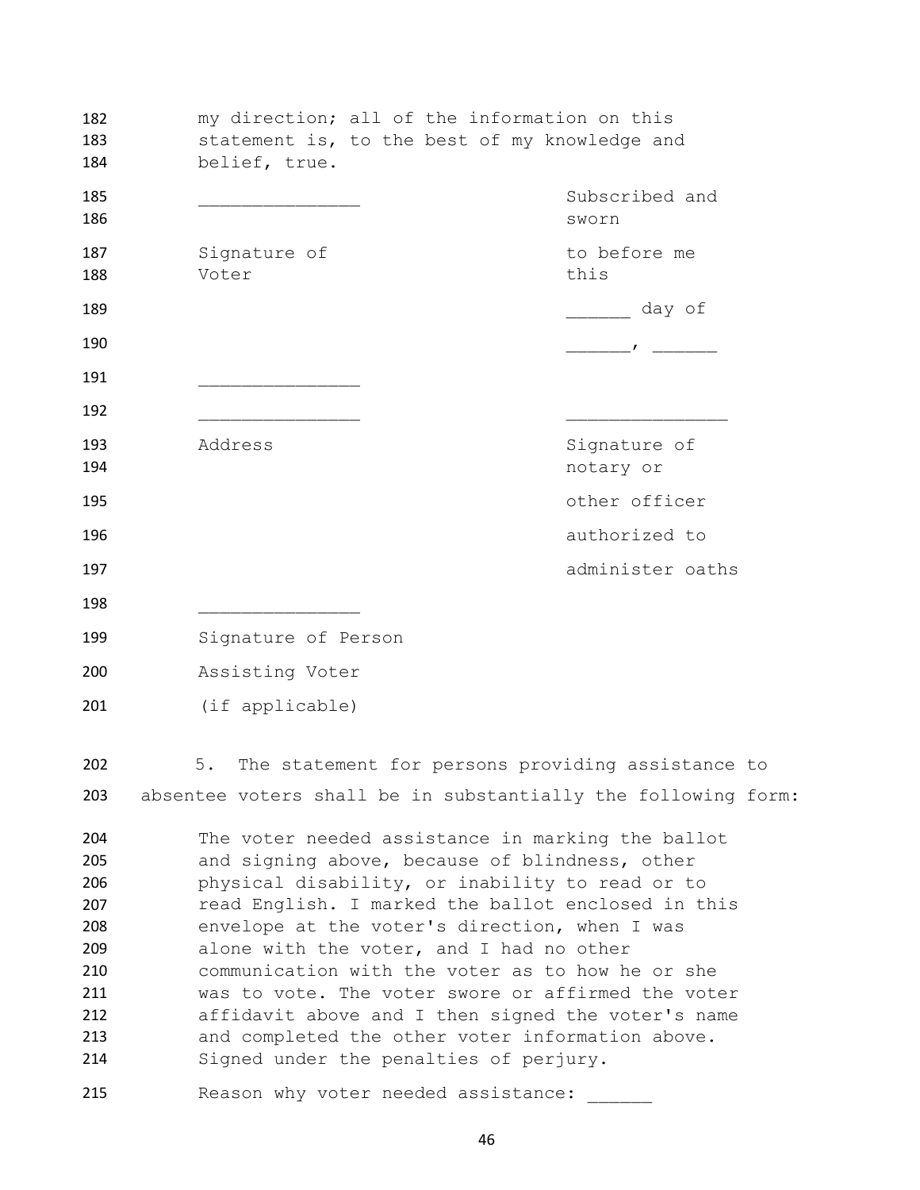my direction; all of the information on this statement is, to the best of my knowledge and belief, true.

| | |
|---|---|
| _______________ | Subscribed and sworn |
| Signature of Voter | to before me this |
| | ______ day of |
| | ______, ______ |
| _______________ | |
| _______________ | _______________ |
| Address | Signature of notary or other officer authorized to administer oaths |
| _______________ | |
| Signature of Person Assisting Voter (if applicable) | |

5. The statement for persons providing assistance to absentee voters shall be in substantially the following form:

The voter needed assistance in marking the ballot and signing above, because of blindness, other physical disability, or inability to read or to read English. I marked the ballot enclosed in this envelope at the voter's direction, when I was alone with the voter, and I had no other communication with the voter as to how he or she was to vote. The voter swore or affirmed the voter affidavit above and I then signed the voter's name and completed the other voter information above. Signed under the penalties of perjury.

Reason why voter needed assistance: ______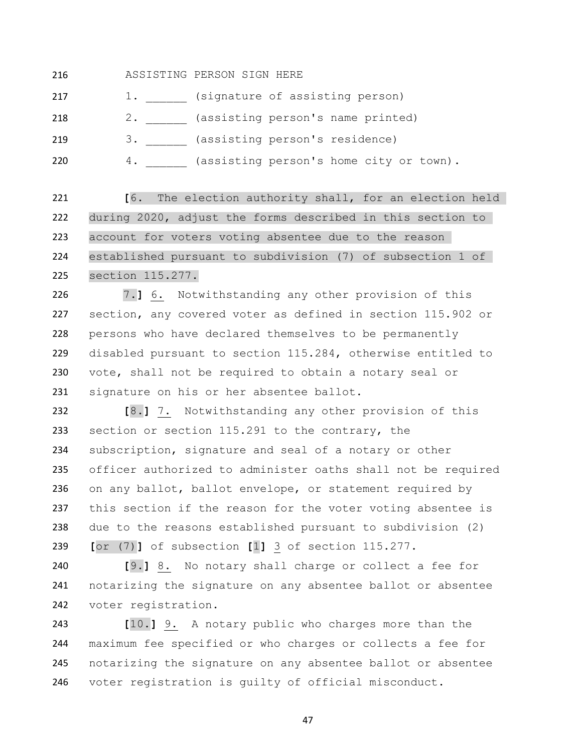ASSISTING PERSON SIGN HERE

1. ______ (signature of assisting person)

2. ______ (assisting person's name printed)

3. ______ (assisting person's residence)

4. ______ (assisting person's home city or town).

[6. The election authority shall, for an election held during 2020, adjust the forms described in this section to account for voters voting absentee due to the reason established pursuant to subdivision (7) of subsection 1 of section 115.277.

7.] 6. Notwithstanding any other provision of this section, any covered voter as defined in section 115.902 or persons who have declared themselves to be permanently disabled pursuant to section 115.284, otherwise entitled to vote, shall not be required to obtain a notary seal or signature on his or her absentee ballot.

[8.] 7. Notwithstanding any other provision of this section or section 115.291 to the contrary, the subscription, signature and seal of a notary or other officer authorized to administer oaths shall not be required on any ballot, ballot envelope, or statement required by this section if the reason for the voter voting absentee is due to the reasons established pursuant to subdivision (2) [or (7)] of subsection [1] 3 of section 115.277.

[9.] 8. No notary shall charge or collect a fee for notarizing the signature on any absentee ballot or absentee voter registration.

[10.] 9. A notary public who charges more than the maximum fee specified or who charges or collects a fee for notarizing the signature on any absentee ballot or absentee voter registration is guilty of official misconduct.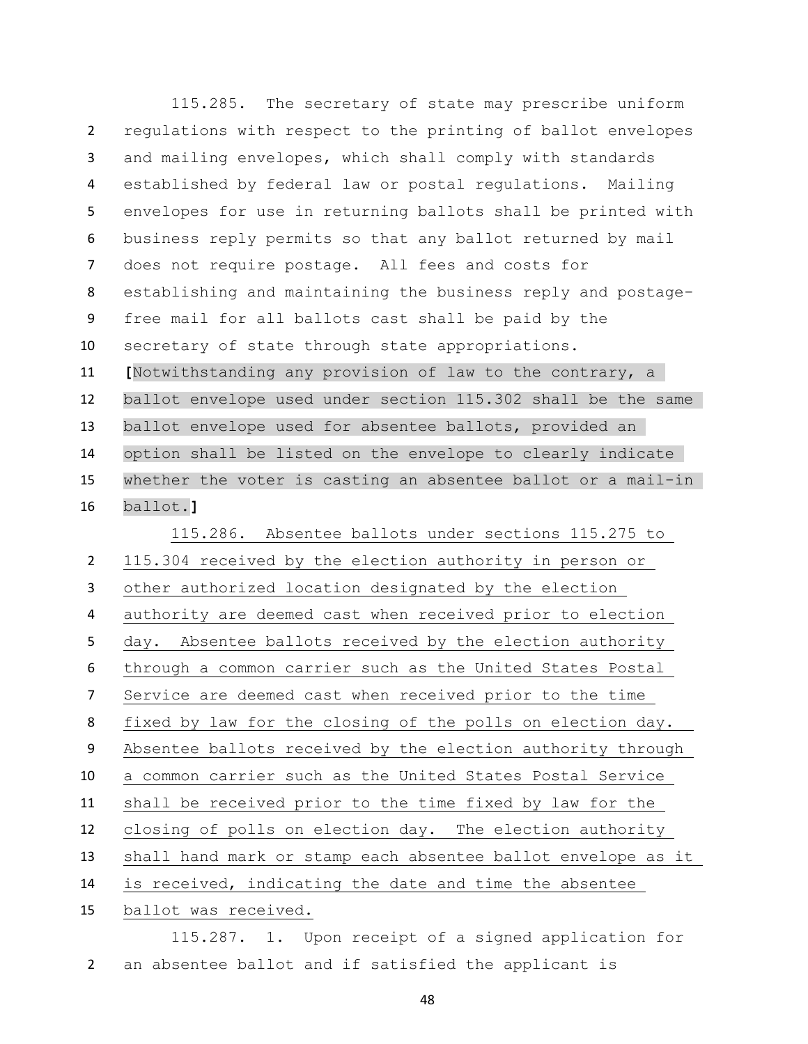115.285. The secretary of state may prescribe uniform regulations with respect to the printing of ballot envelopes and mailing envelopes, which shall comply with standards established by federal law or postal regulations. Mailing envelopes for use in returning ballots shall be printed with business reply permits so that any ballot returned by mail does not require postage. All fees and costs for establishing and maintaining the business reply and postage-free mail for all ballots cast shall be paid by the secretary of state through state appropriations. **[**Notwithstanding any provision of law to the contrary, a ballot envelope used under section 115.302 shall be the same ballot envelope used for absentee ballots, provided an option shall be listed on the envelope to clearly indicate whether the voter is casting an absentee ballot or a mail-in ballot.**]**

115.286. Absentee ballots under sections 115.275 to 115.304 received by the election authority in person or other authorized location designated by the election authority are deemed cast when received prior to election day. Absentee ballots received by the election authority through a common carrier such as the United States Postal Service are deemed cast when received prior to the time fixed by law for the closing of the polls on election day. Absentee ballots received by the election authority through a common carrier such as the United States Postal Service shall be received prior to the time fixed by law for the closing of polls on election day. The election authority shall hand mark or stamp each absentee ballot envelope as it is received, indicating the date and time the absentee ballot was received.

115.287. 1. Upon receipt of a signed application for an absentee ballot and if satisfied the applicant is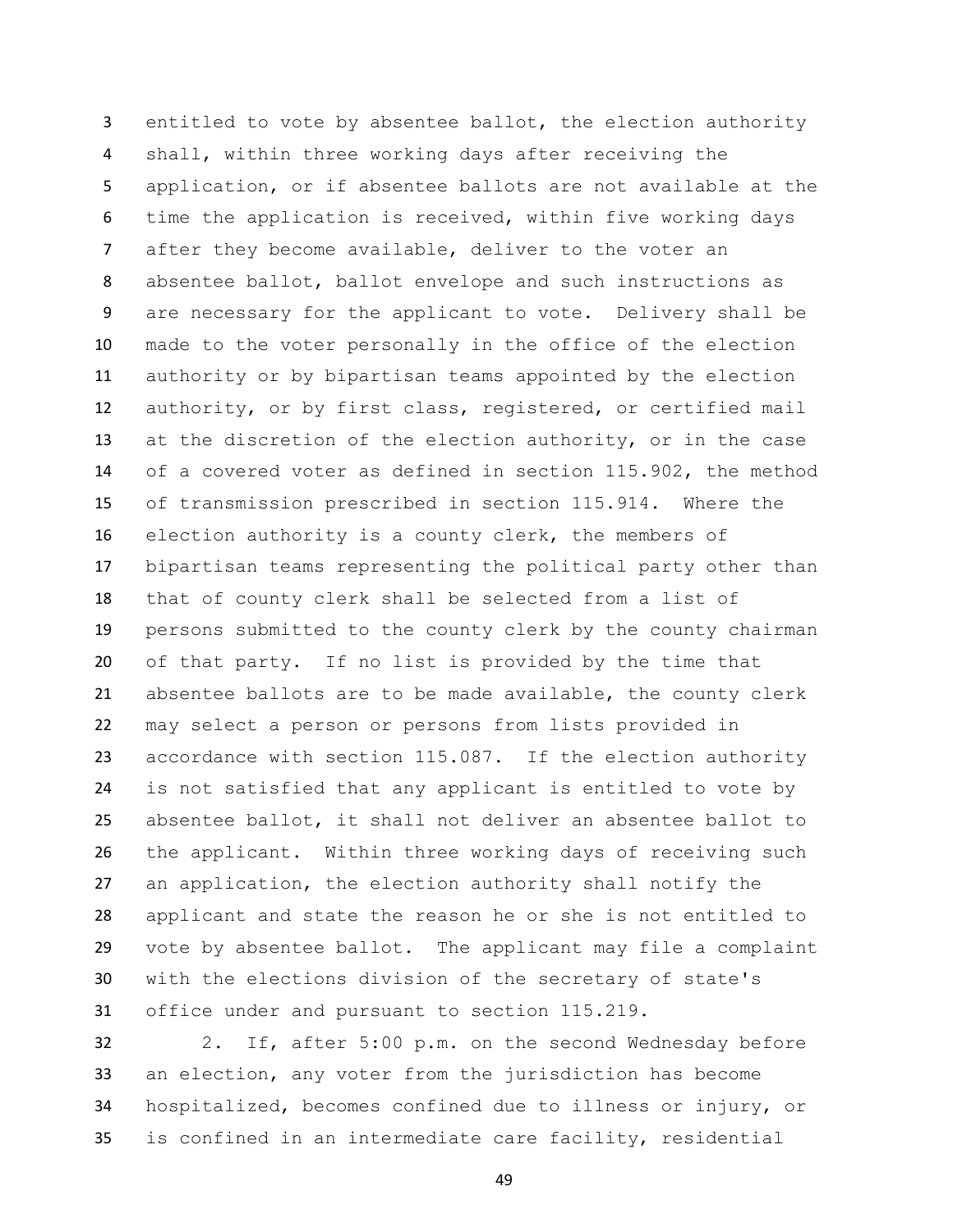entitled to vote by absentee ballot, the election authority shall, within three working days after receiving the application, or if absentee ballots are not available at the time the application is received, within five working days after they become available, deliver to the voter an absentee ballot, ballot envelope and such instructions as are necessary for the applicant to vote. Delivery shall be made to the voter personally in the office of the election authority or by bipartisan teams appointed by the election authority, or by first class, registered, or certified mail at the discretion of the election authority, or in the case of a covered voter as defined in section 115.902, the method of transmission prescribed in section 115.914. Where the election authority is a county clerk, the members of bipartisan teams representing the political party other than that of county clerk shall be selected from a list of persons submitted to the county clerk by the county chairman of that party. If no list is provided by the time that absentee ballots are to be made available, the county clerk may select a person or persons from lists provided in accordance with section 115.087. If the election authority is not satisfied that any applicant is entitled to vote by absentee ballot, it shall not deliver an absentee ballot to the applicant. Within three working days of receiving such an application, the election authority shall notify the applicant and state the reason he or she is not entitled to vote by absentee ballot. The applicant may file a complaint with the elections division of the secretary of state's office under and pursuant to section 115.219.

2. If, after 5:00 p.m. on the second Wednesday before an election, any voter from the jurisdiction has become hospitalized, becomes confined due to illness or injury, or is confined in an intermediate care facility, residential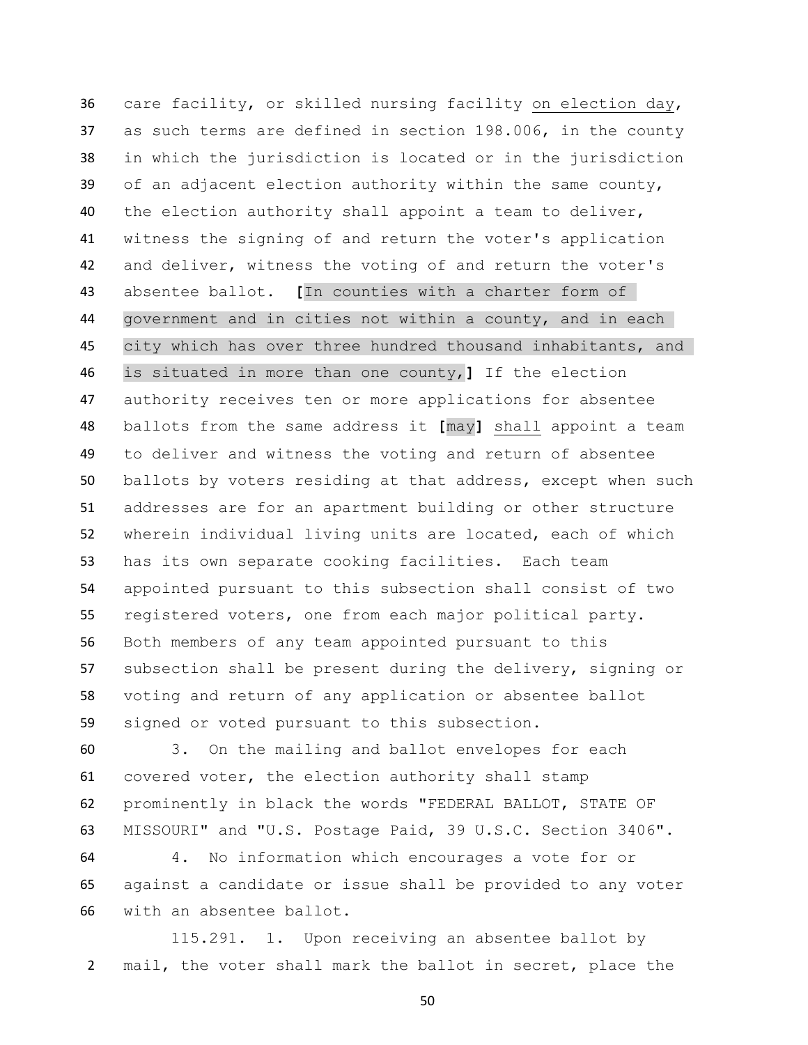care facility, or skilled nursing facility <u>on election day</u>, as such terms are defined in section 198.006, in the county in which the jurisdiction is located or in the jurisdiction of an adjacent election authority within the same county, the election authority shall appoint a team to deliver, witness the signing of and return the voter's application and deliver, witness the voting of and return the voter's absentee ballot. **[**In counties with a charter form of government and in cities not within a county, and in each city which has over three hundred thousand inhabitants, and is situated in more than one county,**]** If the election authority receives ten or more applications for absentee ballots from the same address it **[**may**]** <u>shall</u> appoint a team to deliver and witness the voting and return of absentee ballots by voters residing at that address, except when such addresses are for an apartment building or other structure wherein individual living units are located, each of which has its own separate cooking facilities. Each team appointed pursuant to this subsection shall consist of two registered voters, one from each major political party. Both members of any team appointed pursuant to this subsection shall be present during the delivery, signing or voting and return of any application or absentee ballot signed or voted pursuant to this subsection.

3. On the mailing and ballot envelopes for each covered voter, the election authority shall stamp prominently in black the words "FEDERAL BALLOT, STATE OF MISSOURI" and "U.S. Postage Paid, 39 U.S.C. Section 3406".

4. No information which encourages a vote for or against a candidate or issue shall be provided to any voter with an absentee ballot.

115.291. 1. Upon receiving an absentee ballot by mail, the voter shall mark the ballot in secret, place the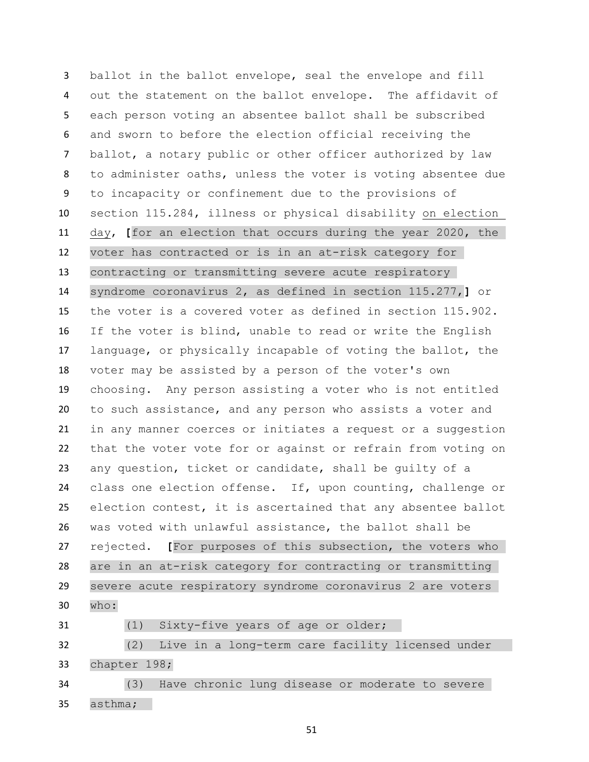ballot in the ballot envelope, seal the envelope and fill out the statement on the ballot envelope. The affidavit of each person voting an absentee ballot shall be subscribed and sworn to before the election official receiving the ballot, a notary public or other officer authorized by law to administer oaths, unless the voter is voting absentee due to incapacity or confinement due to the provisions of section 115.284, illness or physical disability on election day, **[**for an election that occurs during the year 2020, the voter has contracted or is in an at-risk category for contracting or transmitting severe acute respiratory syndrome coronavirus 2, as defined in section 115.277,**]** or the voter is a covered voter as defined in section 115.902. If the voter is blind, unable to read or write the English language, or physically incapable of voting the ballot, the voter may be assisted by a person of the voter's own choosing. Any person assisting a voter who is not entitled to such assistance, and any person who assists a voter and in any manner coerces or initiates a request or a suggestion that the voter vote for or against or refrain from voting on any question, ticket or candidate, shall be guilty of a class one election offense. If, upon counting, challenge or election contest, it is ascertained that any absentee ballot was voted with unlawful assistance, the ballot shall be rejected. **[**For purposes of this subsection, the voters who are in an at-risk category for contracting or transmitting severe acute respiratory syndrome coronavirus 2 are voters who:

(1) Sixty-five years of age or older;

(2) Live in a long-term care facility licensed under chapter 198;

(3) Have chronic lung disease or moderate to severe asthma;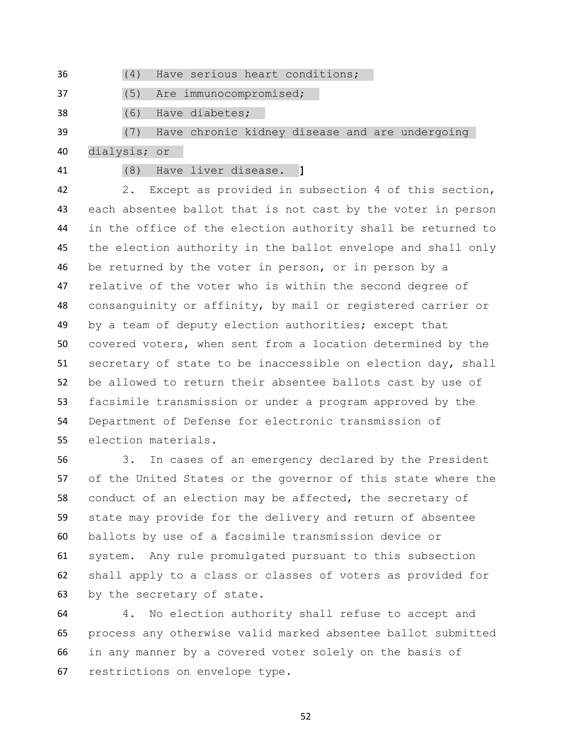(4) Have serious heart conditions;

(5) Are immunocompromised;

(6) Have diabetes;

(7) Have chronic kidney disease and are undergoing dialysis; or

(8) Have liver disease. ]

2. Except as provided in subsection 4 of this section, each absentee ballot that is not cast by the voter in person in the office of the election authority shall be returned to the election authority in the ballot envelope and shall only be returned by the voter in person, or in person by a relative of the voter who is within the second degree of consanguinity or affinity, by mail or registered carrier or by a team of deputy election authorities; except that covered voters, when sent from a location determined by the secretary of state to be inaccessible on election day, shall be allowed to return their absentee ballots cast by use of facsimile transmission or under a program approved by the Department of Defense for electronic transmission of election materials.

3. In cases of an emergency declared by the President of the United States or the governor of this state where the conduct of an election may be affected, the secretary of state may provide for the delivery and return of absentee ballots by use of a facsimile transmission device or system. Any rule promulgated pursuant to this subsection shall apply to a class or classes of voters as provided for by the secretary of state.

4. No election authority shall refuse to accept and process any otherwise valid marked absentee ballot submitted in any manner by a covered voter solely on the basis of restrictions on envelope type.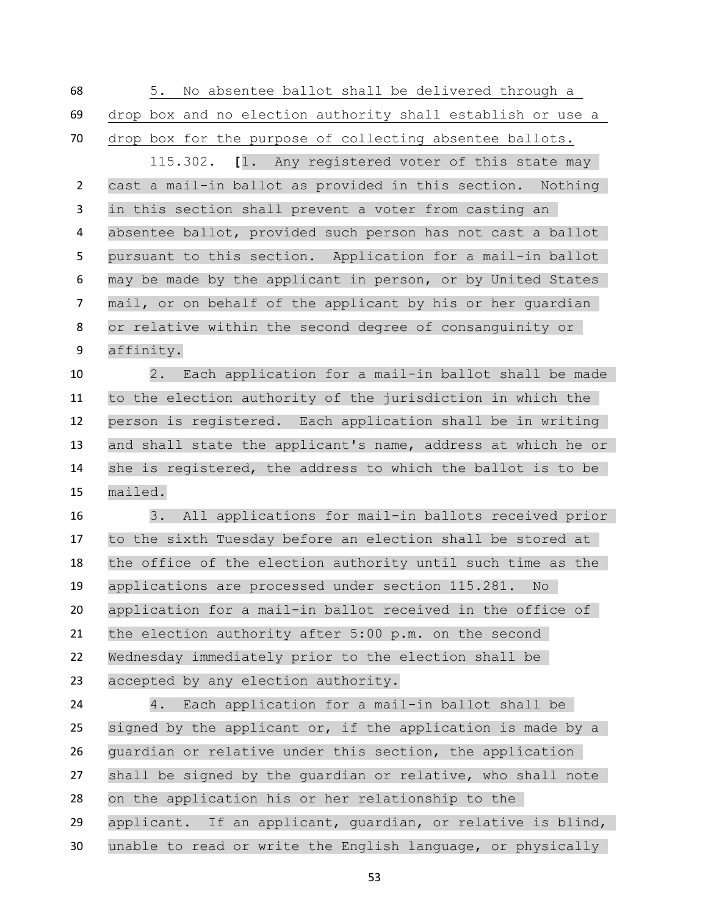5. No absentee ballot shall be delivered through a drop box and no election authority shall establish or use a drop box for the purpose of collecting absentee ballots.

115.302. [1. Any registered voter of this state may cast a mail-in ballot as provided in this section. Nothing in this section shall prevent a voter from casting an absentee ballot, provided such person has not cast a ballot pursuant to this section. Application for a mail-in ballot may be made by the applicant in person, or by United States mail, or on behalf of the applicant by his or her guardian or relative within the second degree of consanguinity or affinity.

2. Each application for a mail-in ballot shall be made to the election authority of the jurisdiction in which the person is registered. Each application shall be in writing and shall state the applicant's name, address at which he or she is registered, the address to which the ballot is to be mailed.

3. All applications for mail-in ballots received prior to the sixth Tuesday before an election shall be stored at the office of the election authority until such time as the applications are processed under section 115.281. No application for a mail-in ballot received in the office of the election authority after 5:00 p.m. on the second Wednesday immediately prior to the election shall be accepted by any election authority.

4. Each application for a mail-in ballot shall be signed by the applicant or, if the application is made by a guardian or relative under this section, the application shall be signed by the guardian or relative, who shall note on the application his or her relationship to the applicant. If an applicant, guardian, or relative is blind, unable to read or write the English language, or physically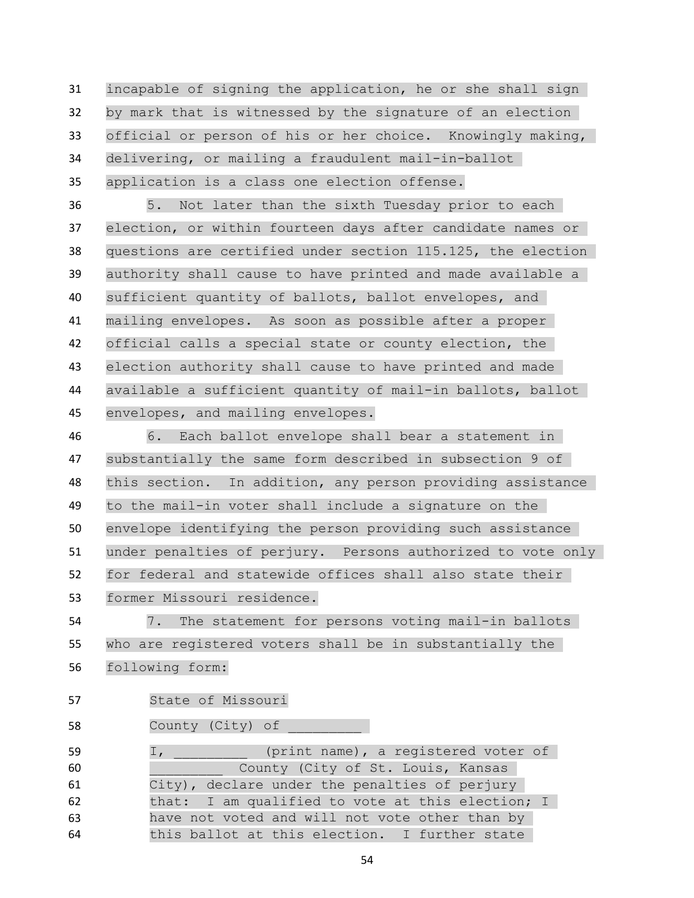incapable of signing the application, he or she shall sign by mark that is witnessed by the signature of an election official or person of his or her choice. Knowingly making, delivering, or mailing a fraudulent mail-in-ballot application is a class one election offense.

5. Not later than the sixth Tuesday prior to each election, or within fourteen days after candidate names or questions are certified under section 115.125, the election authority shall cause to have printed and made available a sufficient quantity of ballots, ballot envelopes, and mailing envelopes. As soon as possible after a proper official calls a special state or county election, the election authority shall cause to have printed and made available a sufficient quantity of mail-in ballots, ballot envelopes, and mailing envelopes.

6. Each ballot envelope shall bear a statement in substantially the same form described in subsection 9 of this section. In addition, any person providing assistance to the mail-in voter shall include a signature on the envelope identifying the person providing such assistance under penalties of perjury. Persons authorized to vote only for federal and statewide offices shall also state their former Missouri residence.

7. The statement for persons voting mail-in ballots who are registered voters shall be in substantially the following form:

State of Missouri

County (City) of _________

I, _________ (print name), a registered voter of _________ County (City of St. Louis, Kansas City), declare under the penalties of perjury that: I am qualified to vote at this election; I have not voted and will not vote other than by this ballot at this election. I further state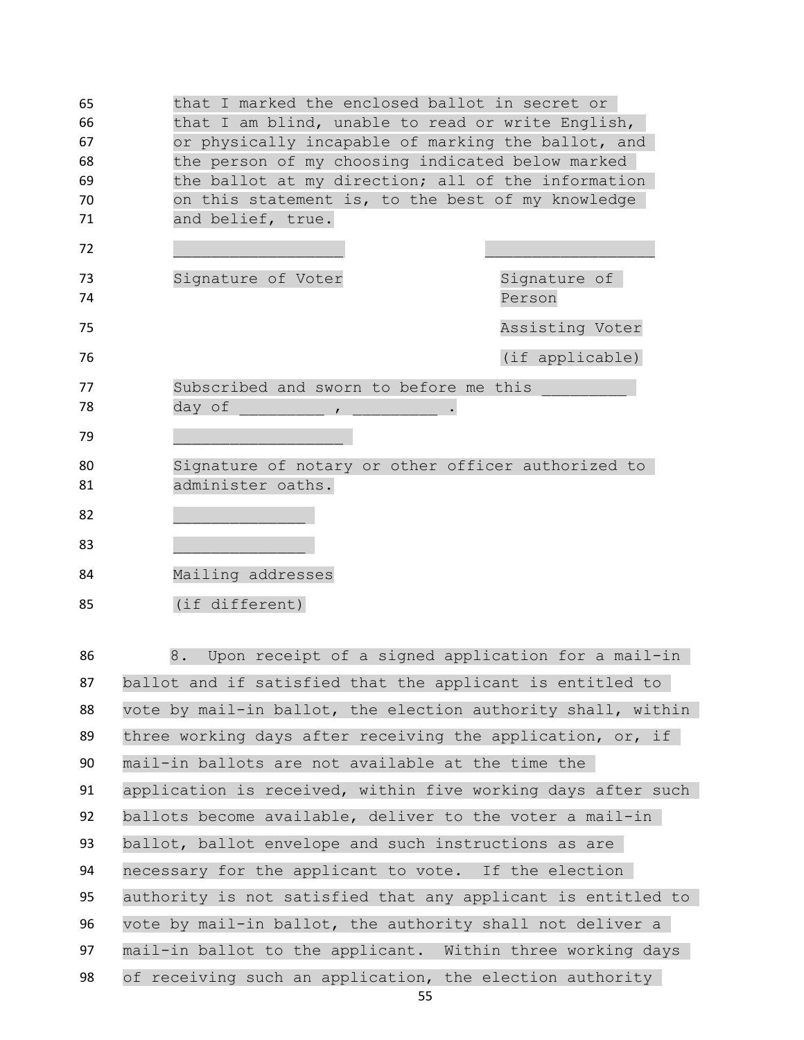that I marked the enclosed ballot in secret or that I am blind, unable to read or write English, or physically incapable of marking the ballot, and the person of my choosing indicated below marked the ballot at my direction; all of the information on this statement is, to the best of my knowledge and belief, true.

| | |
|---|---|
| __________________ | __________________ |
| Signature of Voter | Signature of Person Assisting Voter (if applicable) |

Subscribed and sworn to before me this _________ day of _________ , _________ .

__________________

Signature of notary or other officer authorized to administer oaths.

______________

______________

Mailing addresses (if different)

8. Upon receipt of a signed application for a mail-in ballot and if satisfied that the applicant is entitled to vote by mail-in ballot, the election authority shall, within three working days after receiving the application, or, if mail-in ballots are not available at the time the application is received, within five working days after such ballots become available, deliver to the voter a mail-in ballot, ballot envelope and such instructions as are necessary for the applicant to vote. If the election authority is not satisfied that any applicant is entitled to vote by mail-in ballot, the authority shall not deliver a mail-in ballot to the applicant. Within three working days of receiving such an application, the election authority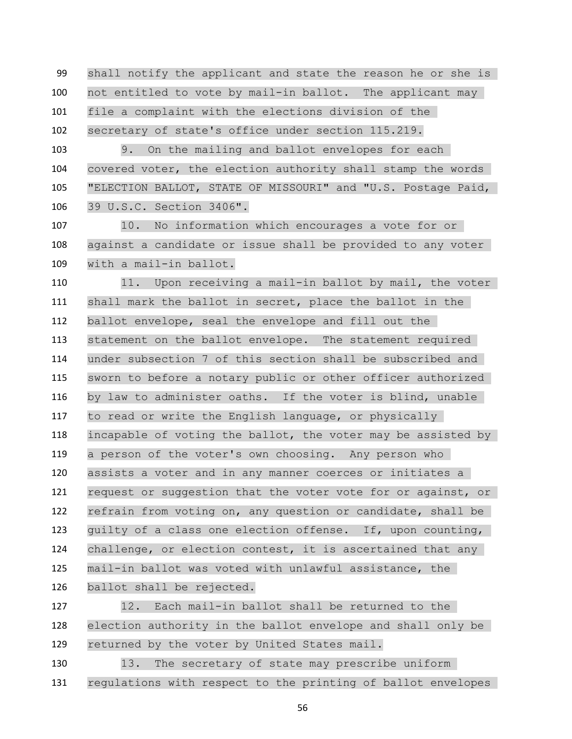shall notify the applicant and state the reason he or she is not entitled to vote by mail-in ballot. The applicant may file a complaint with the elections division of the secretary of state's office under section 115.219.

9. On the mailing and ballot envelopes for each covered voter, the election authority shall stamp the words "ELECTION BALLOT, STATE OF MISSOURI" and "U.S. Postage Paid, 39 U.S.C. Section 3406".

10. No information which encourages a vote for or against a candidate or issue shall be provided to any voter with a mail-in ballot.

11. Upon receiving a mail-in ballot by mail, the voter shall mark the ballot in secret, place the ballot in the ballot envelope, seal the envelope and fill out the statement on the ballot envelope. The statement required under subsection 7 of this section shall be subscribed and sworn to before a notary public or other officer authorized by law to administer oaths. If the voter is blind, unable to read or write the English language, or physically incapable of voting the ballot, the voter may be assisted by a person of the voter's own choosing. Any person who assists a voter and in any manner coerces or initiates a request or suggestion that the voter vote for or against, or refrain from voting on, any question or candidate, shall be guilty of a class one election offense. If, upon counting, challenge, or election contest, it is ascertained that any mail-in ballot was voted with unlawful assistance, the ballot shall be rejected.

12. Each mail-in ballot shall be returned to the election authority in the ballot envelope and shall only be returned by the voter by United States mail.

13. The secretary of state may prescribe uniform regulations with respect to the printing of ballot envelopes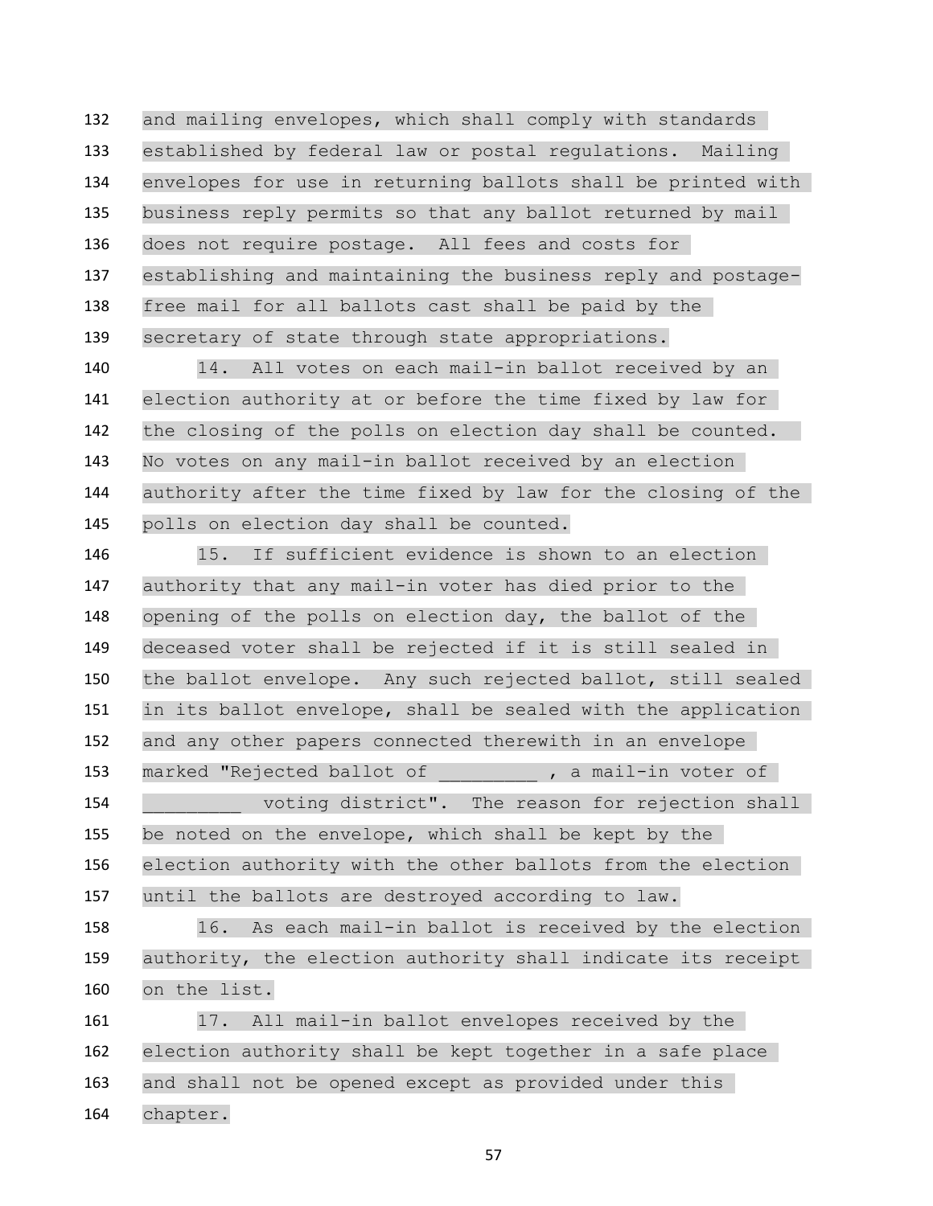and mailing envelopes, which shall comply with standards established by federal law or postal regulations. Mailing envelopes for use in returning ballots shall be printed with business reply permits so that any ballot returned by mail does not require postage. All fees and costs for establishing and maintaining the business reply and postage-free mail for all ballots cast shall be paid by the secretary of state through state appropriations.

14. All votes on each mail-in ballot received by an election authority at or before the time fixed by law for the closing of the polls on election day shall be counted. No votes on any mail-in ballot received by an election authority after the time fixed by law for the closing of the polls on election day shall be counted.

15. If sufficient evidence is shown to an election authority that any mail-in voter has died prior to the opening of the polls on election day, the ballot of the deceased voter shall be rejected if it is still sealed in the ballot envelope. Any such rejected ballot, still sealed in its ballot envelope, shall be sealed with the application and any other papers connected therewith in an envelope marked "Rejected ballot of _________ , a mail-in voter of _________ voting district". The reason for rejection shall be noted on the envelope, which shall be kept by the election authority with the other ballots from the election until the ballots are destroyed according to law.

16. As each mail-in ballot is received by the election authority, the election authority shall indicate its receipt on the list.

17. All mail-in ballot envelopes received by the election authority shall be kept together in a safe place and shall not be opened except as provided under this chapter.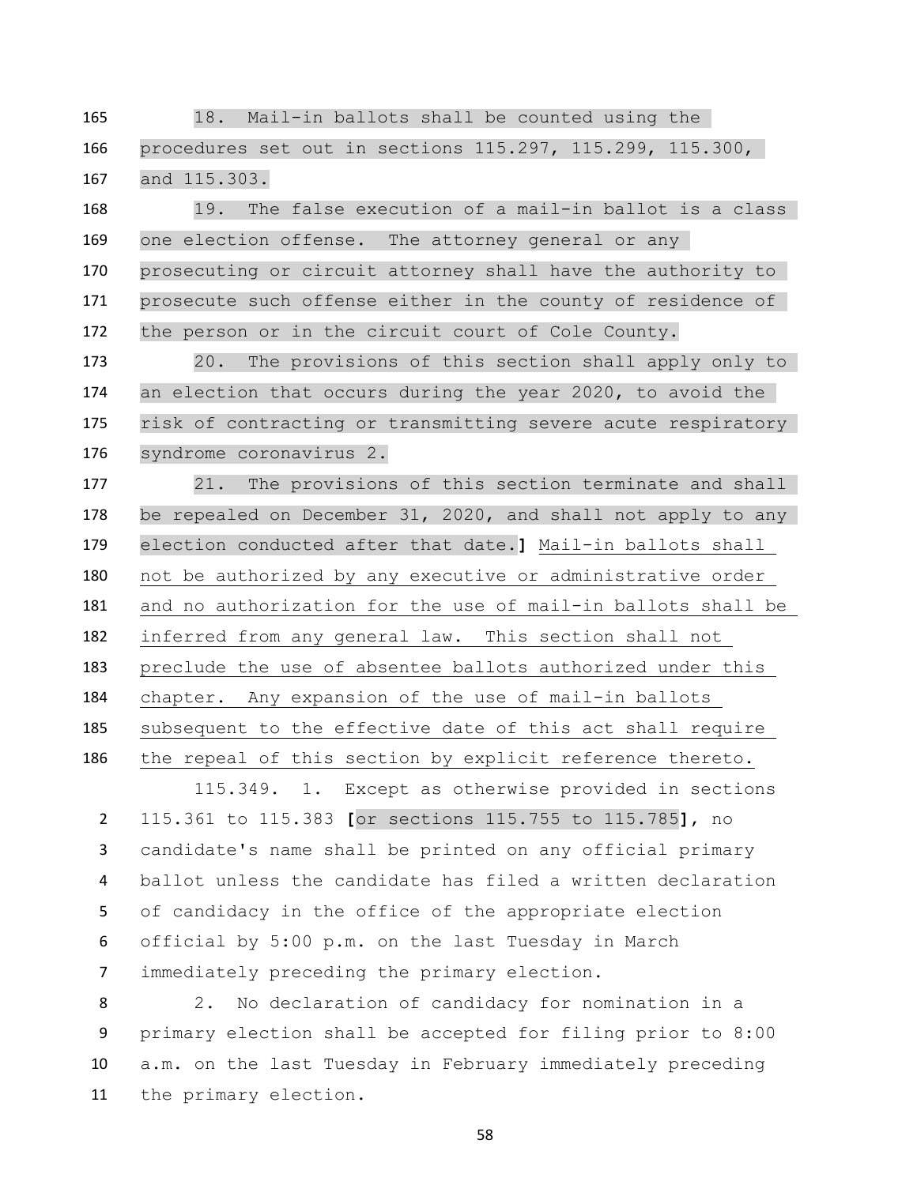18. Mail-in ballots shall be counted using the procedures set out in sections 115.297, 115.299, 115.300, and 115.303.

19. The false execution of a mail-in ballot is a class one election offense. The attorney general or any prosecuting or circuit attorney shall have the authority to prosecute such offense either in the county of residence of the person or in the circuit court of Cole County.

20. The provisions of this section shall apply only to an election that occurs during the year 2020, to avoid the risk of contracting or transmitting severe acute respiratory syndrome coronavirus 2.

21. The provisions of this section terminate and shall be repealed on December 31, 2020, and shall not apply to any election conducted after that date.] Mail-in ballots shall not be authorized by any executive or administrative order and no authorization for the use of mail-in ballots shall be inferred from any general law. This section shall not preclude the use of absentee ballots authorized under this chapter. Any expansion of the use of mail-in ballots subsequent to the effective date of this act shall require the repeal of this section by explicit reference thereto.

115.349. 1. Except as otherwise provided in sections 115.361 to 115.383 [or sections 115.755 to 115.785], no candidate's name shall be printed on any official primary ballot unless the candidate has filed a written declaration of candidacy in the office of the appropriate election official by 5:00 p.m. on the last Tuesday in March immediately preceding the primary election.

2. No declaration of candidacy for nomination in a primary election shall be accepted for filing prior to 8:00 a.m. on the last Tuesday in February immediately preceding the primary election.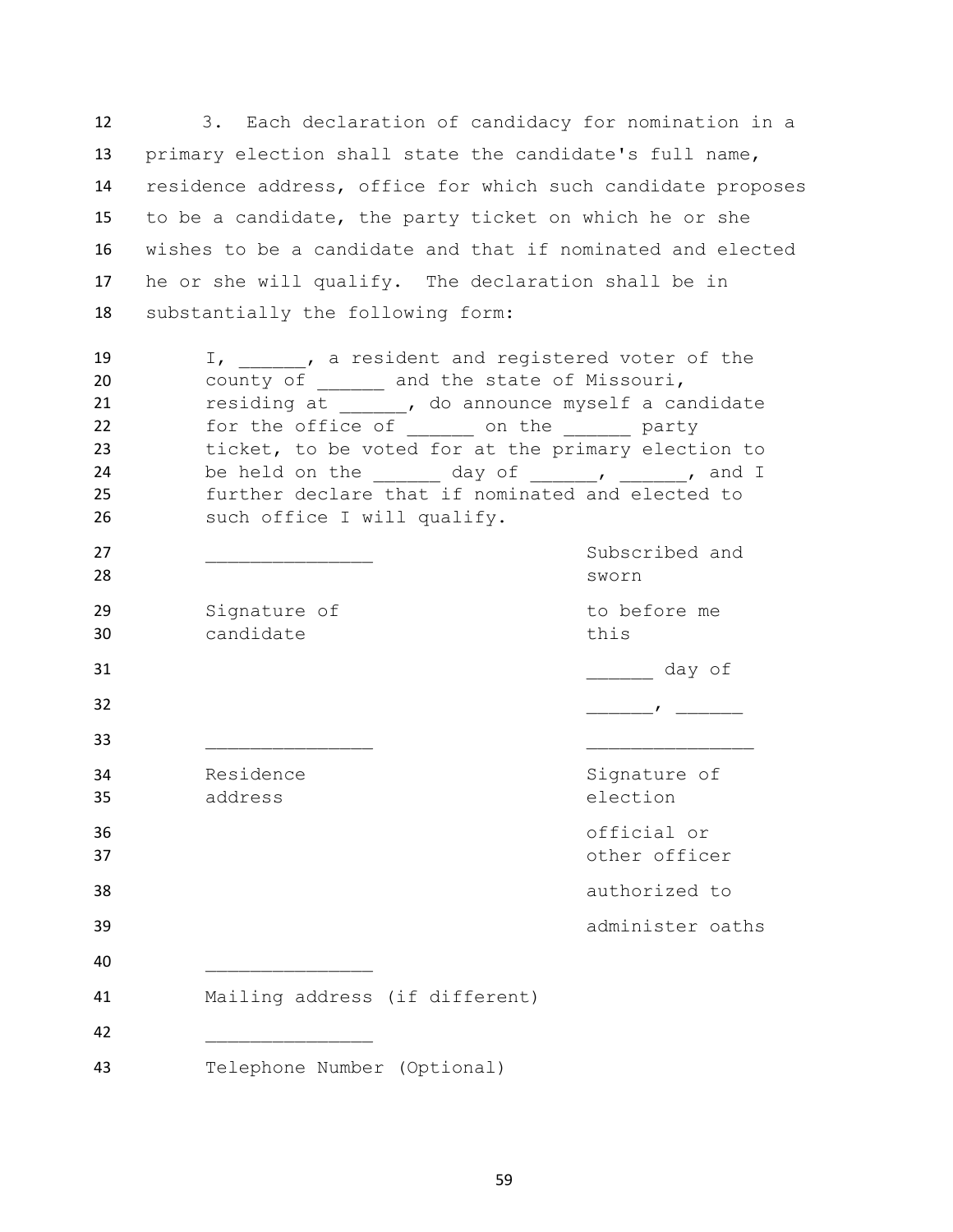3. Each declaration of candidacy for nomination in a primary election shall state the candidate's full name, residence address, office for which such candidate proposes to be a candidate, the party ticket on which he or she wishes to be a candidate and that if nominated and elected he or she will qualify. The declaration shall be in substantially the following form:

I, ______, a resident and registered voter of the county of ______ and the state of Missouri, residing at ______, do announce myself a candidate for the office of ______ on the ______ party ticket, to be voted for at the primary election to be held on the ______ day of ______, ______, and I further declare that if nominated and elected to such office I will qualify.

| | |
|---|---|
| _______________ | Subscribed and sworn |
| Signature of candidate | to before me this |
| | ______ day of |
| | ______, ______ |
| _______________ | _______________ |
| Residence address | Signature of election official or other officer authorized to administer oaths |

_______________

Mailing address (if different)

_______________

Telephone Number (Optional)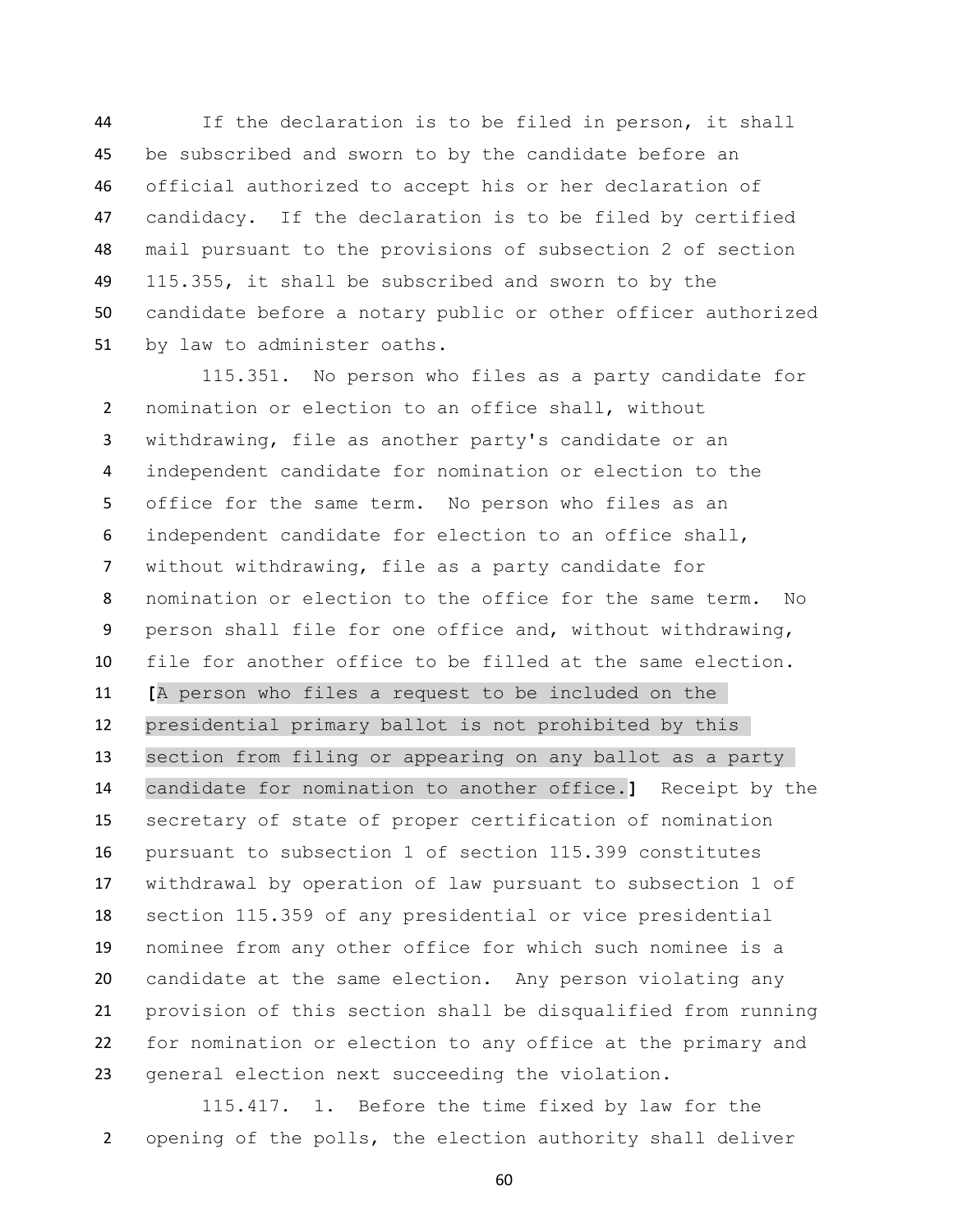If the declaration is to be filed in person, it shall be subscribed and sworn to by the candidate before an official authorized to accept his or her declaration of candidacy. If the declaration is to be filed by certified mail pursuant to the provisions of subsection 2 of section 115.355, it shall be subscribed and sworn to by the candidate before a notary public or other officer authorized by law to administer oaths.

115.351. No person who files as a party candidate for nomination or election to an office shall, without withdrawing, file as another party's candidate or an independent candidate for nomination or election to the office for the same term. No person who files as an independent candidate for election to an office shall, without withdrawing, file as a party candidate for nomination or election to the office for the same term. No person shall file for one office and, without withdrawing, file for another office to be filled at the same election. **[**A person who files a request to be included on the presidential primary ballot is not prohibited by this section from filing or appearing on any ballot as a party candidate for nomination to another office.**]** Receipt by the secretary of state of proper certification of nomination pursuant to subsection 1 of section 115.399 constitutes withdrawal by operation of law pursuant to subsection 1 of section 115.359 of any presidential or vice presidential nominee from any other office for which such nominee is a candidate at the same election. Any person violating any provision of this section shall be disqualified from running for nomination or election to any office at the primary and general election next succeeding the violation.

115.417. 1. Before the time fixed by law for the opening of the polls, the election authority shall deliver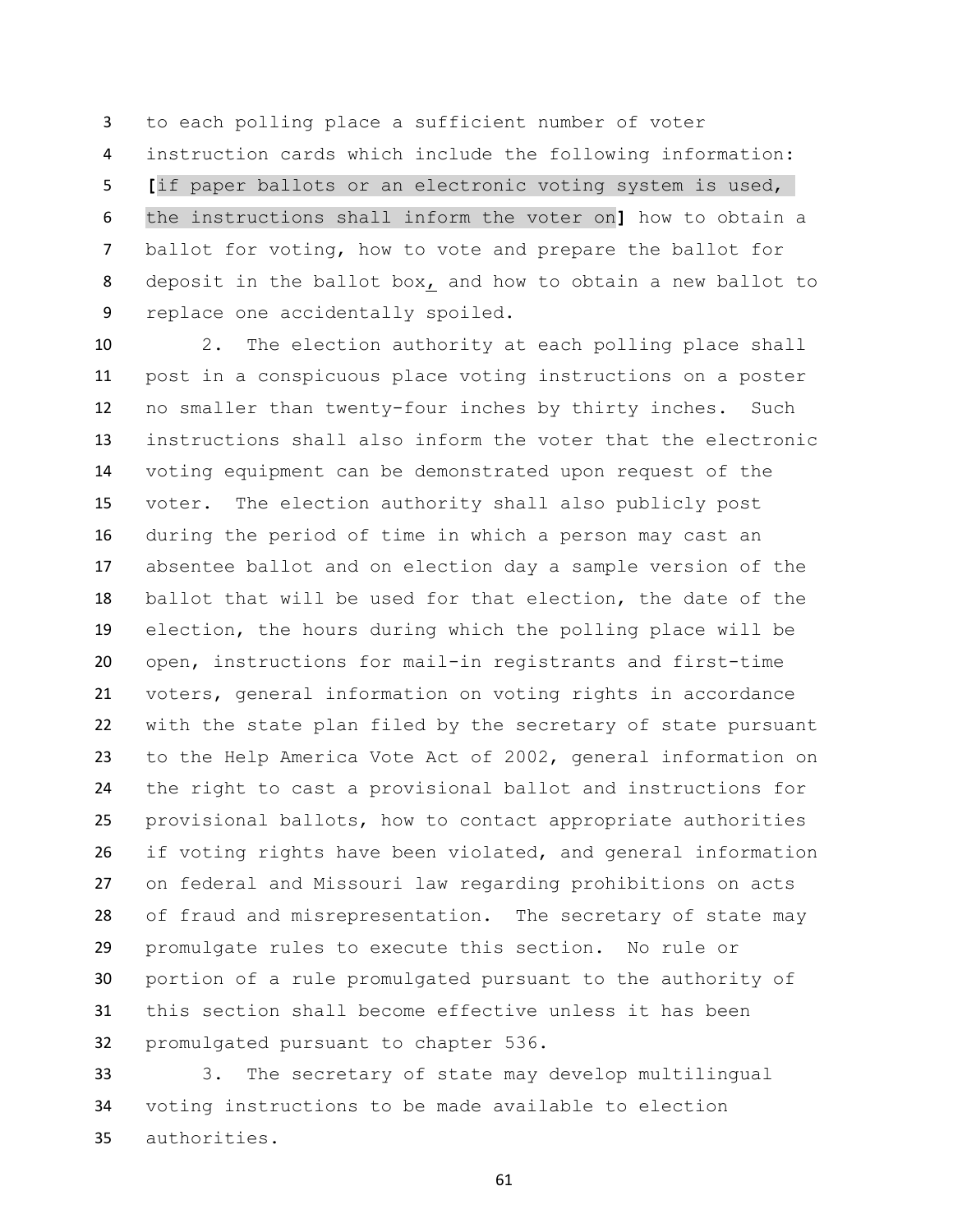to each polling place a sufficient number of voter instruction cards which include the following information: [if paper ballots or an electronic voting system is used, the instructions shall inform the voter on] how to obtain a ballot for voting, how to vote and prepare the ballot for deposit in the ballot box, and how to obtain a new ballot to replace one accidentally spoiled.

2. The election authority at each polling place shall post in a conspicuous place voting instructions on a poster no smaller than twenty-four inches by thirty inches. Such instructions shall also inform the voter that the electronic voting equipment can be demonstrated upon request of the voter. The election authority shall also publicly post during the period of time in which a person may cast an absentee ballot and on election day a sample version of the ballot that will be used for that election, the date of the election, the hours during which the polling place will be open, instructions for mail-in registrants and first-time voters, general information on voting rights in accordance with the state plan filed by the secretary of state pursuant to the Help America Vote Act of 2002, general information on the right to cast a provisional ballot and instructions for provisional ballots, how to contact appropriate authorities if voting rights have been violated, and general information on federal and Missouri law regarding prohibitions on acts of fraud and misrepresentation. The secretary of state may promulgate rules to execute this section. No rule or portion of a rule promulgated pursuant to the authority of this section shall become effective unless it has been promulgated pursuant to chapter 536.

3. The secretary of state may develop multilingual voting instructions to be made available to election authorities.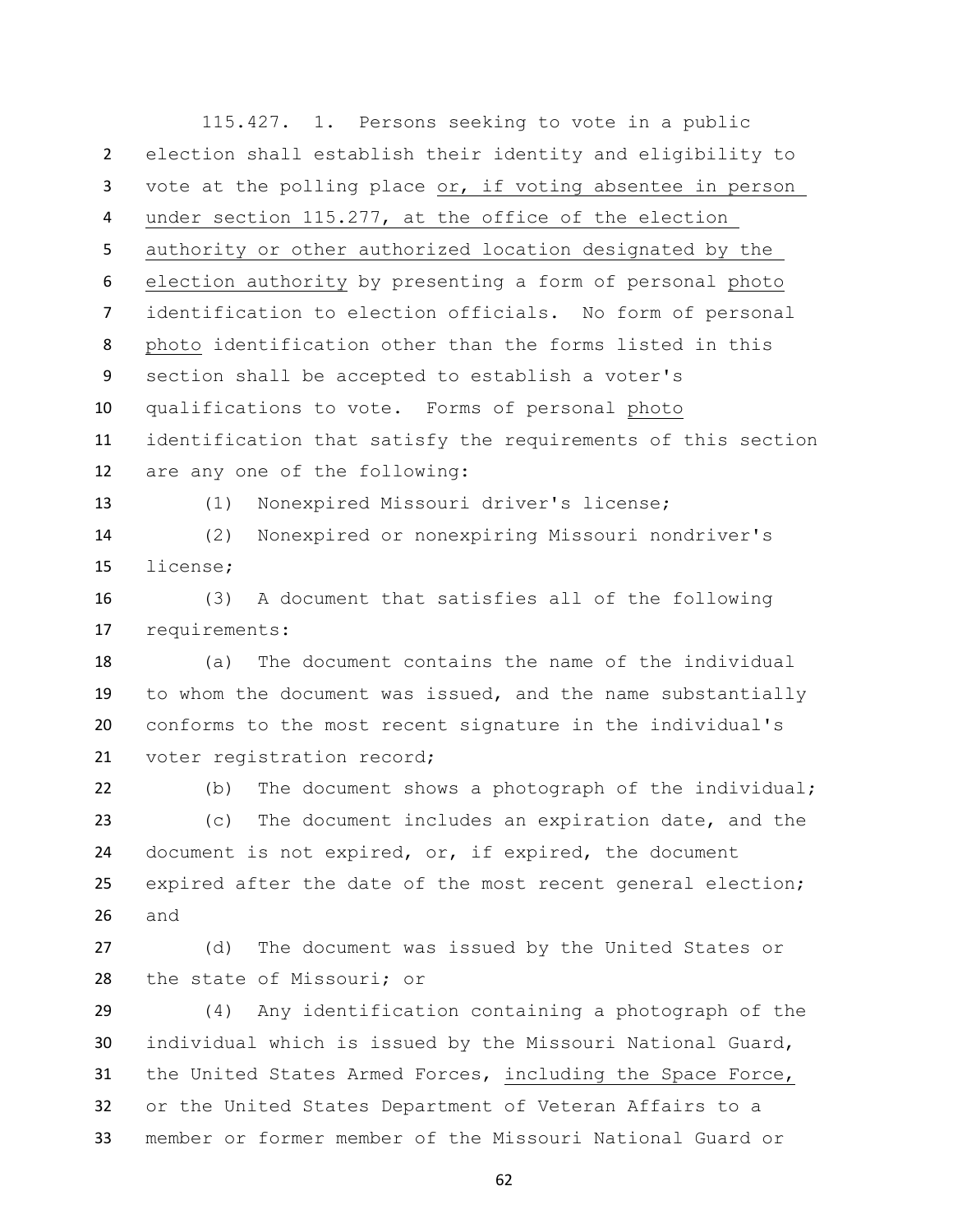115.427. 1. Persons seeking to vote in a public election shall establish their identity and eligibility to vote at the polling place <u>or, if voting absentee in person under section 115.277, at the office of the election authority or other authorized location designated by the election authority</u> by presenting a form of personal <u>photo</u> identification to election officials. No form of personal <u>photo</u> identification other than the forms listed in this section shall be accepted to establish a voter's qualifications to vote. Forms of personal <u>photo</u> identification that satisfy the requirements of this section are any one of the following:

(1) Nonexpired Missouri driver's license;

(2) Nonexpired or nonexpiring Missouri nondriver's license;

(3) A document that satisfies all of the following requirements:

(a) The document contains the name of the individual to whom the document was issued, and the name substantially conforms to the most recent signature in the individual's voter registration record;

(b) The document shows a photograph of the individual;

(c) The document includes an expiration date, and the document is not expired, or, if expired, the document expired after the date of the most recent general election; and

(d) The document was issued by the United States or the state of Missouri; or

(4) Any identification containing a photograph of the individual which is issued by the Missouri National Guard, the United States Armed Forces, <u>including the Space Force,</u> or the United States Department of Veteran Affairs to a member or former member of the Missouri National Guard or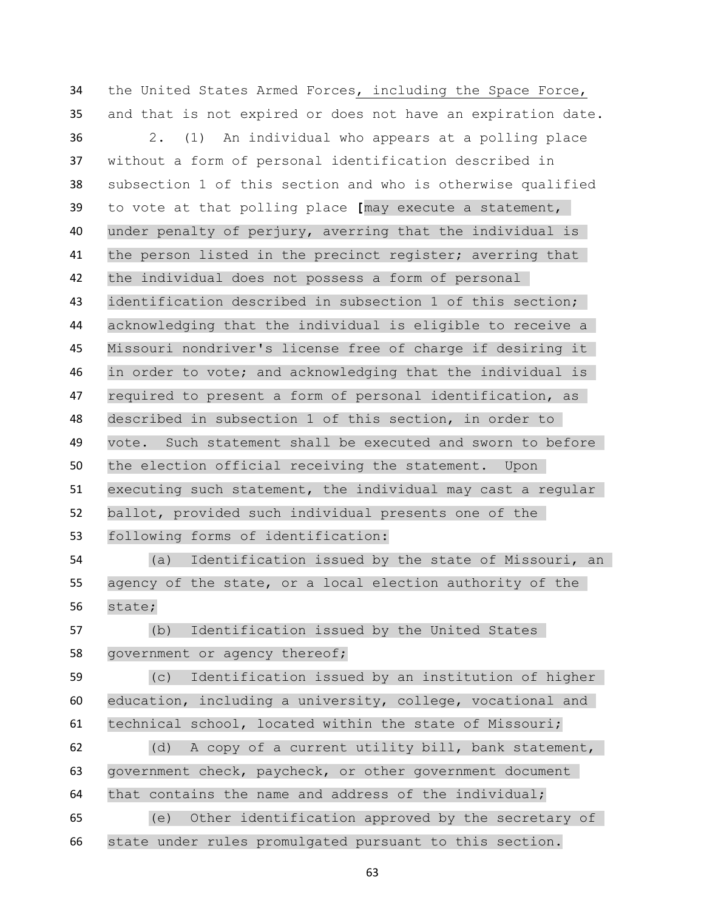the United States Armed Forces, including the Space Force, and that is not expired or does not have an expiration date.

2. (1) An individual who appears at a polling place without a form of personal identification described in subsection 1 of this section and who is otherwise qualified to vote at that polling place [may execute a statement, under penalty of perjury, averring that the individual is the person listed in the precinct register; averring that the individual does not possess a form of personal identification described in subsection 1 of this section; acknowledging that the individual is eligible to receive a Missouri nondriver's license free of charge if desiring it in order to vote; and acknowledging that the individual is required to present a form of personal identification, as described in subsection 1 of this section, in order to vote. Such statement shall be executed and sworn to before the election official receiving the statement. Upon executing such statement, the individual may cast a regular ballot, provided such individual presents one of the following forms of identification:

(a) Identification issued by the state of Missouri, an agency of the state, or a local election authority of the state;

(b) Identification issued by the United States government or agency thereof;

(c) Identification issued by an institution of higher education, including a university, college, vocational and technical school, located within the state of Missouri;

(d) A copy of a current utility bill, bank statement, government check, paycheck, or other government document that contains the name and address of the individual;

(e) Other identification approved by the secretary of state under rules promulgated pursuant to this section.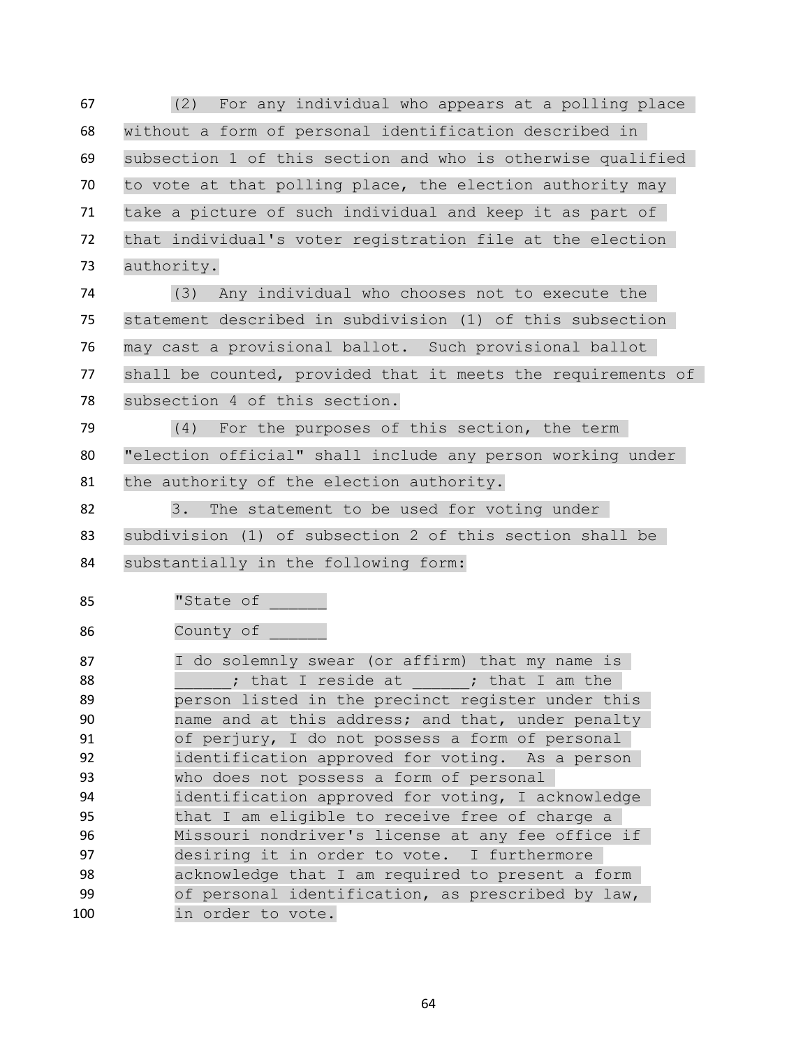(2) For any individual who appears at a polling place without a form of personal identification described in subsection 1 of this section and who is otherwise qualified to vote at that polling place, the election authority may take a picture of such individual and keep it as part of that individual's voter registration file at the election authority.

(3) Any individual who chooses not to execute the statement described in subdivision (1) of this subsection may cast a provisional ballot. Such provisional ballot shall be counted, provided that it meets the requirements of subsection 4 of this section.

(4) For the purposes of this section, the term "election official" shall include any person working under the authority of the election authority.

3. The statement to be used for voting under subdivision (1) of subsection 2 of this section shall be substantially in the following form:

"State of ______

County of ______

I do solemnly swear (or affirm) that my name is ______; that I reside at ______; that I am the person listed in the precinct register under this name and at this address; and that, under penalty of perjury, I do not possess a form of personal identification approved for voting. As a person who does not possess a form of personal identification approved for voting, I acknowledge that I am eligible to receive free of charge a Missouri nondriver's license at any fee office if desiring it in order to vote. I furthermore acknowledge that I am required to present a form of personal identification, as prescribed by law, in order to vote.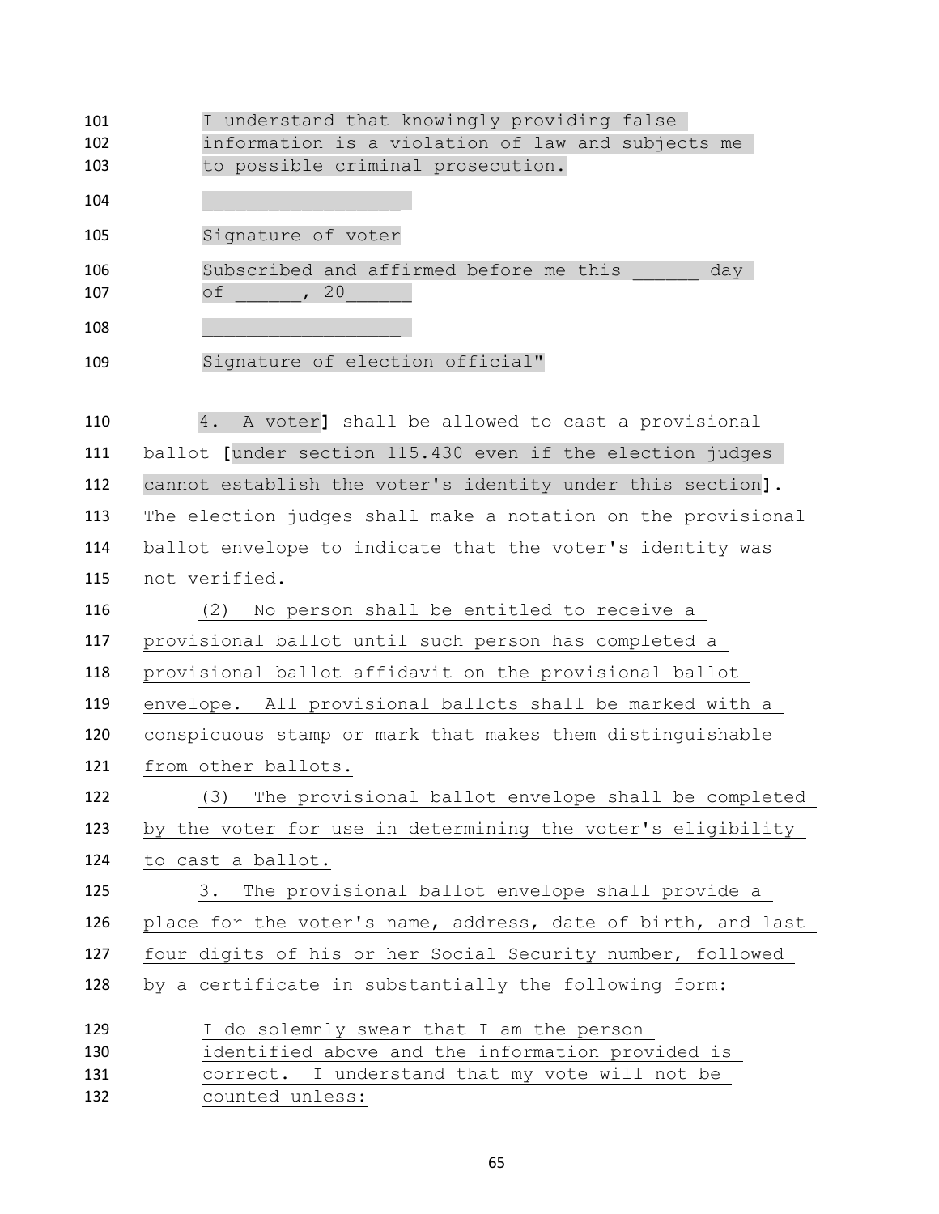I understand that knowingly providing false information is a violation of law and subjects me to possible criminal prosecution.

__________________

Signature of voter

Subscribed and affirmed before me this ______ day of ______, 20______

__________________

Signature of election official"

4. A voter] shall be allowed to cast a provisional ballot [under section 115.430 even if the election judges cannot establish the voter's identity under this section]. The election judges shall make a notation on the provisional ballot envelope to indicate that the voter's identity was not verified.

(2) No person shall be entitled to receive a provisional ballot until such person has completed a provisional ballot affidavit on the provisional ballot envelope. All provisional ballots shall be marked with a conspicuous stamp or mark that makes them distinguishable from other ballots.

(3) The provisional ballot envelope shall be completed by the voter for use in determining the voter's eligibility to cast a ballot.

3. The provisional ballot envelope shall provide a place for the voter's name, address, date of birth, and last four digits of his or her Social Security number, followed by a certificate in substantially the following form:

I do solemnly swear that I am the person identified above and the information provided is correct. I understand that my vote will not be counted unless: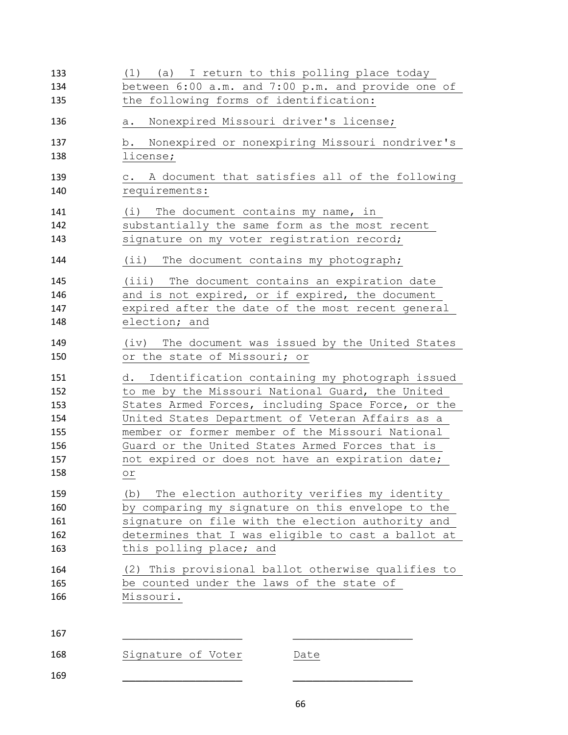(1) (a) I return to this polling place today between 6:00 a.m. and 7:00 p.m. and provide one of the following forms of identification:

a. Nonexpired Missouri driver's license;

b. Nonexpired or nonexpiring Missouri nondriver's license;

c. A document that satisfies all of the following requirements:

(i) The document contains my name, in substantially the same form as the most recent signature on my voter registration record;

(ii) The document contains my photograph;

(iii) The document contains an expiration date and is not expired, or if expired, the document expired after the date of the most recent general election; and

(iv) The document was issued by the United States or the state of Missouri; or

d. Identification containing my photograph issued to me by the Missouri National Guard, the United States Armed Forces, including Space Force, or the United States Department of Veteran Affairs as a member or former member of the Missouri National Guard or the United States Armed Forces that is not expired or does not have an expiration date; or

(b) The election authority verifies my identity by comparing my signature on this envelope to the signature on file with the election authority and determines that I was eligible to cast a ballot at this polling place; and

(2) This provisional ballot otherwise qualifies to be counted under the laws of the state of Missouri.

\_\_\_\_\_\_\_\_\_\_\_\_\_\_\_\_\_\_\_\_ \_\_\_\_\_\_\_\_\_\_\_\_\_\_\_\_\_\_\_\_

Signature of Voter Date

\_\_\_\_\_\_\_\_\_\_\_\_\_\_\_\_\_\_\_\_ \_\_\_\_\_\_\_\_\_\_\_\_\_\_\_\_\_\_\_\_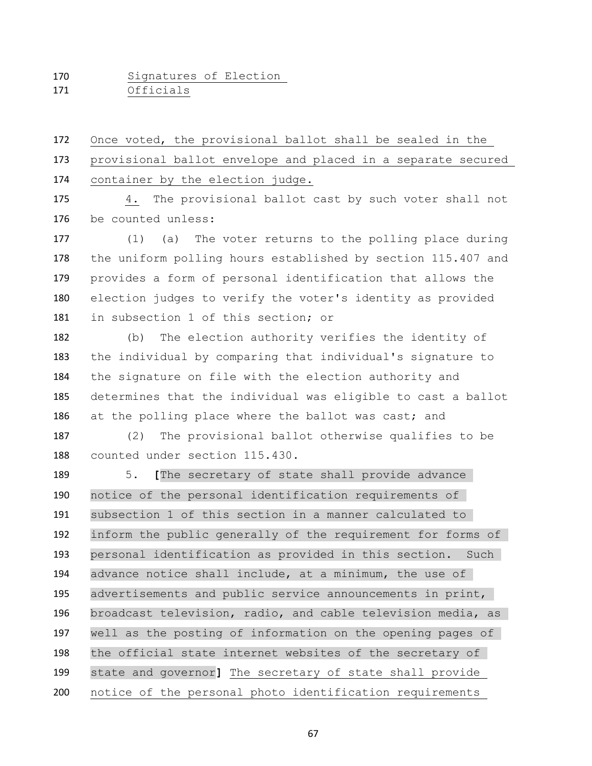Signatures of Election Officials

Once voted, the provisional ballot shall be sealed in the provisional ballot envelope and placed in a separate secured container by the election judge.

4. The provisional ballot cast by such voter shall not be counted unless:

(1) (a) The voter returns to the polling place during the uniform polling hours established by section 115.407 and provides a form of personal identification that allows the election judges to verify the voter's identity as provided in subsection 1 of this section; or

(b) The election authority verifies the identity of the individual by comparing that individual's signature to the signature on file with the election authority and determines that the individual was eligible to cast a ballot at the polling place where the ballot was cast; and

(2) The provisional ballot otherwise qualifies to be counted under section 115.430.

5. **[**The secretary of state shall provide advance notice of the personal identification requirements of subsection 1 of this section in a manner calculated to inform the public generally of the requirement for forms of personal identification as provided in this section. Such advance notice shall include, at a minimum, the use of advertisements and public service announcements in print, broadcast television, radio, and cable television media, as well as the posting of information on the opening pages of the official state internet websites of the secretary of state and governor**]** The secretary of state shall provide notice of the personal photo identification requirements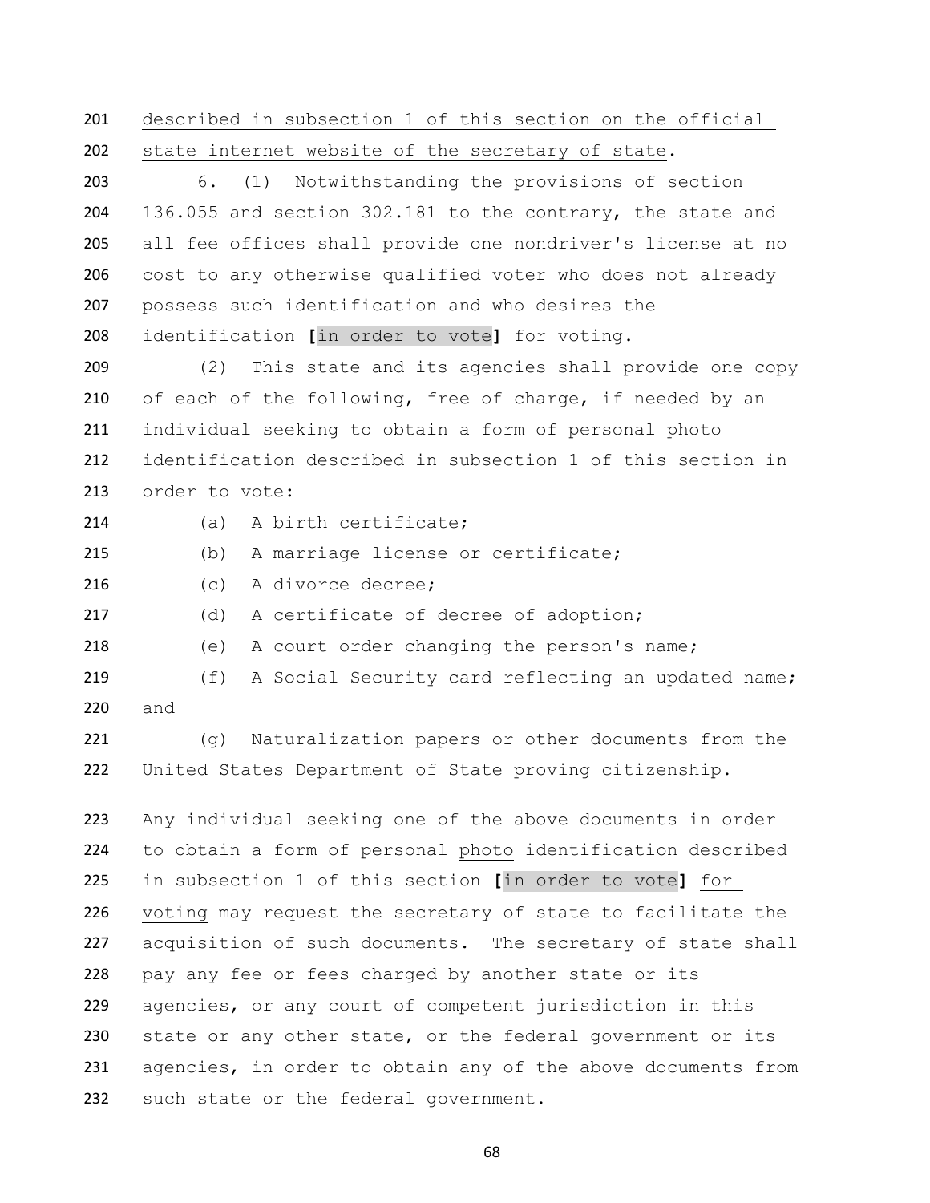described in subsection 1 of this section on the official state internet website of the secretary of state.

6. (1) Notwithstanding the provisions of section 136.055 and section 302.181 to the contrary, the state and all fee offices shall provide one nondriver's license at no cost to any otherwise qualified voter who does not already possess such identification and who desires the identification **[**in order to vote**]** for voting.

(2) This state and its agencies shall provide one copy of each of the following, free of charge, if needed by an individual seeking to obtain a form of personal photo identification described in subsection 1 of this section in order to vote:

(a) A birth certificate;

(b) A marriage license or certificate;

(c) A divorce decree;

(d) A certificate of decree of adoption;

(e) A court order changing the person's name;

(f) A Social Security card reflecting an updated name; and

(g) Naturalization papers or other documents from the United States Department of State proving citizenship.

Any individual seeking one of the above documents in order to obtain a form of personal photo identification described in subsection 1 of this section **[**in order to vote**]** for voting may request the secretary of state to facilitate the acquisition of such documents. The secretary of state shall pay any fee or fees charged by another state or its agencies, or any court of competent jurisdiction in this state or any other state, or the federal government or its agencies, in order to obtain any of the above documents from such state or the federal government.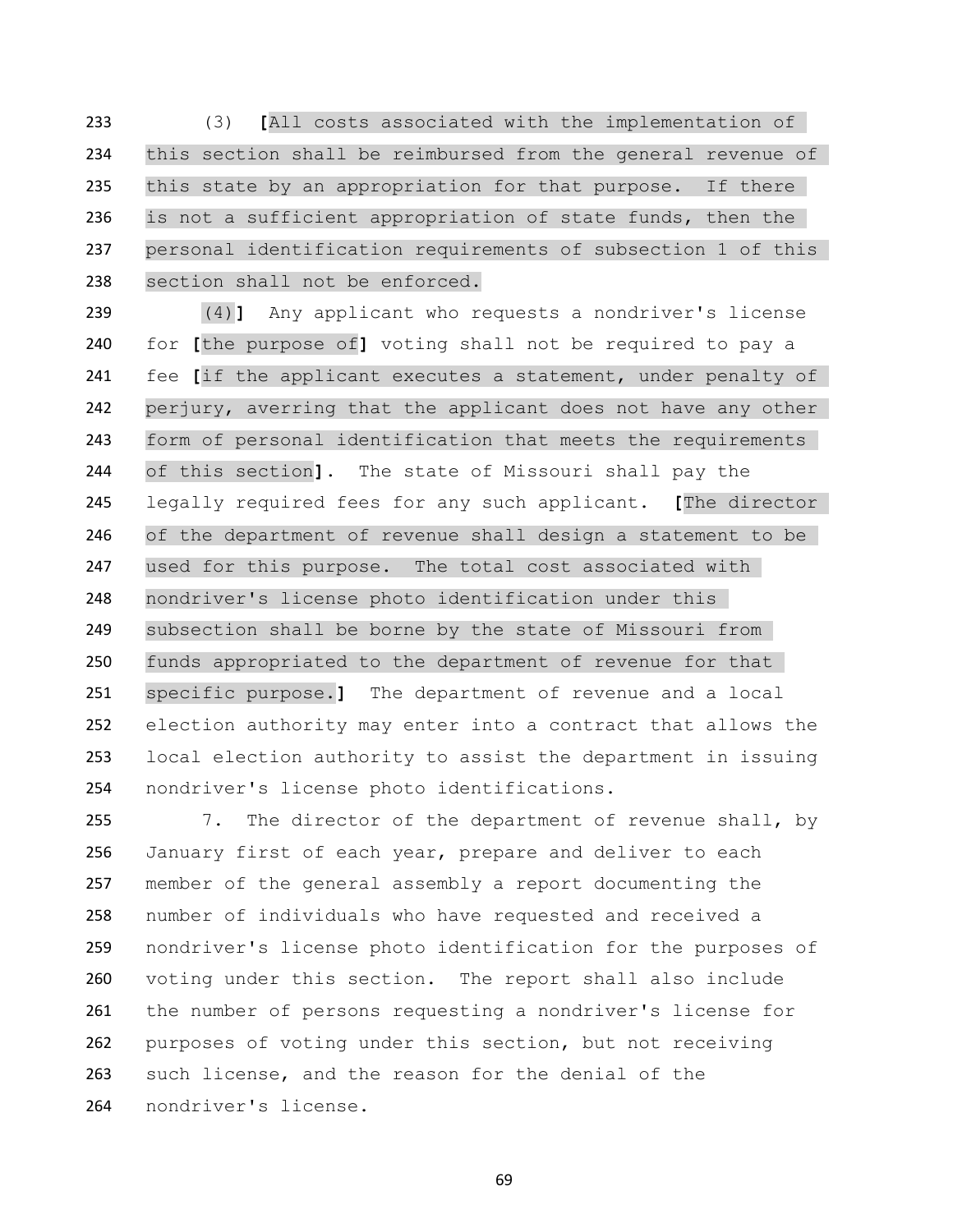(3) **[**All costs associated with the implementation of this section shall be reimbursed from the general revenue of this state by an appropriation for that purpose. If there is not a sufficient appropriation of state funds, then the personal identification requirements of subsection 1 of this section shall not be enforced.

(4)**]** Any applicant who requests a nondriver's license for **[**the purpose of**]** voting shall not be required to pay a fee **[**if the applicant executes a statement, under penalty of perjury, averring that the applicant does not have any other form of personal identification that meets the requirements of this section**]**. The state of Missouri shall pay the legally required fees for any such applicant. **[**The director of the department of revenue shall design a statement to be used for this purpose. The total cost associated with nondriver's license photo identification under this subsection shall be borne by the state of Missouri from funds appropriated to the department of revenue for that specific purpose.**]** The department of revenue and a local election authority may enter into a contract that allows the local election authority to assist the department in issuing nondriver's license photo identifications.

7. The director of the department of revenue shall, by January first of each year, prepare and deliver to each member of the general assembly a report documenting the number of individuals who have requested and received a nondriver's license photo identification for the purposes of voting under this section. The report shall also include the number of persons requesting a nondriver's license for purposes of voting under this section, but not receiving such license, and the reason for the denial of the nondriver's license.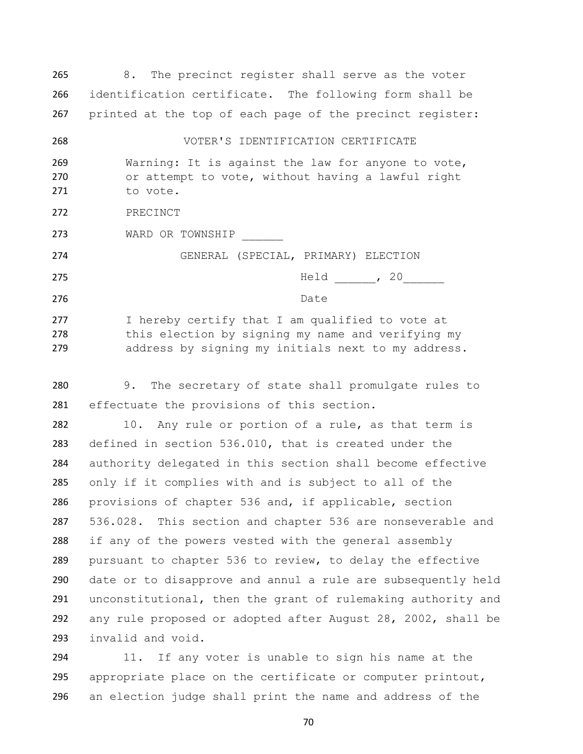8. The precinct register shall serve as the voter identification certificate. The following form shall be printed at the top of each page of the precinct register:

VOTER'S IDENTIFICATION CERTIFICATE

Warning: It is against the law for anyone to vote, or attempt to vote, without having a lawful right to vote.

PRECINCT

WARD OR TOWNSHIP ______

GENERAL (SPECIAL, PRIMARY) ELECTION

Held ______, 20______

Date

I hereby certify that I am qualified to vote at this election by signing my name and verifying my address by signing my initials next to my address.

9. The secretary of state shall promulgate rules to effectuate the provisions of this section.

10. Any rule or portion of a rule, as that term is defined in section 536.010, that is created under the authority delegated in this section shall become effective only if it complies with and is subject to all of the provisions of chapter 536 and, if applicable, section 536.028. This section and chapter 536 are nonseverable and if any of the powers vested with the general assembly pursuant to chapter 536 to review, to delay the effective date or to disapprove and annul a rule are subsequently held unconstitutional, then the grant of rulemaking authority and any rule proposed or adopted after August 28, 2002, shall be invalid and void.

11. If any voter is unable to sign his name at the appropriate place on the certificate or computer printout, an election judge shall print the name and address of the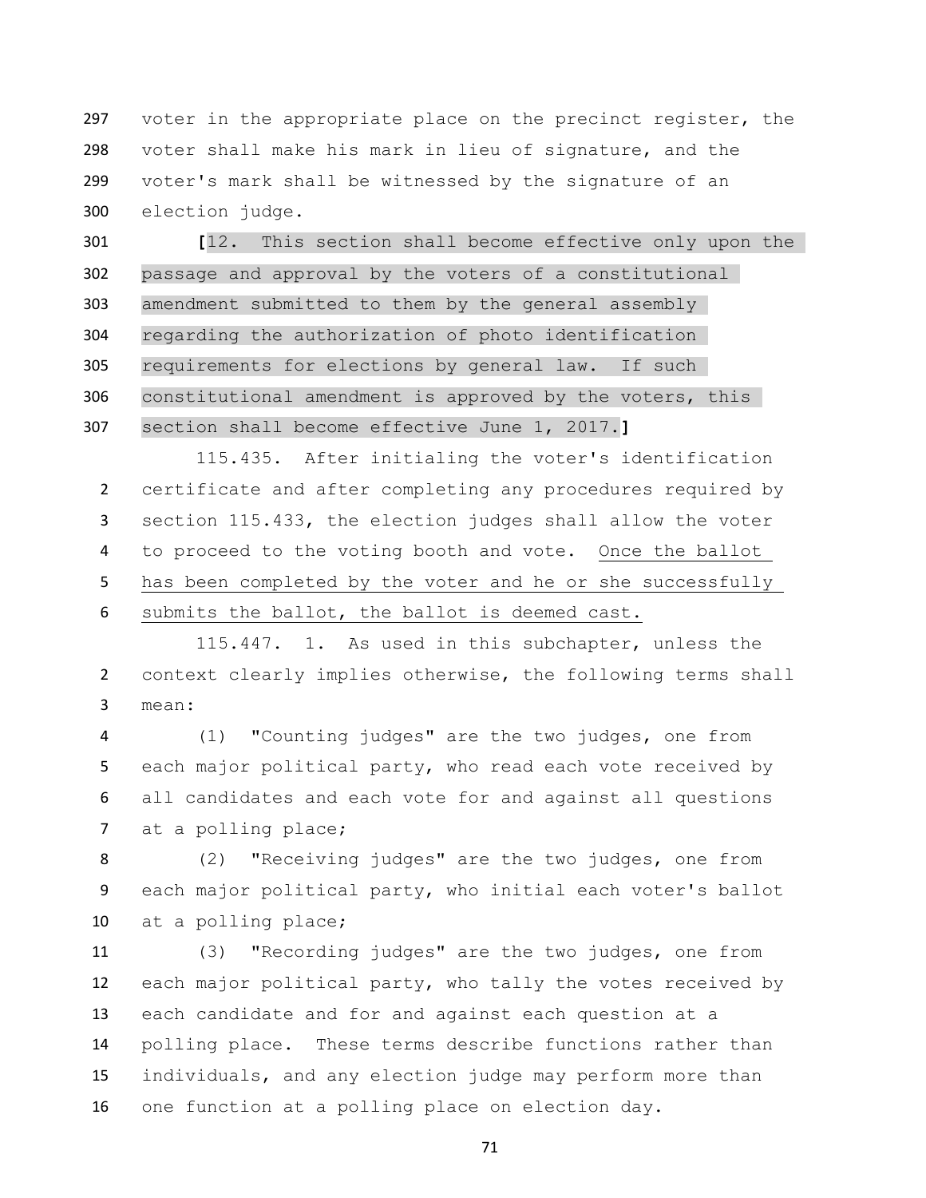voter in the appropriate place on the precinct register, the voter shall make his mark in lieu of signature, and the voter's mark shall be witnessed by the signature of an election judge.

**[**12. This section shall become effective only upon the passage and approval by the voters of a constitutional amendment submitted to them by the general assembly regarding the authorization of photo identification requirements for elections by general law. If such constitutional amendment is approved by the voters, this section shall become effective June 1, 2017.**]**

115.435. After initialing the voter's identification certificate and after completing any procedures required by section 115.433, the election judges shall allow the voter to proceed to the voting booth and vote. <u>Once the ballot has been completed by the voter and he or she successfully submits the ballot, the ballot is deemed cast.</u>

115.447. 1. As used in this subchapter, unless the context clearly implies otherwise, the following terms shall mean:

(1) "Counting judges" are the two judges, one from each major political party, who read each vote received by all candidates and each vote for and against all questions at a polling place;

(2) "Receiving judges" are the two judges, one from each major political party, who initial each voter's ballot at a polling place;

(3) "Recording judges" are the two judges, one from each major political party, who tally the votes received by each candidate and for and against each question at a polling place. These terms describe functions rather than individuals, and any election judge may perform more than one function at a polling place on election day.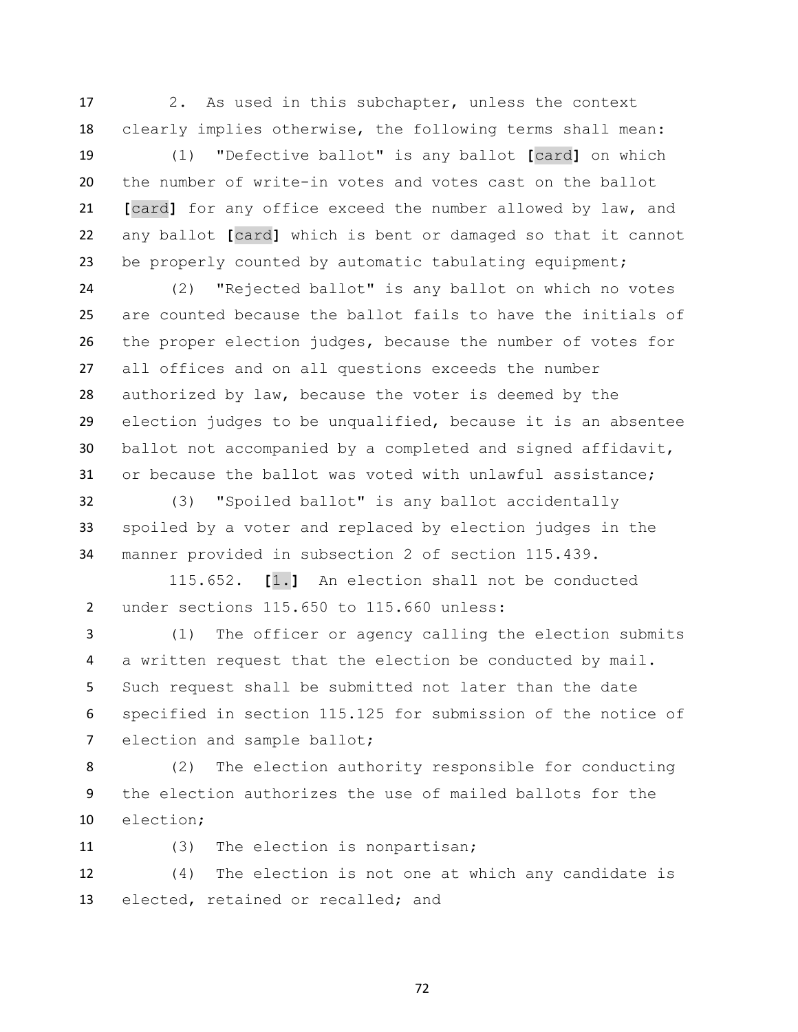2. As used in this subchapter, unless the context clearly implies otherwise, the following terms shall mean:

(1) "Defective ballot" is any ballot **[**card**]** on which the number of write-in votes and votes cast on the ballot **[**card**]** for any office exceed the number allowed by law, and any ballot **[**card**]** which is bent or damaged so that it cannot be properly counted by automatic tabulating equipment;

(2) "Rejected ballot" is any ballot on which no votes are counted because the ballot fails to have the initials of the proper election judges, because the number of votes for all offices and on all questions exceeds the number authorized by law, because the voter is deemed by the election judges to be unqualified, because it is an absentee ballot not accompanied by a completed and signed affidavit, or because the ballot was voted with unlawful assistance;

(3) "Spoiled ballot" is any ballot accidentally spoiled by a voter and replaced by election judges in the manner provided in subsection 2 of section 115.439.

115.652. **[**1.**]** An election shall not be conducted under sections 115.650 to 115.660 unless:

(1) The officer or agency calling the election submits a written request that the election be conducted by mail. Such request shall be submitted not later than the date specified in section 115.125 for submission of the notice of election and sample ballot;

(2) The election authority responsible for conducting the election authorizes the use of mailed ballots for the election;

(3) The election is nonpartisan;

(4) The election is not one at which any candidate is elected, retained or recalled; and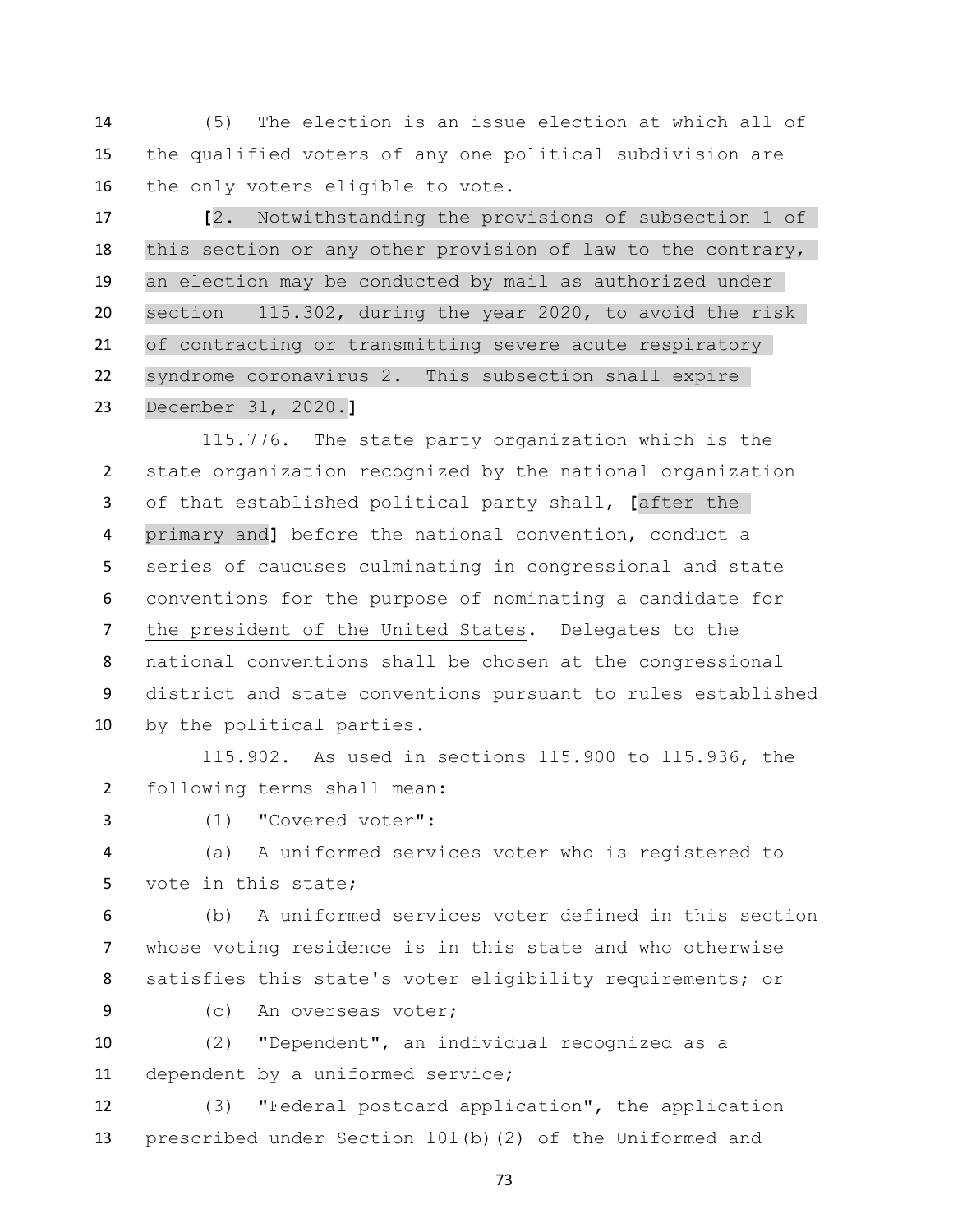(5) The election is an issue election at which all of the qualified voters of any one political subdivision are the only voters eligible to vote.

**[**2. Notwithstanding the provisions of subsection 1 of this section or any other provision of law to the contrary, an election may be conducted by mail as authorized under section 115.302, during the year 2020, to avoid the risk of contracting or transmitting severe acute respiratory syndrome coronavirus 2. This subsection shall expire December 31, 2020.**]**

115.776. The state party organization which is the state organization recognized by the national organization of that established political party shall, **[**after the primary and**]** before the national convention, conduct a series of caucuses culminating in congressional and state conventions <u>for the purpose of nominating a candidate for the president of the United States</u>. Delegates to the national conventions shall be chosen at the congressional district and state conventions pursuant to rules established by the political parties.

115.902. As used in sections 115.900 to 115.936, the following terms shall mean:

(1) "Covered voter":

(a) A uniformed services voter who is registered to vote in this state;

(b) A uniformed services voter defined in this section whose voting residence is in this state and who otherwise satisfies this state's voter eligibility requirements; or

(c) An overseas voter;

(2) "Dependent", an individual recognized as a dependent by a uniformed service;

(3) "Federal postcard application", the application prescribed under Section 101(b)(2) of the Uniformed and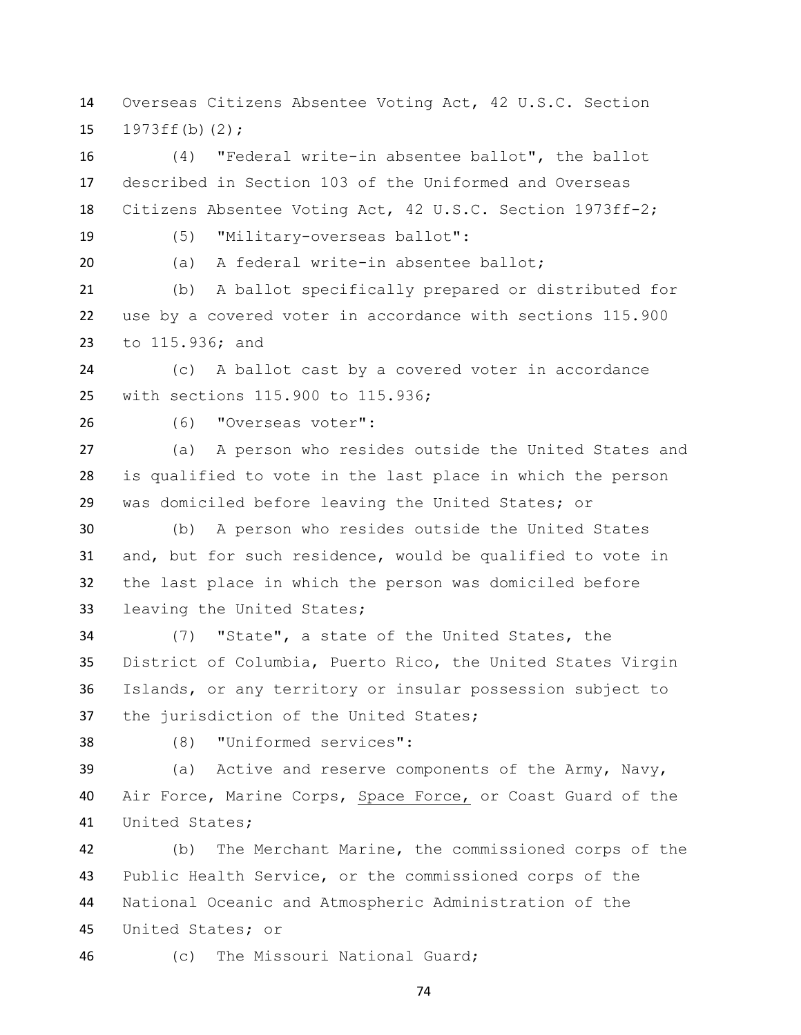Overseas Citizens Absentee Voting Act, 42 U.S.C. Section 1973ff(b)(2);

(4) "Federal write-in absentee ballot", the ballot described in Section 103 of the Uniformed and Overseas Citizens Absentee Voting Act, 42 U.S.C. Section 1973ff-2;

(5) "Military-overseas ballot":

(a) A federal write-in absentee ballot;

(b) A ballot specifically prepared or distributed for use by a covered voter in accordance with sections 115.900 to 115.936; and

(c) A ballot cast by a covered voter in accordance with sections 115.900 to 115.936;

(6) "Overseas voter":

(a) A person who resides outside the United States and is qualified to vote in the last place in which the person was domiciled before leaving the United States; or

(b) A person who resides outside the United States and, but for such residence, would be qualified to vote in the last place in which the person was domiciled before leaving the United States;

(7) "State", a state of the United States, the District of Columbia, Puerto Rico, the United States Virgin Islands, or any territory or insular possession subject to the jurisdiction of the United States;

(8) "Uniformed services":

(a) Active and reserve components of the Army, Navy, Air Force, Marine Corps, <u>Space Force,</u> or Coast Guard of the United States;

(b) The Merchant Marine, the commissioned corps of the Public Health Service, or the commissioned corps of the National Oceanic and Atmospheric Administration of the United States; or

(c) The Missouri National Guard;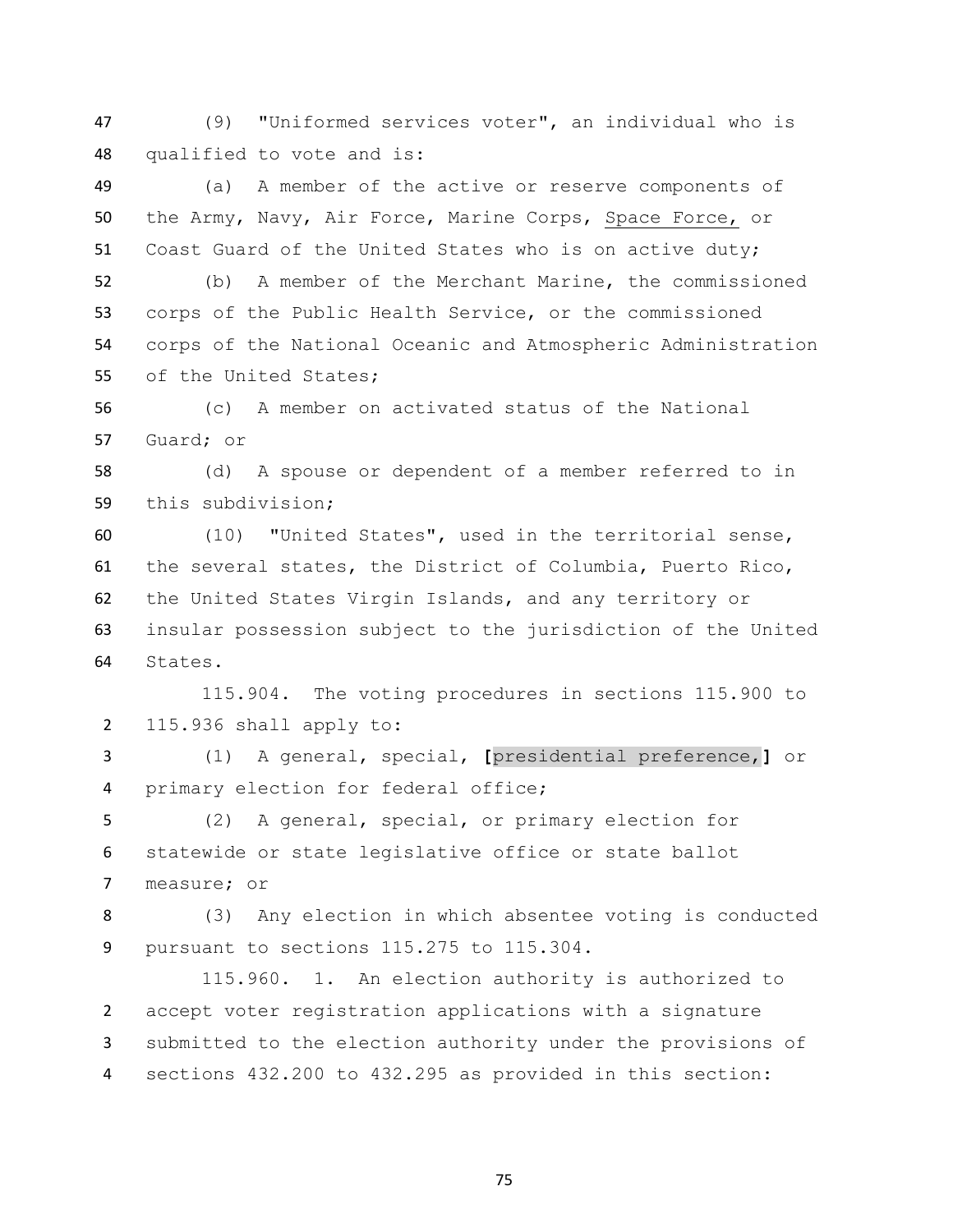(9) "Uniformed services voter", an individual who is qualified to vote and is:

(a) A member of the active or reserve components of the Army, Navy, Air Force, Marine Corps, <u>Space Force,</u> or Coast Guard of the United States who is on active duty;

(b) A member of the Merchant Marine, the commissioned corps of the Public Health Service, or the commissioned corps of the National Oceanic and Atmospheric Administration of the United States;

(c) A member on activated status of the National Guard; or

(d) A spouse or dependent of a member referred to in this subdivision;

(10) "United States", used in the territorial sense, the several states, the District of Columbia, Puerto Rico, the United States Virgin Islands, and any territory or insular possession subject to the jurisdiction of the United States.

115.904. The voting procedures in sections 115.900 to 115.936 shall apply to:

(1) A general, special, **[**presidential preference,**]** or primary election for federal office;

(2) A general, special, or primary election for statewide or state legislative office or state ballot measure; or

(3) Any election in which absentee voting is conducted pursuant to sections 115.275 to 115.304.

115.960. 1. An election authority is authorized to accept voter registration applications with a signature submitted to the election authority under the provisions of sections 432.200 to 432.295 as provided in this section: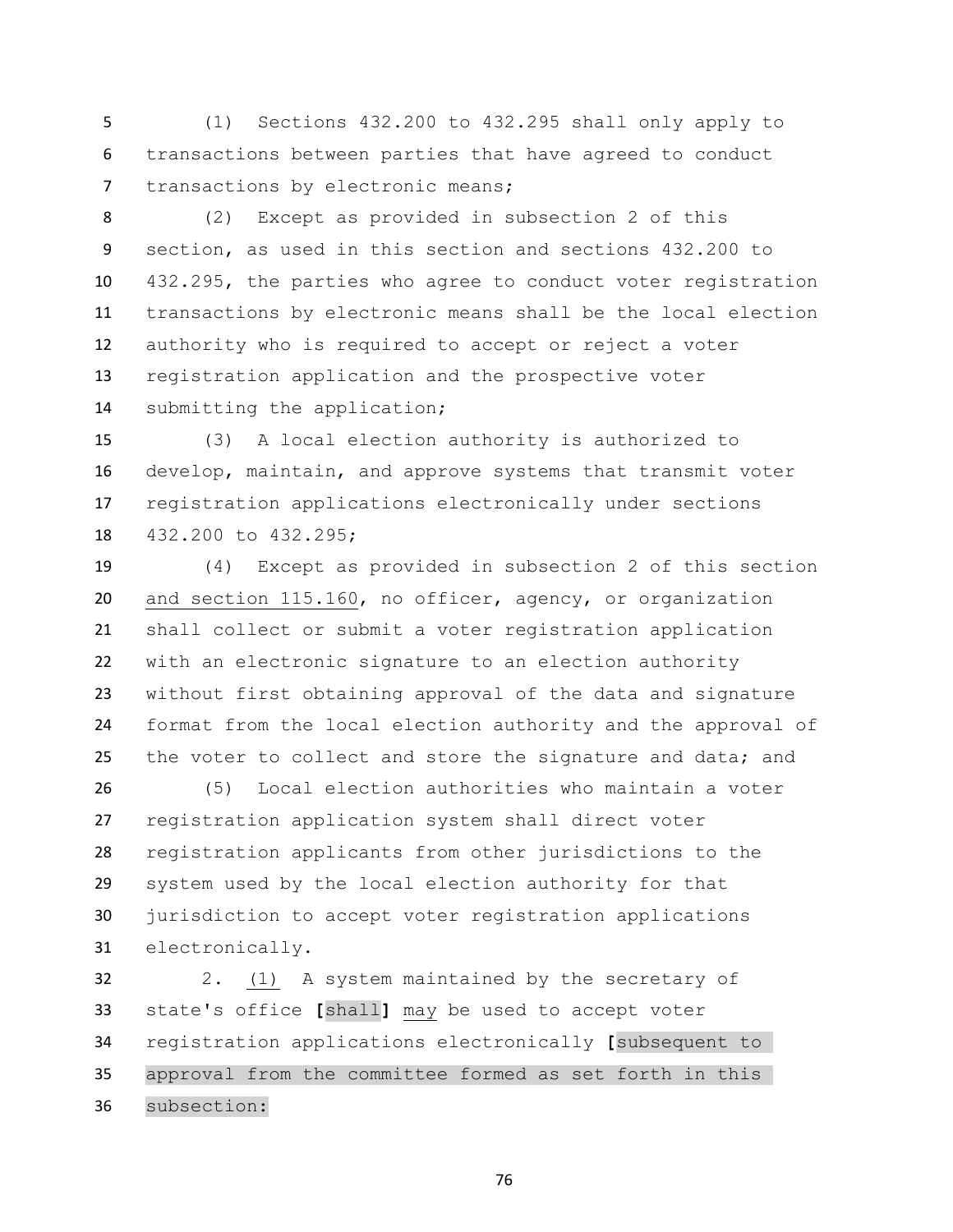(1) Sections 432.200 to 432.295 shall only apply to transactions between parties that have agreed to conduct transactions by electronic means;

(2) Except as provided in subsection 2 of this section, as used in this section and sections 432.200 to 432.295, the parties who agree to conduct voter registration transactions by electronic means shall be the local election authority who is required to accept or reject a voter registration application and the prospective voter submitting the application;

(3) A local election authority is authorized to develop, maintain, and approve systems that transmit voter registration applications electronically under sections 432.200 to 432.295;

(4) Except as provided in subsection 2 of this section and section 115.160, no officer, agency, or organization shall collect or submit a voter registration application with an electronic signature to an election authority without first obtaining approval of the data and signature format from the local election authority and the approval of the voter to collect and store the signature and data; and

(5) Local election authorities who maintain a voter registration application system shall direct voter registration applicants from other jurisdictions to the system used by the local election authority for that jurisdiction to accept voter registration applications electronically.

2. (1) A system maintained by the secretary of state's office **[**shall**]** may be used to accept voter registration applications electronically **[**subsequent to approval from the committee formed as set forth in this subsection: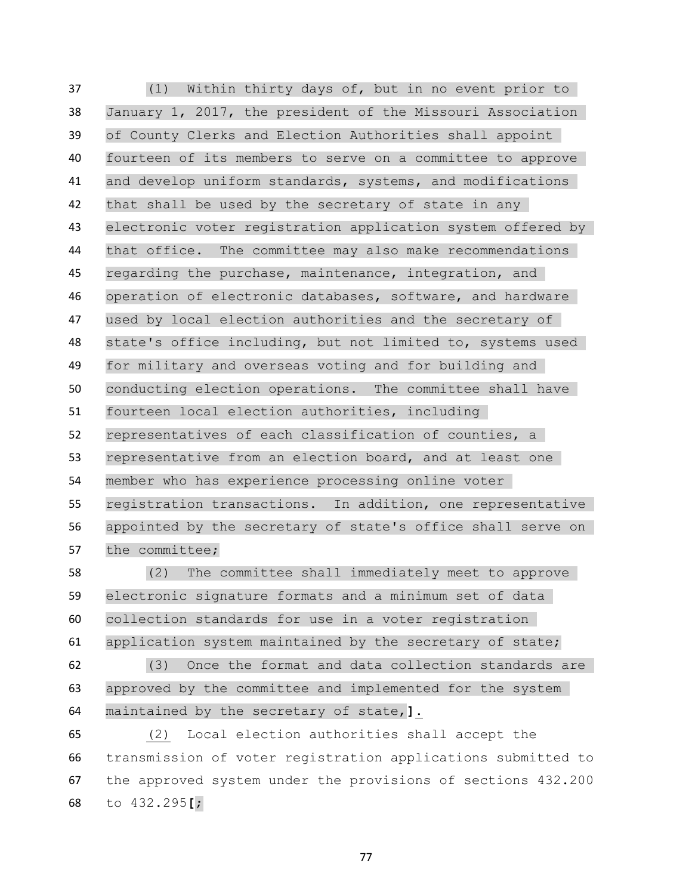(1) Within thirty days of, but in no event prior to January 1, 2017, the president of the Missouri Association of County Clerks and Election Authorities shall appoint fourteen of its members to serve on a committee to approve and develop uniform standards, systems, and modifications that shall be used by the secretary of state in any electronic voter registration application system offered by that office. The committee may also make recommendations regarding the purchase, maintenance, integration, and operation of electronic databases, software, and hardware used by local election authorities and the secretary of state's office including, but not limited to, systems used for military and overseas voting and for building and conducting election operations. The committee shall have fourteen local election authorities, including representatives of each classification of counties, a representative from an election board, and at least one member who has experience processing online voter registration transactions. In addition, one representative appointed by the secretary of state's office shall serve on the committee;

(2) The committee shall immediately meet to approve electronic signature formats and a minimum set of data collection standards for use in a voter registration application system maintained by the secretary of state;

(3) Once the format and data collection standards are approved by the committee and implemented for the system maintained by the secretary of state,**]**.

(2) Local election authorities shall accept the transmission of voter registration applications submitted to the approved system under the provisions of sections 432.200 to 432.295**[**;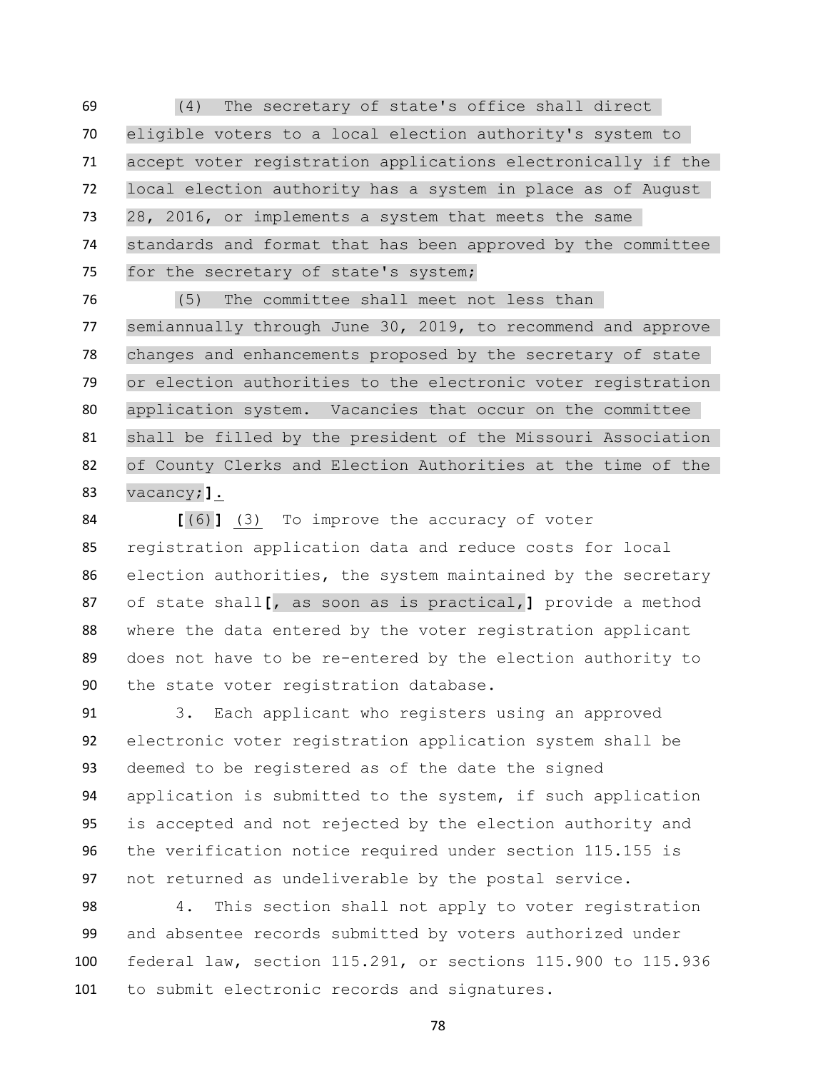(4) The secretary of state's office shall direct eligible voters to a local election authority's system to accept voter registration applications electronically if the local election authority has a system in place as of August 28, 2016, or implements a system that meets the same standards and format that has been approved by the committee for the secretary of state's system;

(5) The committee shall meet not less than semiannually through June 30, 2019, to recommend and approve changes and enhancements proposed by the secretary of state or election authorities to the electronic voter registration application system. Vacancies that occur on the committee shall be filled by the president of the Missouri Association of County Clerks and Election Authorities at the time of the vacancy;].

[(6)] (3) To improve the accuracy of voter registration application data and reduce costs for local election authorities, the system maintained by the secretary of state shall[, as soon as is practical,] provide a method where the data entered by the voter registration applicant does not have to be re-entered by the election authority to the state voter registration database.

3. Each applicant who registers using an approved electronic voter registration application system shall be deemed to be registered as of the date the signed application is submitted to the system, if such application is accepted and not rejected by the election authority and the verification notice required under section 115.155 is not returned as undeliverable by the postal service.

4. This section shall not apply to voter registration and absentee records submitted by voters authorized under federal law, section 115.291, or sections 115.900 to 115.936 to submit electronic records and signatures.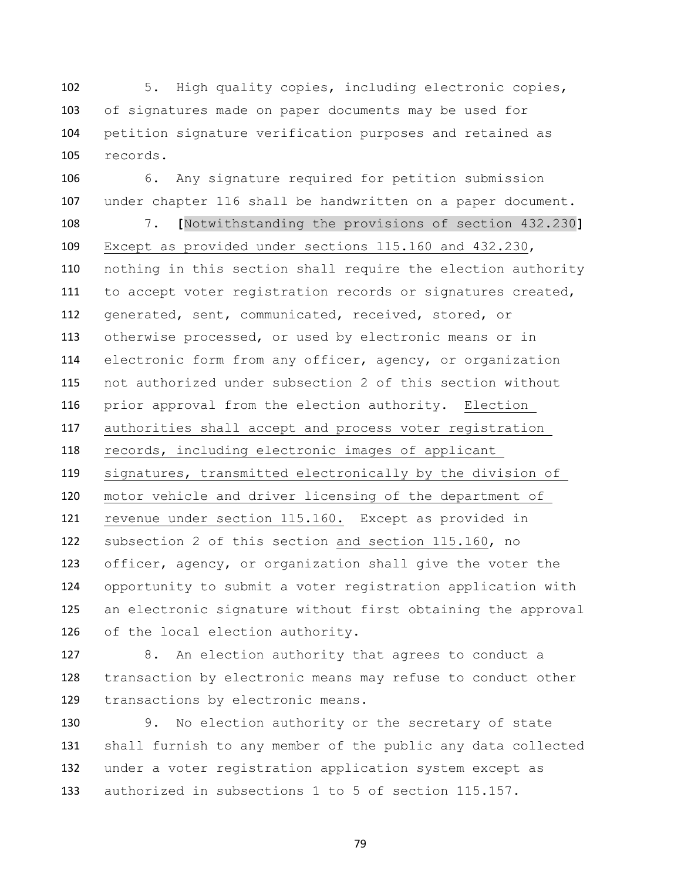5. High quality copies, including electronic copies, of signatures made on paper documents may be used for petition signature verification purposes and retained as records.

6. Any signature required for petition submission under chapter 116 shall be handwritten on a paper document.

7. **[**Notwithstanding the provisions of section 432.230**]** <u>Except as provided under sections 115.160 and 432.230</u>, nothing in this section shall require the election authority to accept voter registration records or signatures created, generated, sent, communicated, received, stored, or otherwise processed, or used by electronic means or in electronic form from any officer, agency, or organization not authorized under subsection 2 of this section without prior approval from the election authority. <u>Election authorities shall accept and process voter registration records, including electronic images of applicant signatures, transmitted electronically by the division of motor vehicle and driver licensing of the department of revenue under section 115.160.</u> Except as provided in subsection 2 of this section <u>and section 115.160</u>, no officer, agency, or organization shall give the voter the opportunity to submit a voter registration application with an electronic signature without first obtaining the approval of the local election authority.

8. An election authority that agrees to conduct a transaction by electronic means may refuse to conduct other transactions by electronic means.

9. No election authority or the secretary of state shall furnish to any member of the public any data collected under a voter registration application system except as authorized in subsections 1 to 5 of section 115.157.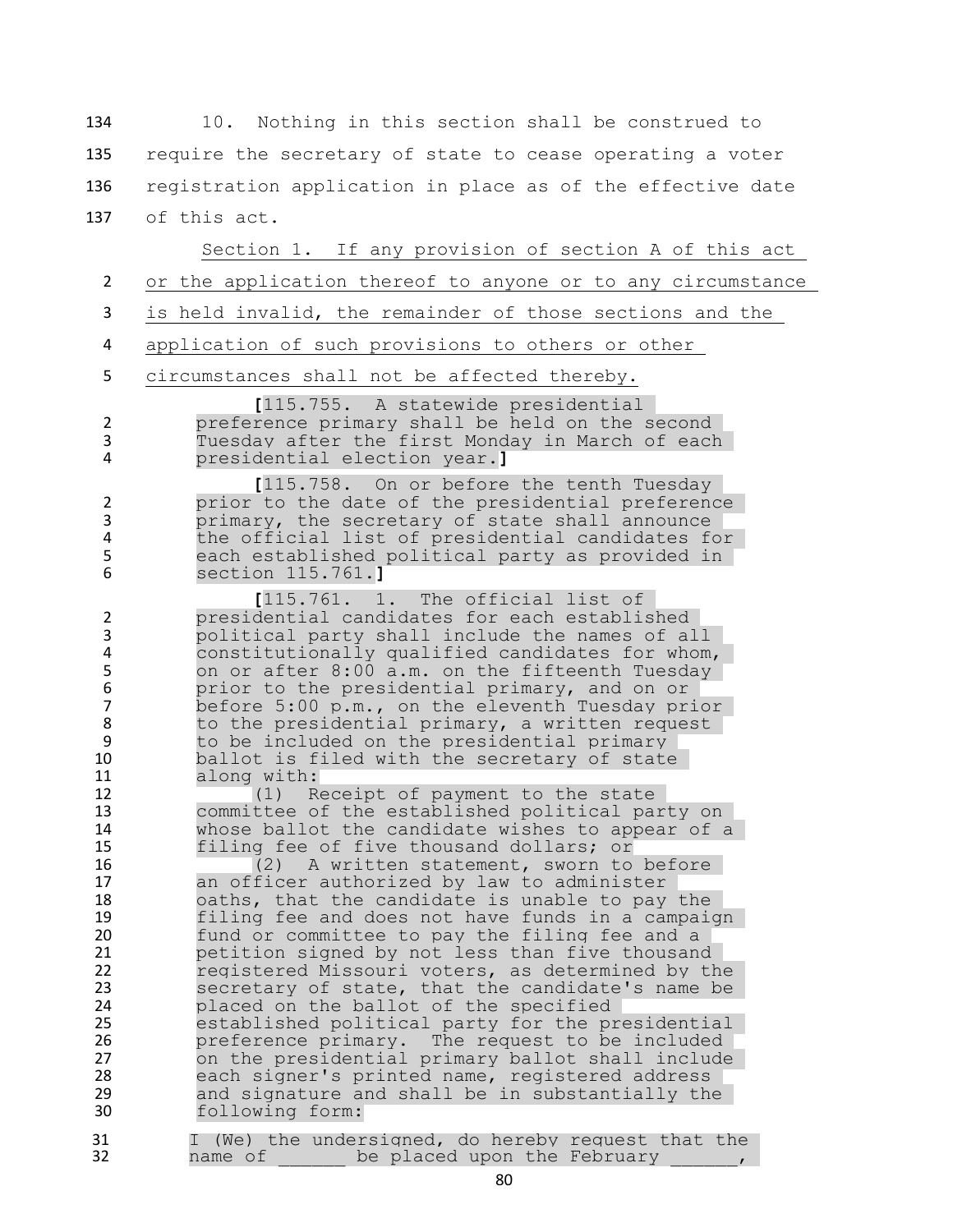10. Nothing in this section shall be construed to require the secretary of state to cease operating a voter registration application in place as of the effective date of this act.

Section 1. If any provision of section A of this act or the application thereof to anyone or to any circumstance is held invalid, the remainder of those sections and the application of such provisions to others or other circumstances shall not be affected thereby.

[115.755. A statewide presidential preference primary shall be held on the second Tuesday after the first Monday in March of each presidential election year.]

[115.758. On or before the tenth Tuesday prior to the date of the presidential preference primary, the secretary of state shall announce the official list of presidential candidates for each established political party as provided in section 115.761.]

[115.761. 1. The official list of presidential candidates for each established political party shall include the names of all constitutionally qualified candidates for whom, on or after 8:00 a.m. on the fifteenth Tuesday prior to the presidential primary, and on or before 5:00 p.m., on the eleventh Tuesday prior to the presidential primary, a written request to be included on the presidential primary ballot is filed with the secretary of state along with:

(1) Receipt of payment to the state committee of the established political party on whose ballot the candidate wishes to appear of a filing fee of five thousand dollars; or

(2) A written statement, sworn to before an officer authorized by law to administer oaths, that the candidate is unable to pay the filing fee and does not have funds in a campaign fund or committee to pay the filing fee and a petition signed by not less than five thousand registered Missouri voters, as determined by the secretary of state, that the candidate's name be placed on the ballot of the specified established political party for the presidential preference primary. The request to be included on the presidential primary ballot shall include each signer's printed name, registered address and signature and shall be in substantially the following form:

I (We) the undersigned, do hereby request that the name of ______ be placed upon the February ______,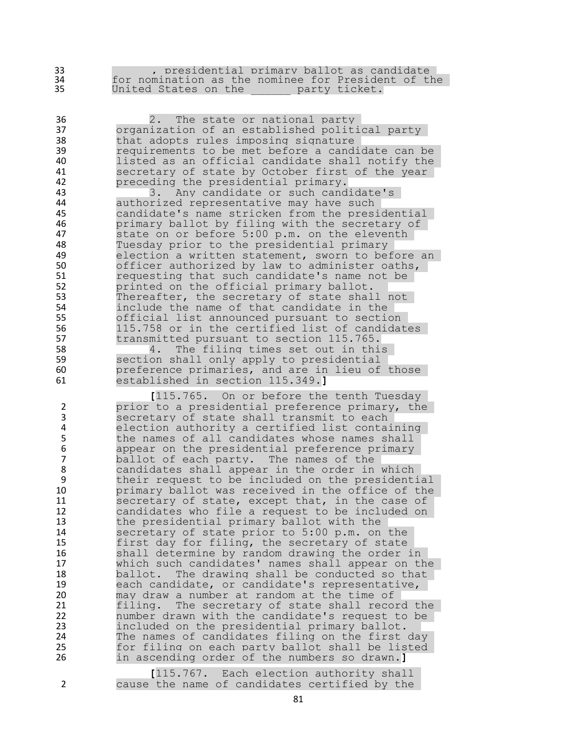, presidential primary ballot as candidate for nomination as the nominee for President of the United States on the ______ party ticket.

2. The state or national party organization of an established political party that adopts rules imposing signature requirements to be met before a candidate can be listed as an official candidate shall notify the secretary of state by October first of the year preceding the presidential primary.

3. Any candidate or such candidate's authorized representative may have such candidate's name stricken from the presidential primary ballot by filing with the secretary of state on or before 5:00 p.m. on the eleventh Tuesday prior to the presidential primary election a written statement, sworn to before an officer authorized by law to administer oaths, requesting that such candidate's name not be printed on the official primary ballot. Thereafter, the secretary of state shall not include the name of that candidate in the official list announced pursuant to section 115.758 or in the certified list of candidates transmitted pursuant to section 115.765.

4. The filing times set out in this section shall only apply to presidential preference primaries, and are in lieu of those established in section 115.349.]

[115.765. On or before the tenth Tuesday prior to a presidential preference primary, the secretary of state shall transmit to each election authority a certified list containing the names of all candidates whose names shall appear on the presidential preference primary ballot of each party. The names of the candidates shall appear in the order in which their request to be included on the presidential primary ballot was received in the office of the secretary of state, except that, in the case of candidates who file a request to be included on the presidential primary ballot with the secretary of state prior to 5:00 p.m. on the first day for filing, the secretary of state shall determine by random drawing the order in which such candidates' names shall appear on the ballot. The drawing shall be conducted so that each candidate, or candidate's representative, may draw a number at random at the time of filing. The secretary of state shall record the number drawn with the candidate's request to be included on the presidential primary ballot. The names of candidates filing on the first day for filing on each party ballot shall be listed in ascending order of the numbers so drawn.]

[115.767. Each election authority shall cause the name of candidates certified by the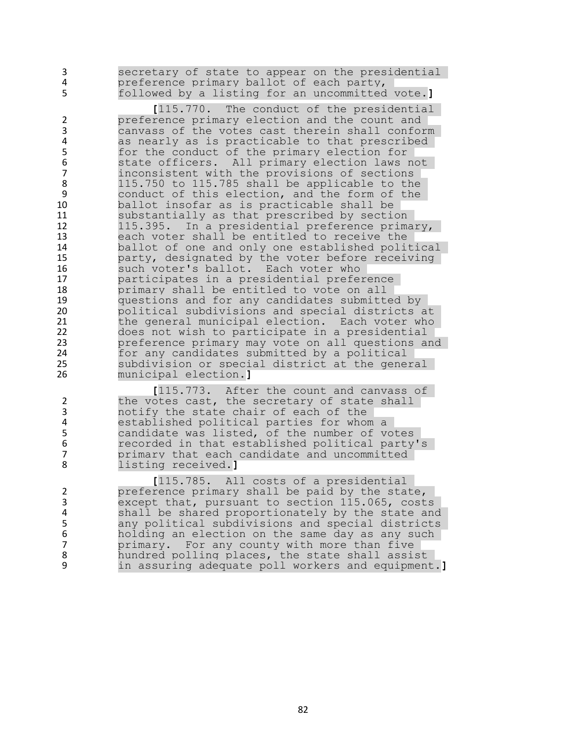secretary of state to appear on the presidential preference primary ballot of each party, followed by a listing for an uncommitted vote.]

[115.770. The conduct of the presidential preference primary election and the count and canvass of the votes cast therein shall conform as nearly as is practicable to that prescribed for the conduct of the primary election for state officers. All primary election laws not inconsistent with the provisions of sections 115.750 to 115.785 shall be applicable to the conduct of this election, and the form of the ballot insofar as is practicable shall be substantially as that prescribed by section 115.395. In a presidential preference primary, each voter shall be entitled to receive the ballot of one and only one established political party, designated by the voter before receiving such voter's ballot. Each voter who participates in a presidential preference primary shall be entitled to vote on all questions and for any candidates submitted by political subdivisions and special districts at the general municipal election. Each voter who does not wish to participate in a presidential preference primary may vote on all questions and for any candidates submitted by a political subdivision or special district at the general municipal election.]

[115.773. After the count and canvass of the votes cast, the secretary of state shall notify the state chair of each of the established political parties for whom a candidate was listed, of the number of votes recorded in that established political party's primary that each candidate and uncommitted listing received.]

[115.785. All costs of a presidential preference primary shall be paid by the state, except that, pursuant to section 115.065, costs shall be shared proportionately by the state and any political subdivisions and special districts holding an election on the same day as any such primary. For any county with more than five hundred polling places, the state shall assist in assuring adequate poll workers and equipment.]